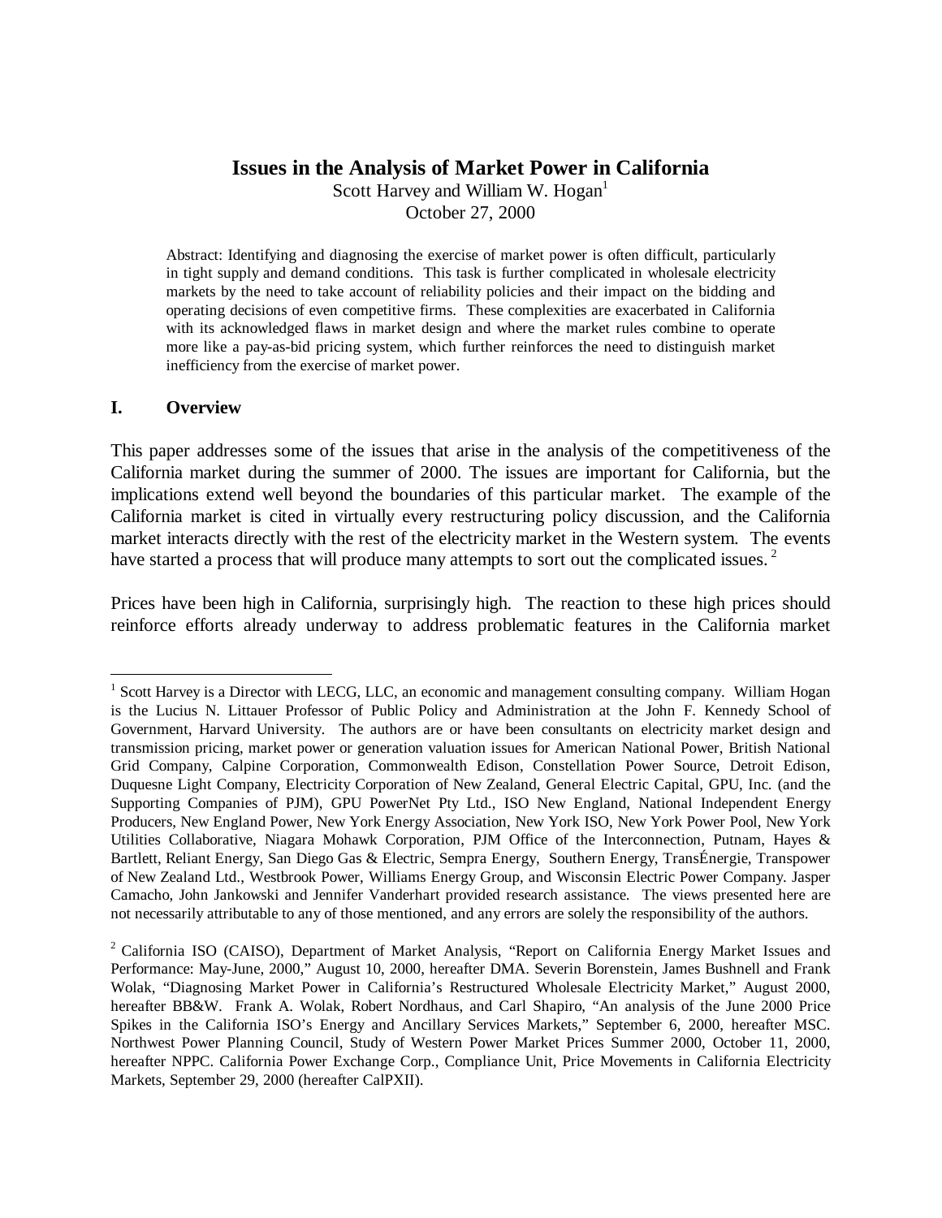# Issues in the Analysis of Market Power in California

Scott Harvey and William W. Hogan[1]

October 27, 2000

> Abstract: Identifying and diagnosing the exercise of market power is often difficult, particularly in tight supply and demand conditions. This task is further complicated in wholesale electricity markets by the need to take account of reliability policies and their impact on the bidding and operating decisions of even competitive firms. These complexities are exacerbated in California with its acknowledged flaws in market design and where the market rules combine to operate more like a pay-as-bid pricing system, which further reinforces the need to distinguish market inefficiency from the exercise of market power.

## I. Overview

This paper addresses some of the issues that arise in the analysis of the competitiveness of the California market during the summer of 2000. The issues are important for California, but the implications extend well beyond the boundaries of this particular market. The example of the California market is cited in virtually every restructuring policy discussion, and the California market interacts directly with the rest of the electricity market in the Western system. The events have started a process that will produce many attempts to sort out the complicated issues.[2]

Prices have been high in California, surprisingly high. The reaction to these high prices should reinforce efforts already underway to address problematic features in the California market

---

[1] Scott Harvey is a Director with LECG, LLC, an economic and management consulting company. William Hogan is the Lucius N. Littauer Professor of Public Policy and Administration at the John F. Kennedy School of Government, Harvard University. The authors are or have been consultants on electricity market design and transmission pricing, market power or generation valuation issues for American National Power, British National Grid Company, Calpine Corporation, Commonwealth Edison, Constellation Power Source, Detroit Edison, Duquesne Light Company, Electricity Corporation of New Zealand, General Electric Capital, GPU, Inc. (and the Supporting Companies of PJM), GPU PowerNet Pty Ltd., ISO New England, National Independent Energy Producers, New England Power, New York Energy Association, New York ISO, New York Power Pool, New York Utilities Collaborative, Niagara Mohawk Corporation, PJM Office of the Interconnection, Putnam, Hayes & Bartlett, Reliant Energy, San Diego Gas & Electric, Sempra Energy, Southern Energy, TransÉnergie, Transpower of New Zealand Ltd., Westbrook Power, Williams Energy Group, and Wisconsin Electric Power Company. Jasper Camacho, John Jankowski and Jennifer Vanderhart provided research assistance. The views presented here are not necessarily attributable to any of those mentioned, and any errors are solely the responsibility of the authors.

[2] California ISO (CAISO), Department of Market Analysis, "Report on California Energy Market Issues and Performance: May-June, 2000," August 10, 2000, hereafter DMA. Severin Borenstein, James Bushnell and Frank Wolak, "Diagnosing Market Power in California's Restructured Wholesale Electricity Market," August 2000, hereafter BB&W. Frank A. Wolak, Robert Nordhaus, and Carl Shapiro, "An analysis of the June 2000 Price Spikes in the California ISO's Energy and Ancillary Services Markets," September 6, 2000, hereafter MSC. Northwest Power Planning Council, Study of Western Power Market Prices Summer 2000, October 11, 2000, hereafter NPPC. California Power Exchange Corp., Compliance Unit, Price Movements in California Electricity Markets, September 29, 2000 (hereafter CalPXII).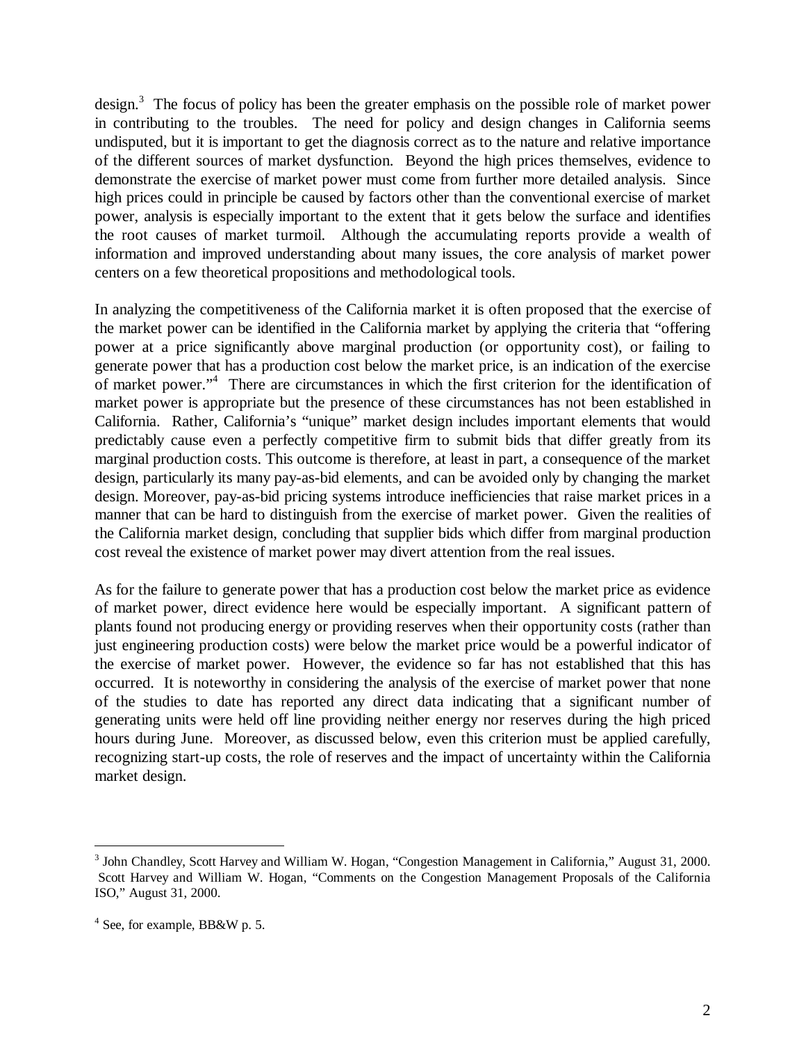design.[3] The focus of policy has been the greater emphasis on the possible role of market power in contributing to the troubles. The need for policy and design changes in California seems undisputed, but it is important to get the diagnosis correct as to the nature and relative importance of the different sources of market dysfunction. Beyond the high prices themselves, evidence to demonstrate the exercise of market power must come from further more detailed analysis. Since high prices could in principle be caused by factors other than the conventional exercise of market power, analysis is especially important to the extent that it gets below the surface and identifies the root causes of market turmoil. Although the accumulating reports provide a wealth of information and improved understanding about many issues, the core analysis of market power centers on a few theoretical propositions and methodological tools.

In analyzing the competitiveness of the California market it is often proposed that the exercise of the market power can be identified in the California market by applying the criteria that "offering power at a price significantly above marginal production (or opportunity cost), or failing to generate power that has a production cost below the market price, is an indication of the exercise of market power."[4] There are circumstances in which the first criterion for the identification of market power is appropriate but the presence of these circumstances has not been established in California. Rather, California's "unique" market design includes important elements that would predictably cause even a perfectly competitive firm to submit bids that differ greatly from its marginal production costs. This outcome is therefore, at least in part, a consequence of the market design, particularly its many pay-as-bid elements, and can be avoided only by changing the market design. Moreover, pay-as-bid pricing systems introduce inefficiencies that raise market prices in a manner that can be hard to distinguish from the exercise of market power. Given the realities of the California market design, concluding that supplier bids which differ from marginal production cost reveal the existence of market power may divert attention from the real issues.

As for the failure to generate power that has a production cost below the market price as evidence of market power, direct evidence here would be especially important. A significant pattern of plants found not producing energy or providing reserves when their opportunity costs (rather than just engineering production costs) were below the market price would be a powerful indicator of the exercise of market power. However, the evidence so far has not established that this has occurred. It is noteworthy in considering the analysis of the exercise of market power that none of the studies to date has reported any direct data indicating that a significant number of generating units were held off line providing neither energy nor reserves during the high priced hours during June. Moreover, as discussed below, even this criterion must be applied carefully, recognizing start-up costs, the role of reserves and the impact of uncertainty within the California market design.

---

[3] John Chandley, Scott Harvey and William W. Hogan, "Congestion Management in California," August 31, 2000. Scott Harvey and William W. Hogan, "Comments on the Congestion Management Proposals of the California ISO," August 31, 2000.

[4] See, for example, BB&W p. 5.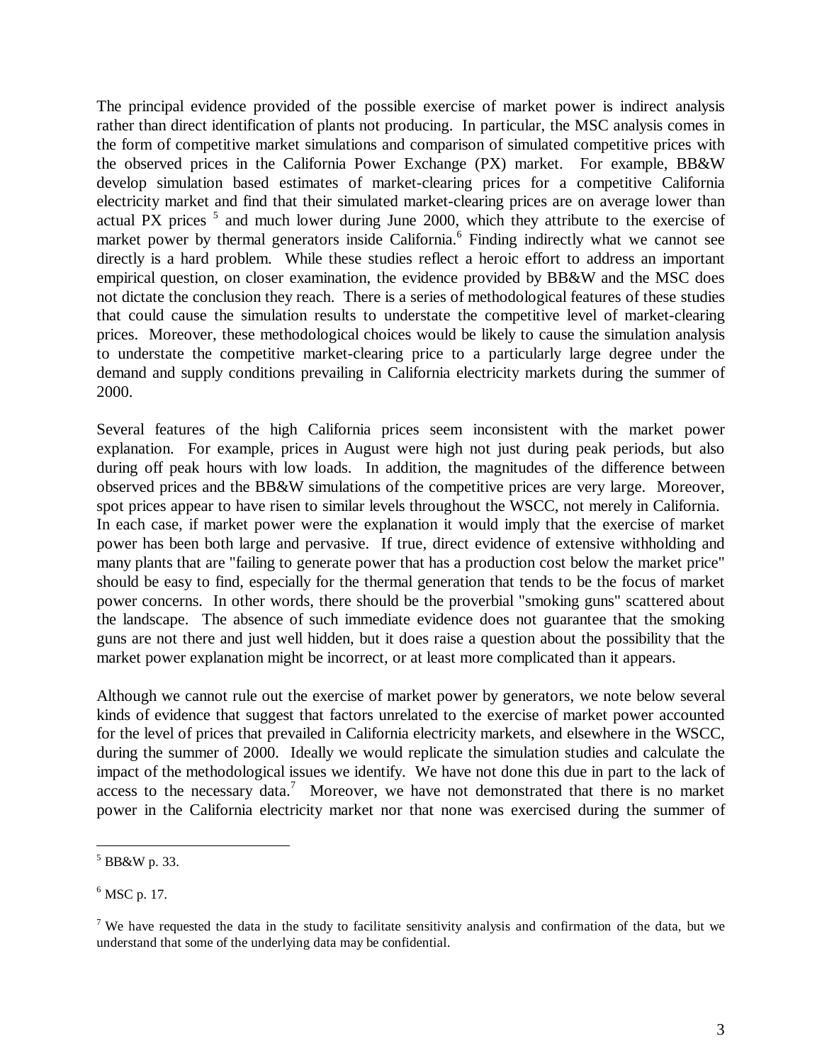The principal evidence provided of the possible exercise of market power is indirect analysis rather than direct identification of plants not producing. In particular, the MSC analysis comes in the form of competitive market simulations and comparison of simulated competitive prices with the observed prices in the California Power Exchange (PX) market. For example, BB&W develop simulation based estimates of market-clearing prices for a competitive California electricity market and find that their simulated market-clearing prices are on average lower than actual PX prices [5] and much lower during June 2000, which they attribute to the exercise of market power by thermal generators inside California.[6] Finding indirectly what we cannot see directly is a hard problem. While these studies reflect a heroic effort to address an important empirical question, on closer examination, the evidence provided by BB&W and the MSC does not dictate the conclusion they reach. There is a series of methodological features of these studies that could cause the simulation results to understate the competitive level of market-clearing prices. Moreover, these methodological choices would be likely to cause the simulation analysis to understate the competitive market-clearing price to a particularly large degree under the demand and supply conditions prevailing in California electricity markets during the summer of 2000.

Several features of the high California prices seem inconsistent with the market power explanation. For example, prices in August were high not just during peak periods, but also during off peak hours with low loads. In addition, the magnitudes of the difference between observed prices and the BB&W simulations of the competitive prices are very large. Moreover, spot prices appear to have risen to similar levels throughout the WSCC, not merely in California. In each case, if market power were the explanation it would imply that the exercise of market power has been both large and pervasive. If true, direct evidence of extensive withholding and many plants that are "failing to generate power that has a production cost below the market price" should be easy to find, especially for the thermal generation that tends to be the focus of market power concerns. In other words, there should be the proverbial "smoking guns" scattered about the landscape. The absence of such immediate evidence does not guarantee that the smoking guns are not there and just well hidden, but it does raise a question about the possibility that the market power explanation might be incorrect, or at least more complicated than it appears.

Although we cannot rule out the exercise of market power by generators, we note below several kinds of evidence that suggest that factors unrelated to the exercise of market power accounted for the level of prices that prevailed in California electricity markets, and elsewhere in the WSCC, during the summer of 2000. Ideally we would replicate the simulation studies and calculate the impact of the methodological issues we identify. We have not done this due in part to the lack of access to the necessary data.[7] Moreover, we have not demonstrated that there is no market power in the California electricity market nor that none was exercised during the summer of

[5] BB&W p. 33.

[6] MSC p. 17.

[7] We have requested the data in the study to facilitate sensitivity analysis and confirmation of the data, but we understand that some of the underlying data may be confidential.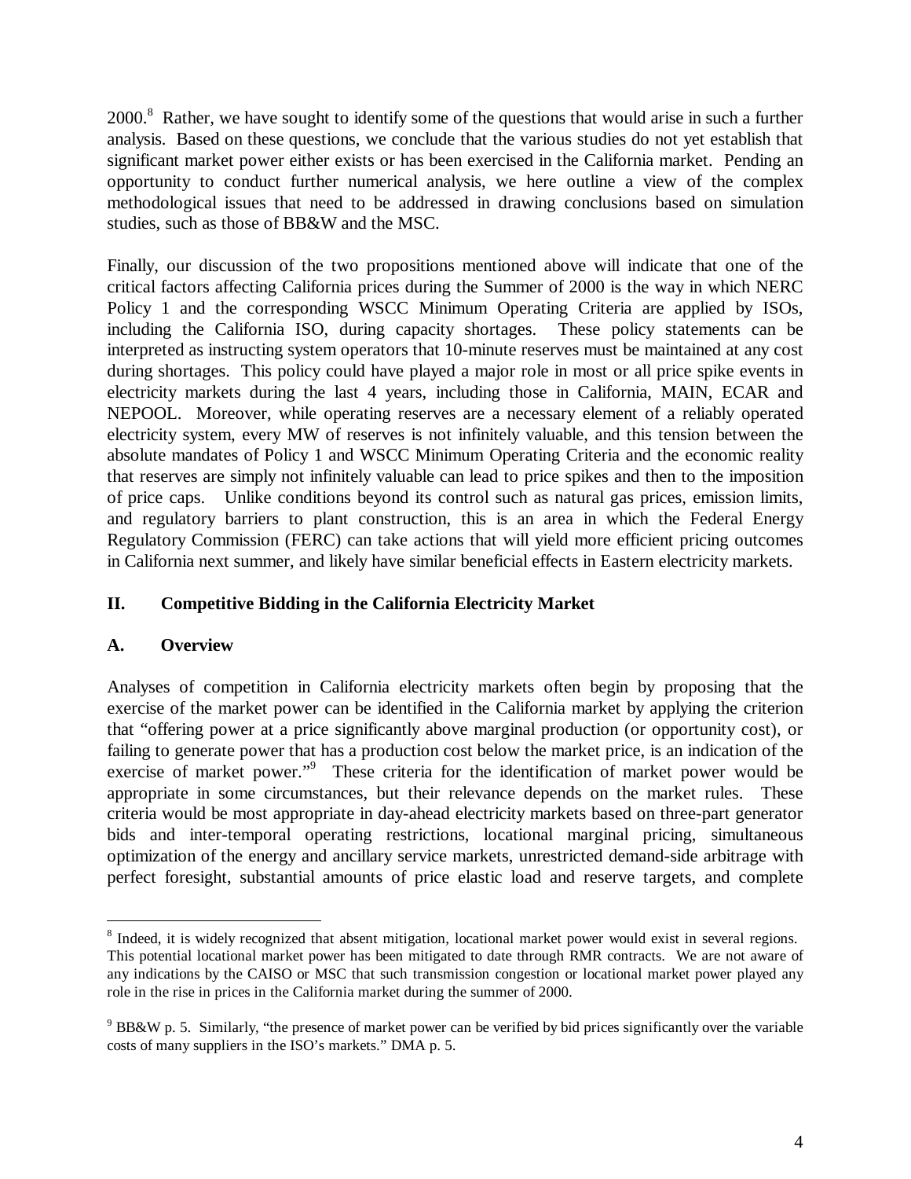2000.[8] Rather, we have sought to identify some of the questions that would arise in such a further analysis. Based on these questions, we conclude that the various studies do not yet establish that significant market power either exists or has been exercised in the California market. Pending an opportunity to conduct further numerical analysis, we here outline a view of the complex methodological issues that need to be addressed in drawing conclusions based on simulation studies, such as those of BB&W and the MSC.

Finally, our discussion of the two propositions mentioned above will indicate that one of the critical factors affecting California prices during the Summer of 2000 is the way in which NERC Policy 1 and the corresponding WSCC Minimum Operating Criteria are applied by ISOs, including the California ISO, during capacity shortages. These policy statements can be interpreted as instructing system operators that 10-minute reserves must be maintained at any cost during shortages. This policy could have played a major role in most or all price spike events in electricity markets during the last 4 years, including those in California, MAIN, ECAR and NEPOOL. Moreover, while operating reserves are a necessary element of a reliably operated electricity system, every MW of reserves is not infinitely valuable, and this tension between the absolute mandates of Policy 1 and WSCC Minimum Operating Criteria and the economic reality that reserves are simply not infinitely valuable can lead to price spikes and then to the imposition of price caps. Unlike conditions beyond its control such as natural gas prices, emission limits, and regulatory barriers to plant construction, this is an area in which the Federal Energy Regulatory Commission (FERC) can take actions that will yield more efficient pricing outcomes in California next summer, and likely have similar beneficial effects in Eastern electricity markets.

## II. Competitive Bidding in the California Electricity Market

### A. Overview

Analyses of competition in California electricity markets often begin by proposing that the exercise of the market power can be identified in the California market by applying the criterion that "offering power at a price significantly above marginal production (or opportunity cost), or failing to generate power that has a production cost below the market price, is an indication of the exercise of market power."[9] These criteria for the identification of market power would be appropriate in some circumstances, but their relevance depends on the market rules. These criteria would be most appropriate in day-ahead electricity markets based on three-part generator bids and inter-temporal operating restrictions, locational marginal pricing, simultaneous optimization of the energy and ancillary service markets, unrestricted demand-side arbitrage with perfect foresight, substantial amounts of price elastic load and reserve targets, and complete

---

[8] Indeed, it is widely recognized that absent mitigation, locational market power would exist in several regions. This potential locational market power has been mitigated to date through RMR contracts. We are not aware of any indications by the CAISO or MSC that such transmission congestion or locational market power played any role in the rise in prices in the California market during the summer of 2000.

[9] BB&W p. 5. Similarly, "the presence of market power can be verified by bid prices significantly over the variable costs of many suppliers in the ISO's markets." DMA p. 5.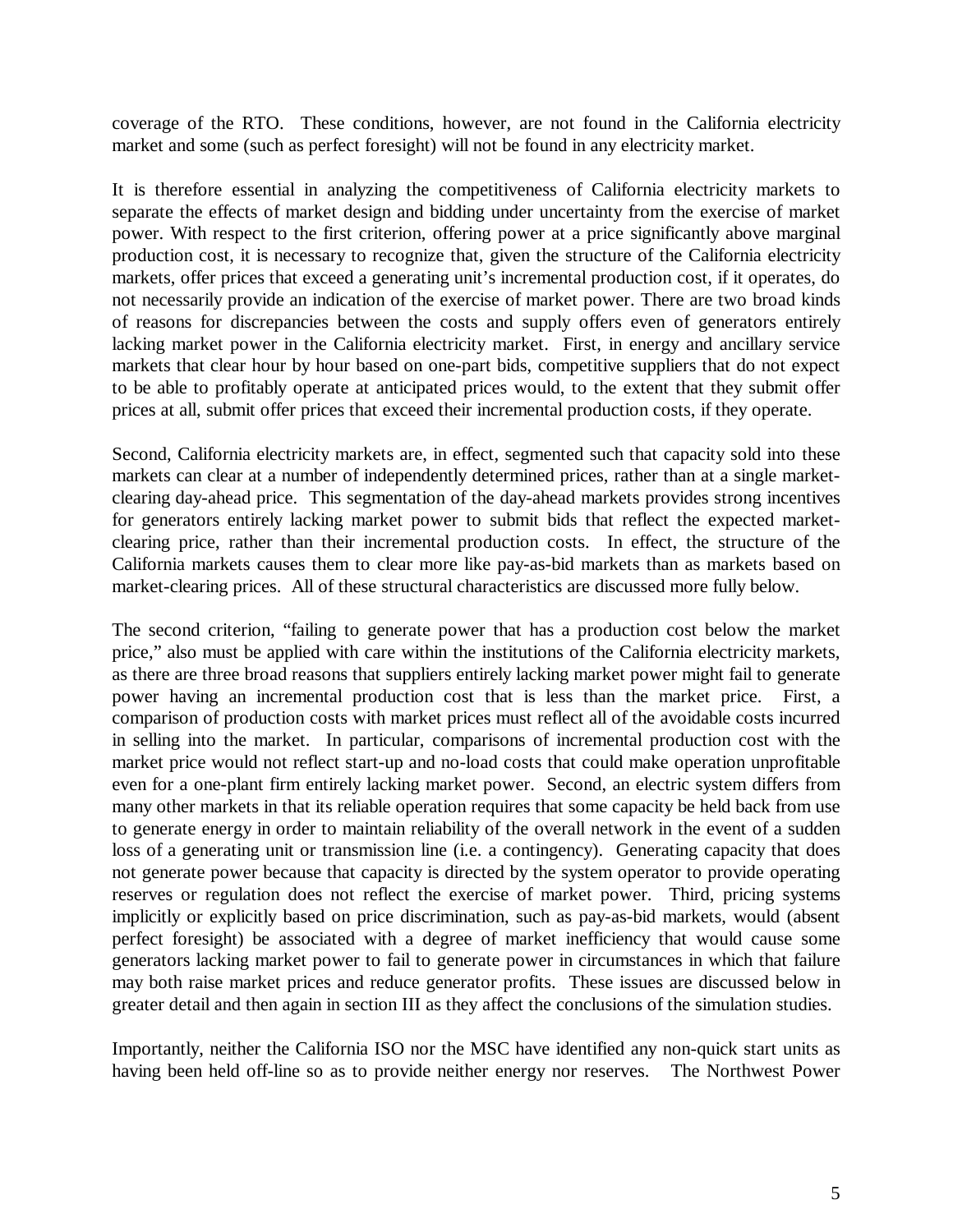coverage of the RTO. These conditions, however, are not found in the California electricity market and some (such as perfect foresight) will not be found in any electricity market.

It is therefore essential in analyzing the competitiveness of California electricity markets to separate the effects of market design and bidding under uncertainty from the exercise of market power. With respect to the first criterion, offering power at a price significantly above marginal production cost, it is necessary to recognize that, given the structure of the California electricity markets, offer prices that exceed a generating unit's incremental production cost, if it operates, do not necessarily provide an indication of the exercise of market power. There are two broad kinds of reasons for discrepancies between the costs and supply offers even of generators entirely lacking market power in the California electricity market. First, in energy and ancillary service markets that clear hour by hour based on one-part bids, competitive suppliers that do not expect to be able to profitably operate at anticipated prices would, to the extent that they submit offer prices at all, submit offer prices that exceed their incremental production costs, if they operate.

Second, California electricity markets are, in effect, segmented such that capacity sold into these markets can clear at a number of independently determined prices, rather than at a single market-clearing day-ahead price. This segmentation of the day-ahead markets provides strong incentives for generators entirely lacking market power to submit bids that reflect the expected market-clearing price, rather than their incremental production costs. In effect, the structure of the California markets causes them to clear more like pay-as-bid markets than as markets based on market-clearing prices. All of these structural characteristics are discussed more fully below.

The second criterion, "failing to generate power that has a production cost below the market price," also must be applied with care within the institutions of the California electricity markets, as there are three broad reasons that suppliers entirely lacking market power might fail to generate power having an incremental production cost that is less than the market price. First, a comparison of production costs with market prices must reflect all of the avoidable costs incurred in selling into the market. In particular, comparisons of incremental production cost with the market price would not reflect start-up and no-load costs that could make operation unprofitable even for a one-plant firm entirely lacking market power. Second, an electric system differs from many other markets in that its reliable operation requires that some capacity be held back from use to generate energy in order to maintain reliability of the overall network in the event of a sudden loss of a generating unit or transmission line (i.e. a contingency). Generating capacity that does not generate power because that capacity is directed by the system operator to provide operating reserves or regulation does not reflect the exercise of market power. Third, pricing systems implicitly or explicitly based on price discrimination, such as pay-as-bid markets, would (absent perfect foresight) be associated with a degree of market inefficiency that would cause some generators lacking market power to fail to generate power in circumstances in which that failure may both raise market prices and reduce generator profits. These issues are discussed below in greater detail and then again in section III as they affect the conclusions of the simulation studies.

Importantly, neither the California ISO nor the MSC have identified any non-quick start units as having been held off-line so as to provide neither energy nor reserves. The Northwest Power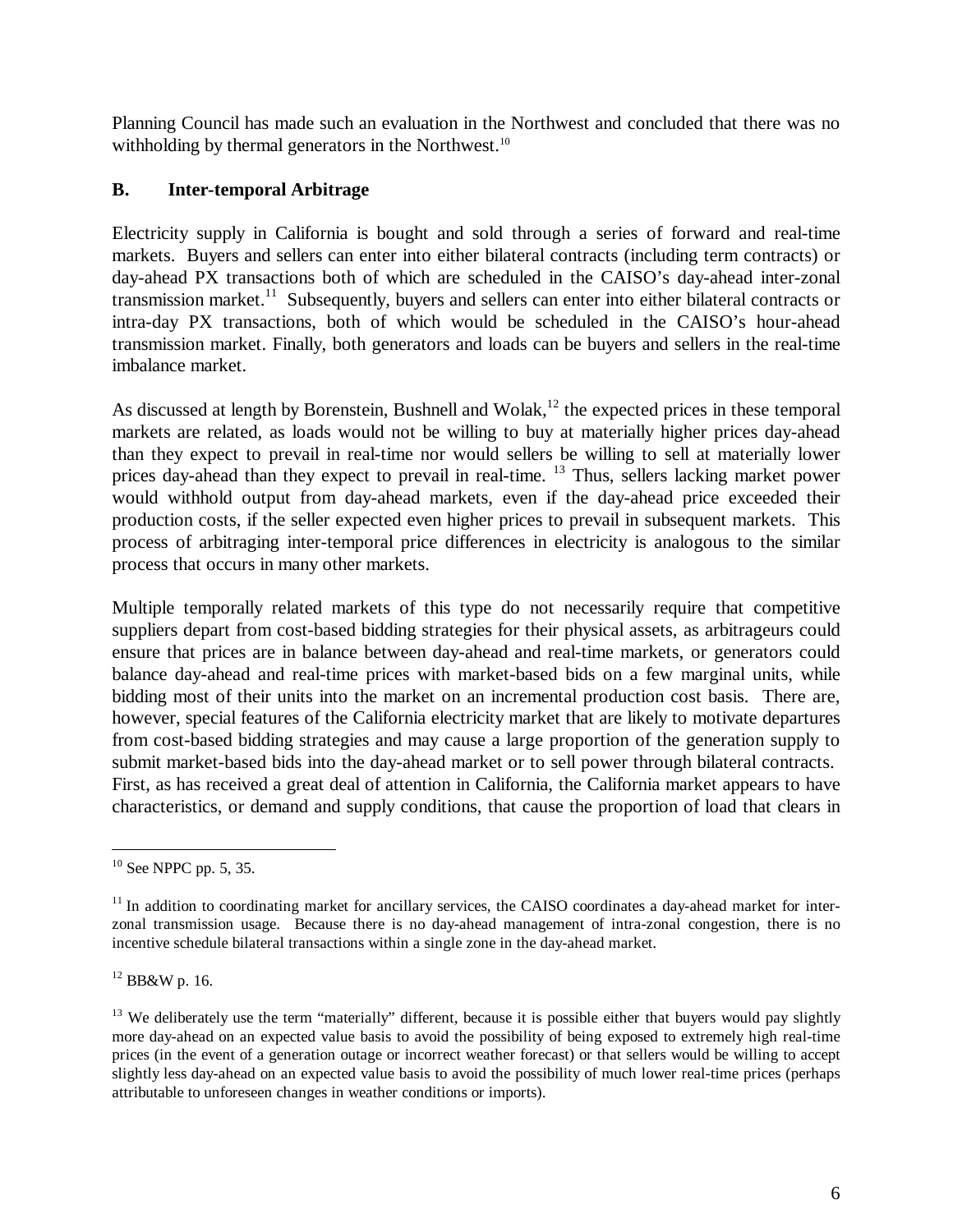Planning Council has made such an evaluation in the Northwest and concluded that there was no withholding by thermal generators in the Northwest.[10]

### B. Inter-temporal Arbitrage

Electricity supply in California is bought and sold through a series of forward and real-time markets. Buyers and sellers can enter into either bilateral contracts (including term contracts) or day-ahead PX transactions both of which are scheduled in the CAISO's day-ahead inter-zonal transmission market.[11] Subsequently, buyers and sellers can enter into either bilateral contracts or intra-day PX transactions, both of which would be scheduled in the CAISO's hour-ahead transmission market. Finally, both generators and loads can be buyers and sellers in the real-time imbalance market.

As discussed at length by Borenstein, Bushnell and Wolak,[12] the expected prices in these temporal markets are related, as loads would not be willing to buy at materially higher prices day-ahead than they expect to prevail in real-time nor would sellers be willing to sell at materially lower prices day-ahead than they expect to prevail in real-time. [13] Thus, sellers lacking market power would withhold output from day-ahead markets, even if the day-ahead price exceeded their production costs, if the seller expected even higher prices to prevail in subsequent markets. This process of arbitraging inter-temporal price differences in electricity is analogous to the similar process that occurs in many other markets.

Multiple temporally related markets of this type do not necessarily require that competitive suppliers depart from cost-based bidding strategies for their physical assets, as arbitrageurs could ensure that prices are in balance between day-ahead and real-time markets, or generators could balance day-ahead and real-time prices with market-based bids on a few marginal units, while bidding most of their units into the market on an incremental production cost basis. There are, however, special features of the California electricity market that are likely to motivate departures from cost-based bidding strategies and may cause a large proportion of the generation supply to submit market-based bids into the day-ahead market or to sell power through bilateral contracts. First, as has received a great deal of attention in California, the California market appears to have characteristics, or demand and supply conditions, that cause the proportion of load that clears in

---

[10] See NPPC pp. 5, 35.

[11] In addition to coordinating market for ancillary services, the CAISO coordinates a day-ahead market for inter-zonal transmission usage. Because there is no day-ahead management of intra-zonal congestion, there is no incentive schedule bilateral transactions within a single zone in the day-ahead market.

[12] BB&W p. 16.

[13] We deliberately use the term "materially" different, because it is possible either that buyers would pay slightly more day-ahead on an expected value basis to avoid the possibility of being exposed to extremely high real-time prices (in the event of a generation outage or incorrect weather forecast) or that sellers would be willing to accept slightly less day-ahead on an expected value basis to avoid the possibility of much lower real-time prices (perhaps attributable to unforeseen changes in weather conditions or imports).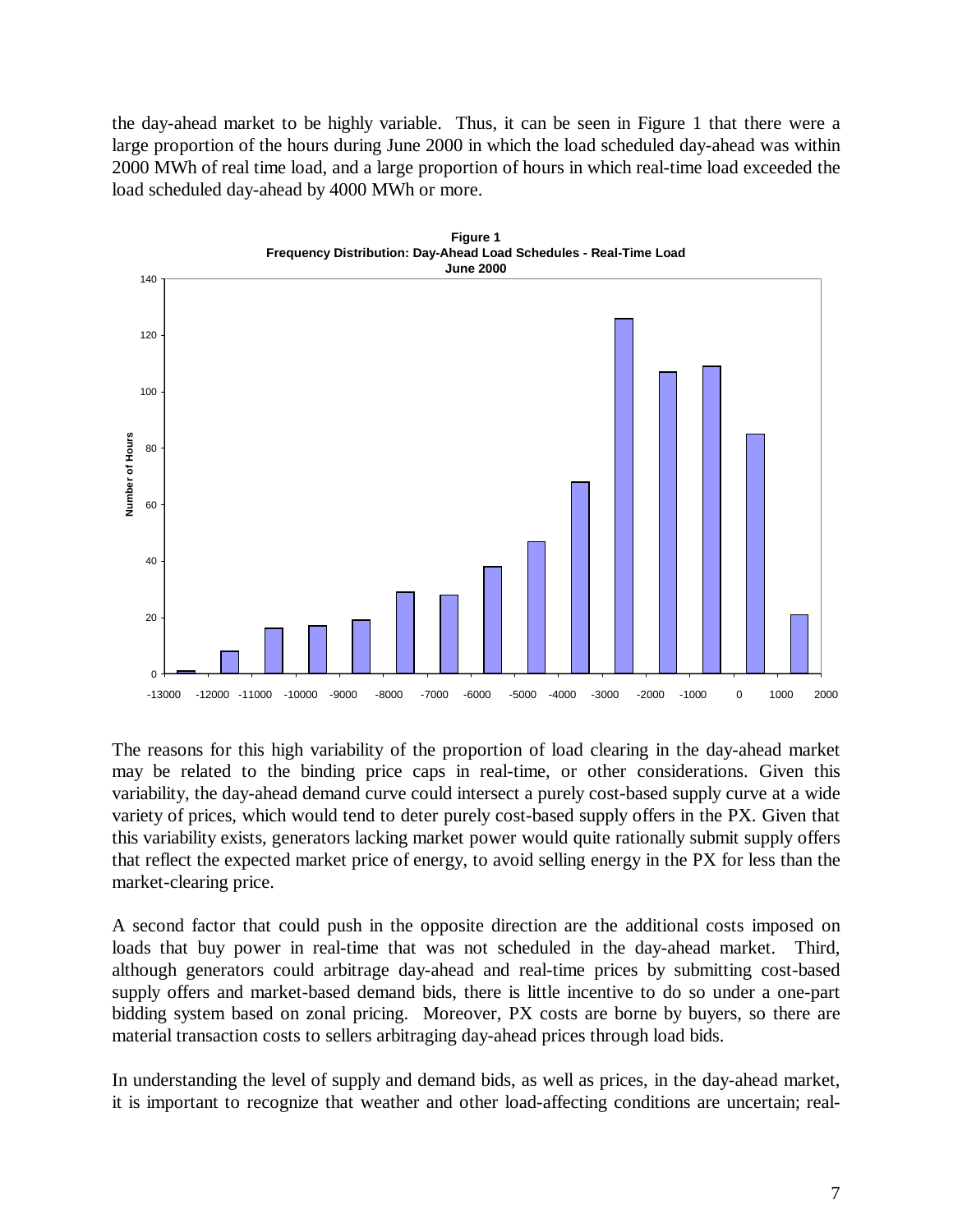the day-ahead market to be highly variable. Thus, it can be seen in Figure 1 that there were a large proportion of the hours during June 2000 in which the load scheduled day-ahead was within 2000 MWh of real time load, and a large proportion of hours in which real-time load exceeded the load scheduled day-ahead by 4000 MWh or more.

**Figure 1**
**Frequency Distribution: Day-Ahead Load Schedules - Real-Time Load**
**June 2000**

The reasons for this high variability of the proportion of load clearing in the day-ahead market may be related to the binding price caps in real-time, or other considerations. Given this variability, the day-ahead demand curve could intersect a purely cost-based supply curve at a wide variety of prices, which would tend to deter purely cost-based supply offers in the PX. Given that this variability exists, generators lacking market power would quite rationally submit supply offers that reflect the expected market price of energy, to avoid selling energy in the PX for less than the market-clearing price.

A second factor that could push in the opposite direction are the additional costs imposed on loads that buy power in real-time that was not scheduled in the day-ahead market. Third, although generators could arbitrage day-ahead and real-time prices by submitting cost-based supply offers and market-based demand bids, there is little incentive to do so under a one-part bidding system based on zonal pricing. Moreover, PX costs are borne by buyers, so there are material transaction costs to sellers arbitraging day-ahead prices through load bids.

In understanding the level of supply and demand bids, as well as prices, in the day-ahead market, it is important to recognize that weather and other load-affecting conditions are uncertain; real-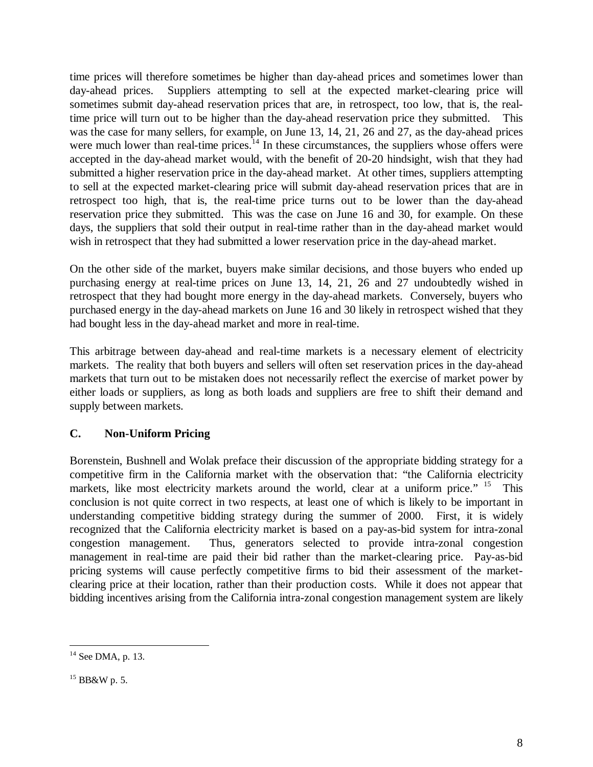time prices will therefore sometimes be higher than day-ahead prices and sometimes lower than day-ahead prices. Suppliers attempting to sell at the expected market-clearing price will sometimes submit day-ahead reservation prices that are, in retrospect, too low, that is, the real-time price will turn out to be higher than the day-ahead reservation price they submitted. This was the case for many sellers, for example, on June 13, 14, 21, 26 and 27, as the day-ahead prices were much lower than real-time prices.[14] In these circumstances, the suppliers whose offers were accepted in the day-ahead market would, with the benefit of 20-20 hindsight, wish that they had submitted a higher reservation price in the day-ahead market. At other times, suppliers attempting to sell at the expected market-clearing price will submit day-ahead reservation prices that are in retrospect too high, that is, the real-time price turns out to be lower than the day-ahead reservation price they submitted. This was the case on June 16 and 30, for example. On these days, the suppliers that sold their output in real-time rather than in the day-ahead market would wish in retrospect that they had submitted a lower reservation price in the day-ahead market.

On the other side of the market, buyers make similar decisions, and those buyers who ended up purchasing energy at real-time prices on June 13, 14, 21, 26 and 27 undoubtedly wished in retrospect that they had bought more energy in the day-ahead markets. Conversely, buyers who purchased energy in the day-ahead markets on June 16 and 30 likely in retrospect wished that they had bought less in the day-ahead market and more in real-time.

This arbitrage between day-ahead and real-time markets is a necessary element of electricity markets. The reality that both buyers and sellers will often set reservation prices in the day-ahead markets that turn out to be mistaken does not necessarily reflect the exercise of market power by either loads or suppliers, as long as both loads and suppliers are free to shift their demand and supply between markets.

### C. Non-Uniform Pricing

Borenstein, Bushnell and Wolak preface their discussion of the appropriate bidding strategy for a competitive firm in the California market with the observation that: "the California electricity markets, like most electricity markets around the world, clear at a uniform price." [15] This conclusion is not quite correct in two respects, at least one of which is likely to be important in understanding competitive bidding strategy during the summer of 2000. First, it is widely recognized that the California electricity market is based on a pay-as-bid system for intra-zonal congestion management. Thus, generators selected to provide intra-zonal congestion management in real-time are paid their bid rather than the market-clearing price. Pay-as-bid pricing systems will cause perfectly competitive firms to bid their assessment of the market-clearing price at their location, rather than their production costs. While it does not appear that bidding incentives arising from the California intra-zonal congestion management system are likely

[14] See DMA, p. 13.

[15] BB&W p. 5.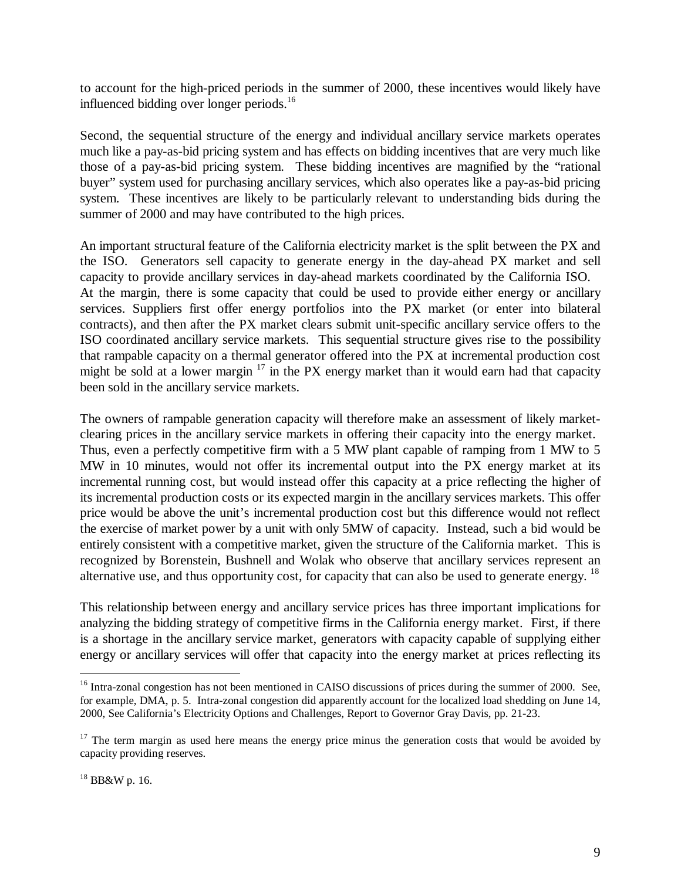to account for the high-priced periods in the summer of 2000, these incentives would likely have influenced bidding over longer periods.[16]

Second, the sequential structure of the energy and individual ancillary service markets operates much like a pay-as-bid pricing system and has effects on bidding incentives that are very much like those of a pay-as-bid pricing system. These bidding incentives are magnified by the "rational buyer" system used for purchasing ancillary services, which also operates like a pay-as-bid pricing system. These incentives are likely to be particularly relevant to understanding bids during the summer of 2000 and may have contributed to the high prices.

An important structural feature of the California electricity market is the split between the PX and the ISO. Generators sell capacity to generate energy in the day-ahead PX market and sell capacity to provide ancillary services in day-ahead markets coordinated by the California ISO. At the margin, there is some capacity that could be used to provide either energy or ancillary services. Suppliers first offer energy portfolios into the PX market (or enter into bilateral contracts), and then after the PX market clears submit unit-specific ancillary service offers to the ISO coordinated ancillary service markets. This sequential structure gives rise to the possibility that rampable capacity on a thermal generator offered into the PX at incremental production cost might be sold at a lower margin [17] in the PX energy market than it would earn had that capacity been sold in the ancillary service markets.

The owners of rampable generation capacity will therefore make an assessment of likely market-clearing prices in the ancillary service markets in offering their capacity into the energy market. Thus, even a perfectly competitive firm with a 5 MW plant capable of ramping from 1 MW to 5 MW in 10 minutes, would not offer its incremental output into the PX energy market at its incremental running cost, but would instead offer this capacity at a price reflecting the higher of its incremental production costs or its expected margin in the ancillary services markets. This offer price would be above the unit's incremental production cost but this difference would not reflect the exercise of market power by a unit with only 5MW of capacity. Instead, such a bid would be entirely consistent with a competitive market, given the structure of the California market. This is recognized by Borenstein, Bushnell and Wolak who observe that ancillary services represent an alternative use, and thus opportunity cost, for capacity that can also be used to generate energy. [18]

This relationship between energy and ancillary service prices has three important implications for analyzing the bidding strategy of competitive firms in the California energy market. First, if there is a shortage in the ancillary service market, generators with capacity capable of supplying either energy or ancillary services will offer that capacity into the energy market at prices reflecting its

---

[16] Intra-zonal congestion has not been mentioned in CAISO discussions of prices during the summer of 2000. See, for example, DMA, p. 5. Intra-zonal congestion did apparently account for the localized load shedding on June 14, 2000, See California's Electricity Options and Challenges, Report to Governor Gray Davis, pp. 21-23.

[17] The term margin as used here means the energy price minus the generation costs that would be avoided by capacity providing reserves.

[18] BB&W p. 16.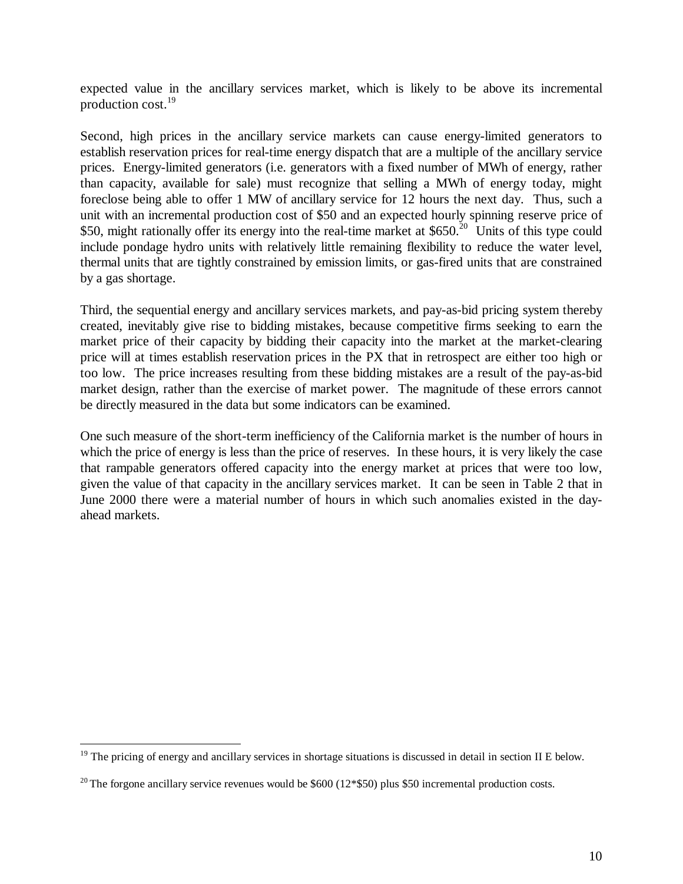expected value in the ancillary services market, which is likely to be above its incremental production cost.[19]

Second, high prices in the ancillary service markets can cause energy-limited generators to establish reservation prices for real-time energy dispatch that are a multiple of the ancillary service prices. Energy-limited generators (i.e. generators with a fixed number of MWh of energy, rather than capacity, available for sale) must recognize that selling a MWh of energy today, might foreclose being able to offer 1 MW of ancillary service for 12 hours the next day. Thus, such a unit with an incremental production cost of $50 and an expected hourly spinning reserve price of $50, might rationally offer its energy into the real-time market at $650.[20] Units of this type could include pondage hydro units with relatively little remaining flexibility to reduce the water level, thermal units that are tightly constrained by emission limits, or gas-fired units that are constrained by a gas shortage.

Third, the sequential energy and ancillary services markets, and pay-as-bid pricing system thereby created, inevitably give rise to bidding mistakes, because competitive firms seeking to earn the market price of their capacity by bidding their capacity into the market at the market-clearing price will at times establish reservation prices in the PX that in retrospect are either too high or too low. The price increases resulting from these bidding mistakes are a result of the pay-as-bid market design, rather than the exercise of market power. The magnitude of these errors cannot be directly measured in the data but some indicators can be examined.

One such measure of the short-term inefficiency of the California market is the number of hours in which the price of energy is less than the price of reserves. In these hours, it is very likely the case that rampable generators offered capacity into the energy market at prices that were too low, given the value of that capacity in the ancillary services market. It can be seen in Table 2 that in June 2000 there were a material number of hours in which such anomalies existed in the day-ahead markets.

---

[19] The pricing of energy and ancillary services in shortage situations is discussed in detail in section II E below.

[20] The forgone ancillary service revenues would be $600 (12*$50) plus $50 incremental production costs.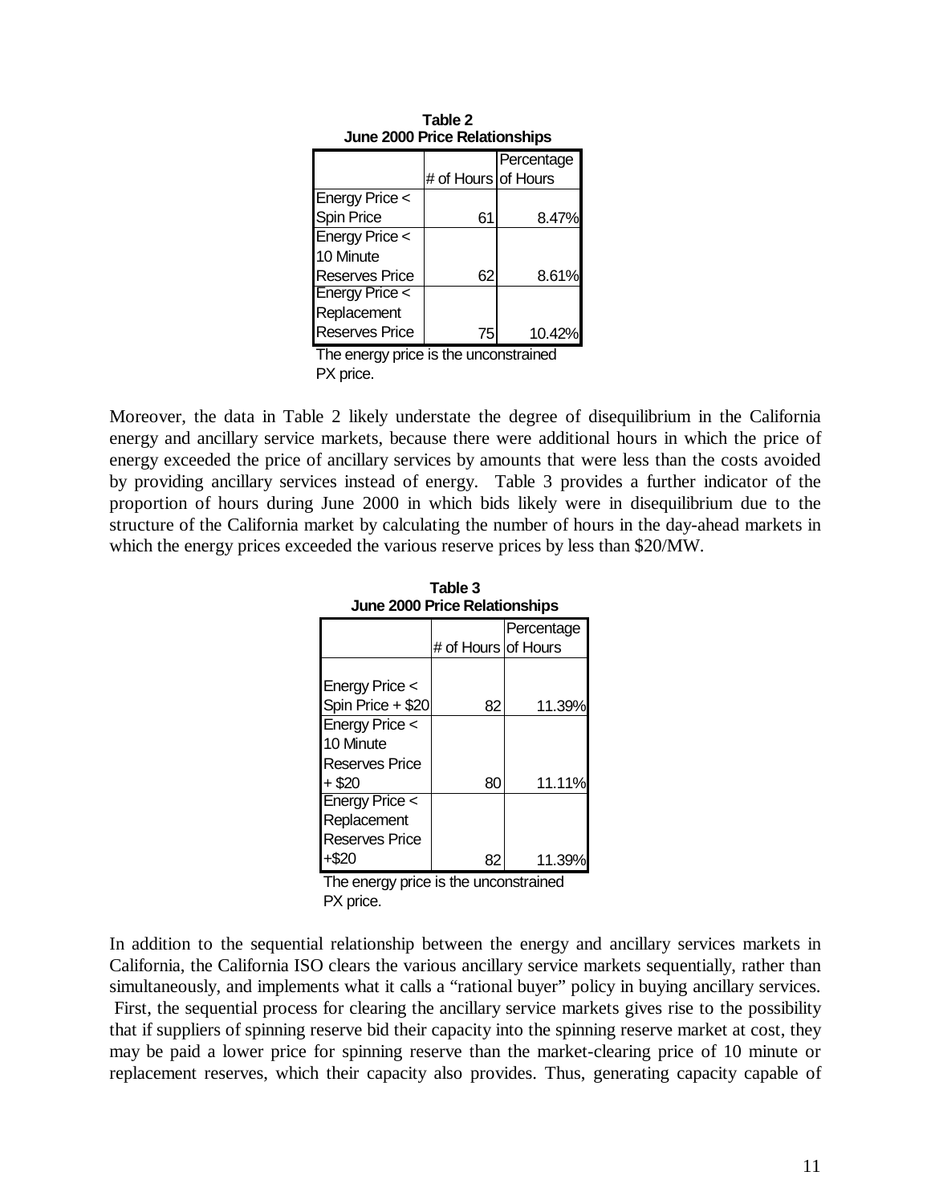**Table 2**
**June 2000 Price Relationships**

| | # of Hours | Percentage of Hours |
|---|---|---|
| Energy Price < Spin Price | 61 | 8.47% |
| Energy Price < 10 Minute Reserves Price | 62 | 8.61% |
| Energy Price < Replacement Reserves Price | 75 | 10.42% |

The energy price is the unconstrained PX price.

Moreover, the data in Table 2 likely understate the degree of disequilibrium in the California energy and ancillary service markets, because there were additional hours in which the price of energy exceeded the price of ancillary services by amounts that were less than the costs avoided by providing ancillary services instead of energy. Table 3 provides a further indicator of the proportion of hours during June 2000 in which bids likely were in disequilibrium due to the structure of the California market by calculating the number of hours in the day-ahead markets in which the energy prices exceeded the various reserve prices by less than $20/MW.

**Table 3**
**June 2000 Price Relationships**

| | # of Hours | Percentage of Hours |
|---|---|---|
| Energy Price < Spin Price + $20 | 82 | 11.39% |
| Energy Price < 10 Minute Reserves Price + $20 | 80 | 11.11% |
| Energy Price < Replacement Reserves Price +$20 | 82 | 11.39% |

The energy price is the unconstrained PX price.

In addition to the sequential relationship between the energy and ancillary services markets in California, the California ISO clears the various ancillary service markets sequentially, rather than simultaneously, and implements what it calls a "rational buyer" policy in buying ancillary services. First, the sequential process for clearing the ancillary service markets gives rise to the possibility that if suppliers of spinning reserve bid their capacity into the spinning reserve market at cost, they may be paid a lower price for spinning reserve than the market-clearing price of 10 minute or replacement reserves, which their capacity also provides. Thus, generating capacity capable of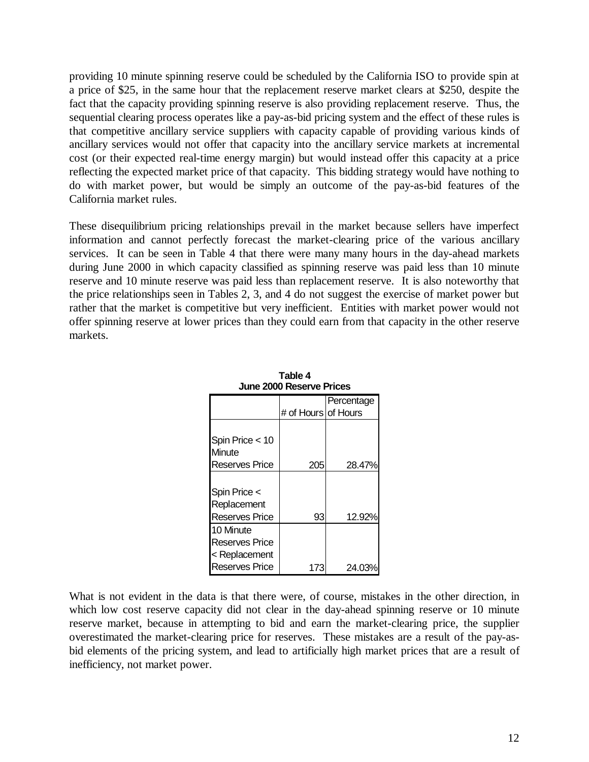providing 10 minute spinning reserve could be scheduled by the California ISO to provide spin at a price of $25, in the same hour that the replacement reserve market clears at $250, despite the fact that the capacity providing spinning reserve is also providing replacement reserve. Thus, the sequential clearing process operates like a pay-as-bid pricing system and the effect of these rules is that competitive ancillary service suppliers with capacity capable of providing various kinds of ancillary services would not offer that capacity into the ancillary service markets at incremental cost (or their expected real-time energy margin) but would instead offer this capacity at a price reflecting the expected market price of that capacity. This bidding strategy would have nothing to do with market power, but would be simply an outcome of the pay-as-bid features of the California market rules.

These disequilibrium pricing relationships prevail in the market because sellers have imperfect information and cannot perfectly forecast the market-clearing price of the various ancillary services. It can be seen in Table 4 that there were many many hours in the day-ahead markets during June 2000 in which capacity classified as spinning reserve was paid less than 10 minute reserve and 10 minute reserve was paid less than replacement reserve. It is also noteworthy that the price relationships seen in Tables 2, 3, and 4 do not suggest the exercise of market power but rather that the market is competitive but very inefficient. Entities with market power would not offer spinning reserve at lower prices than they could earn from that capacity in the other reserve markets.

**Table 4**
**June 2000 Reserve Prices**

| | # of Hours | Percentage of Hours |
|---|---|---|
| Spin Price < 10 Minute Reserves Price | 205 | 28.47% |
| Spin Price < Replacement Reserves Price | 93 | 12.92% |
| 10 Minute Reserves Price < Replacement Reserves Price | 173 | 24.03% |

What is not evident in the data is that there were, of course, mistakes in the other direction, in which low cost reserve capacity did not clear in the day-ahead spinning reserve or 10 minute reserve market, because in attempting to bid and earn the market-clearing price, the supplier overestimated the market-clearing price for reserves. These mistakes are a result of the pay-as-bid elements of the pricing system, and lead to artificially high market prices that are a result of inefficiency, not market power.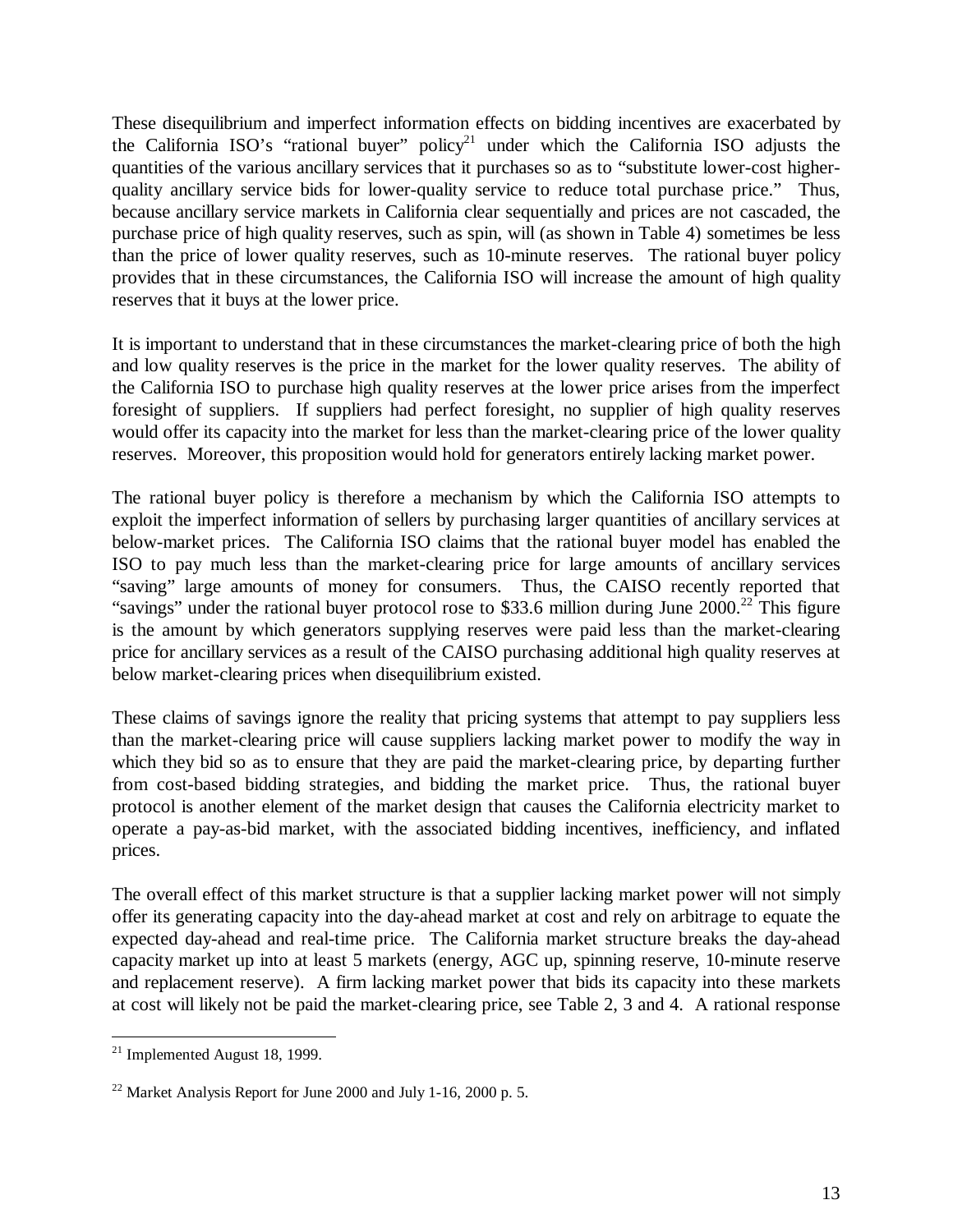These disequilibrium and imperfect information effects on bidding incentives are exacerbated by the California ISO's "rational buyer" policy[21] under which the California ISO adjusts the quantities of the various ancillary services that it purchases so as to "substitute lower-cost higher-quality ancillary service bids for lower-quality service to reduce total purchase price." Thus, because ancillary service markets in California clear sequentially and prices are not cascaded, the purchase price of high quality reserves, such as spin, will (as shown in Table 4) sometimes be less than the price of lower quality reserves, such as 10-minute reserves. The rational buyer policy provides that in these circumstances, the California ISO will increase the amount of high quality reserves that it buys at the lower price.

It is important to understand that in these circumstances the market-clearing price of both the high and low quality reserves is the price in the market for the lower quality reserves. The ability of the California ISO to purchase high quality reserves at the lower price arises from the imperfect foresight of suppliers. If suppliers had perfect foresight, no supplier of high quality reserves would offer its capacity into the market for less than the market-clearing price of the lower quality reserves. Moreover, this proposition would hold for generators entirely lacking market power.

The rational buyer policy is therefore a mechanism by which the California ISO attempts to exploit the imperfect information of sellers by purchasing larger quantities of ancillary services at below-market prices. The California ISO claims that the rational buyer model has enabled the ISO to pay much less than the market-clearing price for large amounts of ancillary services "saving" large amounts of money for consumers. Thus, the CAISO recently reported that "savings" under the rational buyer protocol rose to $33.6 million during June 2000.[22] This figure is the amount by which generators supplying reserves were paid less than the market-clearing price for ancillary services as a result of the CAISO purchasing additional high quality reserves at below market-clearing prices when disequilibrium existed.

These claims of savings ignore the reality that pricing systems that attempt to pay suppliers less than the market-clearing price will cause suppliers lacking market power to modify the way in which they bid so as to ensure that they are paid the market-clearing price, by departing further from cost-based bidding strategies, and bidding the market price. Thus, the rational buyer protocol is another element of the market design that causes the California electricity market to operate a pay-as-bid market, with the associated bidding incentives, inefficiency, and inflated prices.

The overall effect of this market structure is that a supplier lacking market power will not simply offer its generating capacity into the day-ahead market at cost and rely on arbitrage to equate the expected day-ahead and real-time price. The California market structure breaks the day-ahead capacity market up into at least 5 markets (energy, AGC up, spinning reserve, 10-minute reserve and replacement reserve). A firm lacking market power that bids its capacity into these markets at cost will likely not be paid the market-clearing price, see Table 2, 3 and 4. A rational response

---

[21] Implemented August 18, 1999.

[22] Market Analysis Report for June 2000 and July 1-16, 2000 p. 5.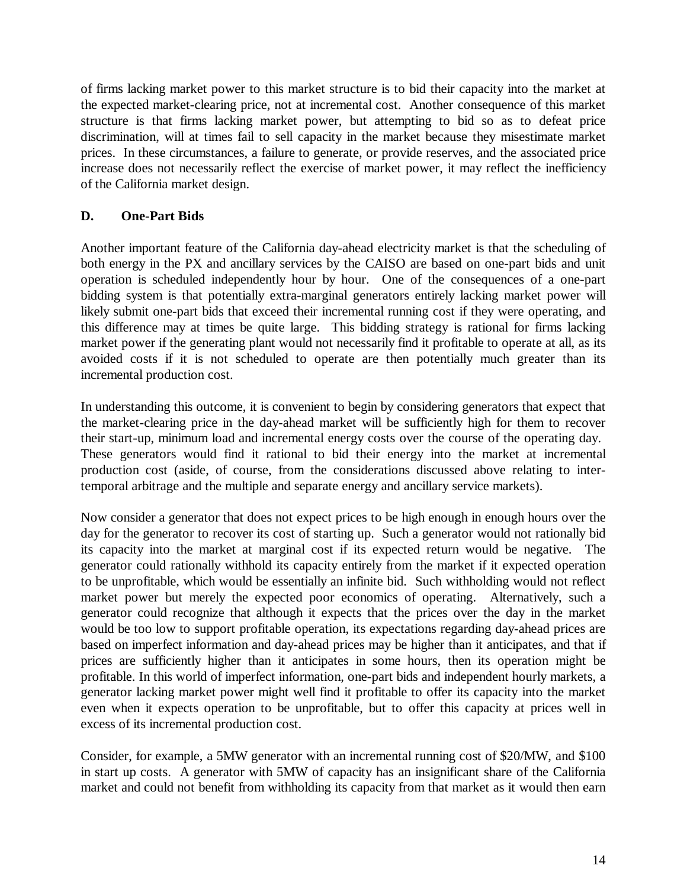of firms lacking market power to this market structure is to bid their capacity into the market at the expected market-clearing price, not at incremental cost. Another consequence of this market structure is that firms lacking market power, but attempting to bid so as to defeat price discrimination, will at times fail to sell capacity in the market because they misestimate market prices. In these circumstances, a failure to generate, or provide reserves, and the associated price increase does not necessarily reflect the exercise of market power, it may reflect the inefficiency of the California market design.

## D. One-Part Bids

Another important feature of the California day-ahead electricity market is that the scheduling of both energy in the PX and ancillary services by the CAISO are based on one-part bids and unit operation is scheduled independently hour by hour. One of the consequences of a one-part bidding system is that potentially extra-marginal generators entirely lacking market power will likely submit one-part bids that exceed their incremental running cost if they were operating, and this difference may at times be quite large. This bidding strategy is rational for firms lacking market power if the generating plant would not necessarily find it profitable to operate at all, as its avoided costs if it is not scheduled to operate are then potentially much greater than its incremental production cost.

In understanding this outcome, it is convenient to begin by considering generators that expect that the market-clearing price in the day-ahead market will be sufficiently high for them to recover their start-up, minimum load and incremental energy costs over the course of the operating day. These generators would find it rational to bid their energy into the market at incremental production cost (aside, of course, from the considerations discussed above relating to inter-temporal arbitrage and the multiple and separate energy and ancillary service markets).

Now consider a generator that does not expect prices to be high enough in enough hours over the day for the generator to recover its cost of starting up. Such a generator would not rationally bid its capacity into the market at marginal cost if its expected return would be negative. The generator could rationally withhold its capacity entirely from the market if it expected operation to be unprofitable, which would be essentially an infinite bid. Such withholding would not reflect market power but merely the expected poor economics of operating. Alternatively, such a generator could recognize that although it expects that the prices over the day in the market would be too low to support profitable operation, its expectations regarding day-ahead prices are based on imperfect information and day-ahead prices may be higher than it anticipates, and that if prices are sufficiently higher than it anticipates in some hours, then its operation might be profitable. In this world of imperfect information, one-part bids and independent hourly markets, a generator lacking market power might well find it profitable to offer its capacity into the market even when it expects operation to be unprofitable, but to offer this capacity at prices well in excess of its incremental production cost.

Consider, for example, a 5MW generator with an incremental running cost of $20/MW, and $100 in start up costs. A generator with 5MW of capacity has an insignificant share of the California market and could not benefit from withholding its capacity from that market as it would then earn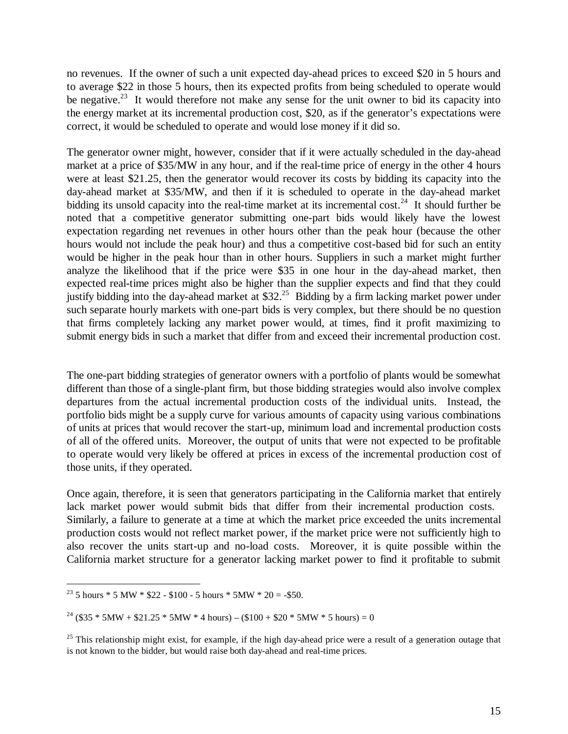no revenues. If the owner of such a unit expected day-ahead prices to exceed \$20 in 5 hours and to average \$22 in those 5 hours, then its expected profits from being scheduled to operate would be negative.[23] It would therefore not make any sense for the unit owner to bid its capacity into the energy market at its incremental production cost, \$20, as if the generator's expectations were correct, it would be scheduled to operate and would lose money if it did so.

The generator owner might, however, consider that if it were actually scheduled in the day-ahead market at a price of \$35/MW in any hour, and if the real-time price of energy in the other 4 hours were at least \$21.25, then the generator would recover its costs by bidding its capacity into the day-ahead market at \$35/MW, and then if it is scheduled to operate in the day-ahead market bidding its unsold capacity into the real-time market at its incremental cost.[24] It should further be noted that a competitive generator submitting one-part bids would likely have the lowest expectation regarding net revenues in other hours other than the peak hour (because the other hours would not include the peak hour) and thus a competitive cost-based bid for such an entity would be higher in the peak hour than in other hours. Suppliers in such a market might further analyze the likelihood that if the price were \$35 in one hour in the day-ahead market, then expected real-time prices might also be higher than the supplier expects and find that they could justify bidding into the day-ahead market at \$32.[25] Bidding by a firm lacking market power under such separate hourly markets with one-part bids is very complex, but there should be no question that firms completely lacking any market power would, at times, find it profit maximizing to submit energy bids in such a market that differ from and exceed their incremental production cost.

The one-part bidding strategies of generator owners with a portfolio of plants would be somewhat different than those of a single-plant firm, but those bidding strategies would also involve complex departures from the actual incremental production costs of the individual units. Instead, the portfolio bids might be a supply curve for various amounts of capacity using various combinations of units at prices that would recover the start-up, minimum load and incremental production costs of all of the offered units. Moreover, the output of units that were not expected to be profitable to operate would very likely be offered at prices in excess of the incremental production cost of those units, if they operated.

Once again, therefore, it is seen that generators participating in the California market that entirely lack market power would submit bids that differ from their incremental production costs. Similarly, a failure to generate at a time at which the market price exceeded the units incremental production costs would not reflect market power, if the market price were not sufficiently high to also recover the units start-up and no-load costs. Moreover, it is quite possible within the California market structure for a generator lacking market power to find it profitable to submit

---

[23] 5 hours * 5 MW * \$22 - \$100 - 5 hours * 5MW * 20 = -\$50.

[24] (\$35 * 5MW + \$21.25 * 5MW * 4 hours) – (\$100 + \$20 * 5MW * 5 hours) = 0

[25] This relationship might exist, for example, if the high day-ahead price were a result of a generation outage that is not known to the bidder, but would raise both day-ahead and real-time prices.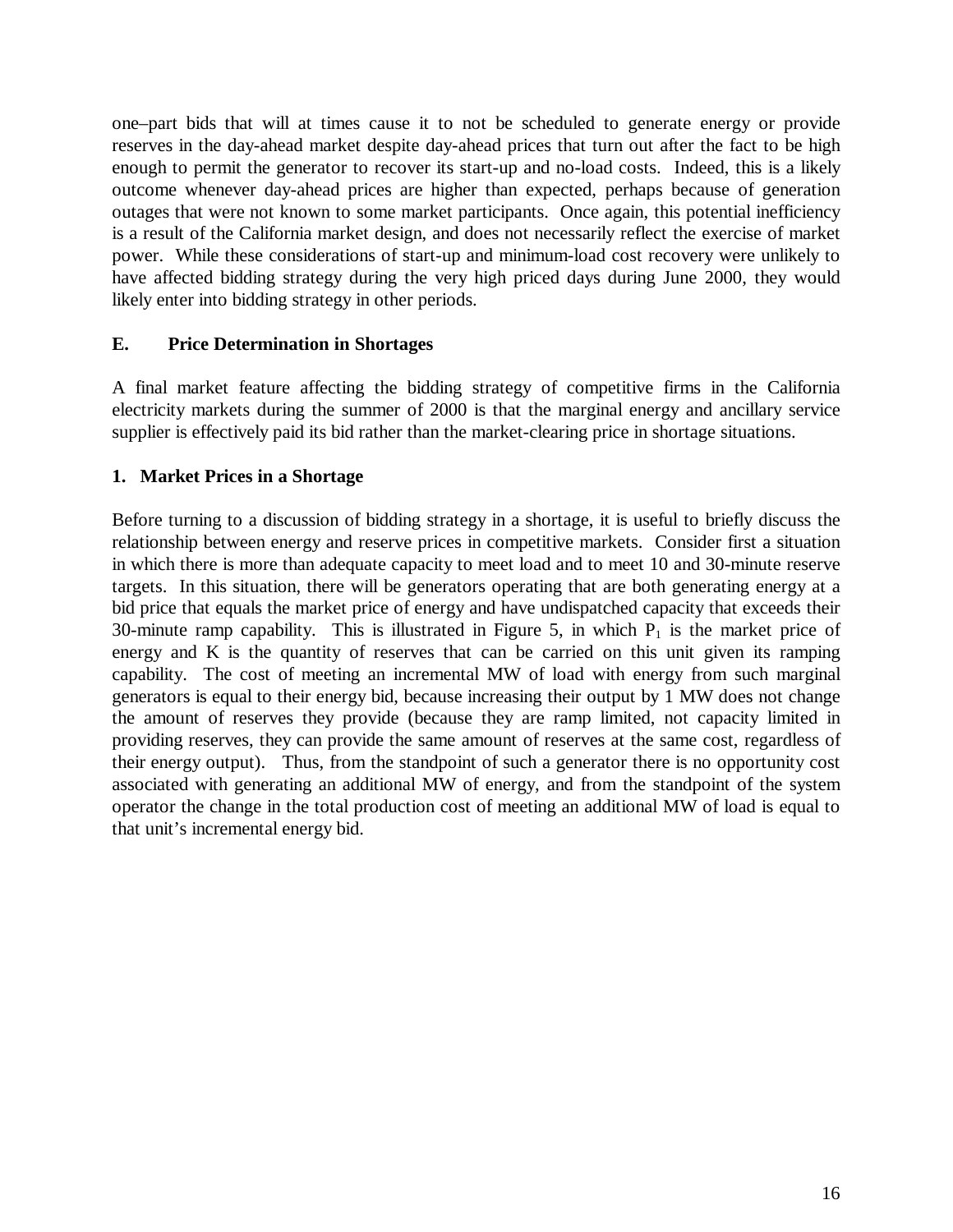one–part bids that will at times cause it to not be scheduled to generate energy or provide reserves in the day-ahead market despite day-ahead prices that turn out after the fact to be high enough to permit the generator to recover its start-up and no-load costs. Indeed, this is a likely outcome whenever day-ahead prices are higher than expected, perhaps because of generation outages that were not known to some market participants. Once again, this potential inefficiency is a result of the California market design, and does not necessarily reflect the exercise of market power. While these considerations of start-up and minimum-load cost recovery were unlikely to have affected bidding strategy during the very high priced days during June 2000, they would likely enter into bidding strategy in other periods.

## E. Price Determination in Shortages

A final market feature affecting the bidding strategy of competitive firms in the California electricity markets during the summer of 2000 is that the marginal energy and ancillary service supplier is effectively paid its bid rather than the market-clearing price in shortage situations.

### 1. Market Prices in a Shortage

Before turning to a discussion of bidding strategy in a shortage, it is useful to briefly discuss the relationship between energy and reserve prices in competitive markets. Consider first a situation in which there is more than adequate capacity to meet load and to meet 10 and 30-minute reserve targets. In this situation, there will be generators operating that are both generating energy at a bid price that equals the market price of energy and have undispatched capacity that exceeds their 30-minute ramp capability. This is illustrated in Figure 5, in which $P_1$ is the market price of energy and K is the quantity of reserves that can be carried on this unit given its ramping capability. The cost of meeting an incremental MW of load with energy from such marginal generators is equal to their energy bid, because increasing their output by 1 MW does not change the amount of reserves they provide (because they are ramp limited, not capacity limited in providing reserves, they can provide the same amount of reserves at the same cost, regardless of their energy output). Thus, from the standpoint of such a generator there is no opportunity cost associated with generating an additional MW of energy, and from the standpoint of the system operator the change in the total production cost of meeting an additional MW of load is equal to that unit's incremental energy bid.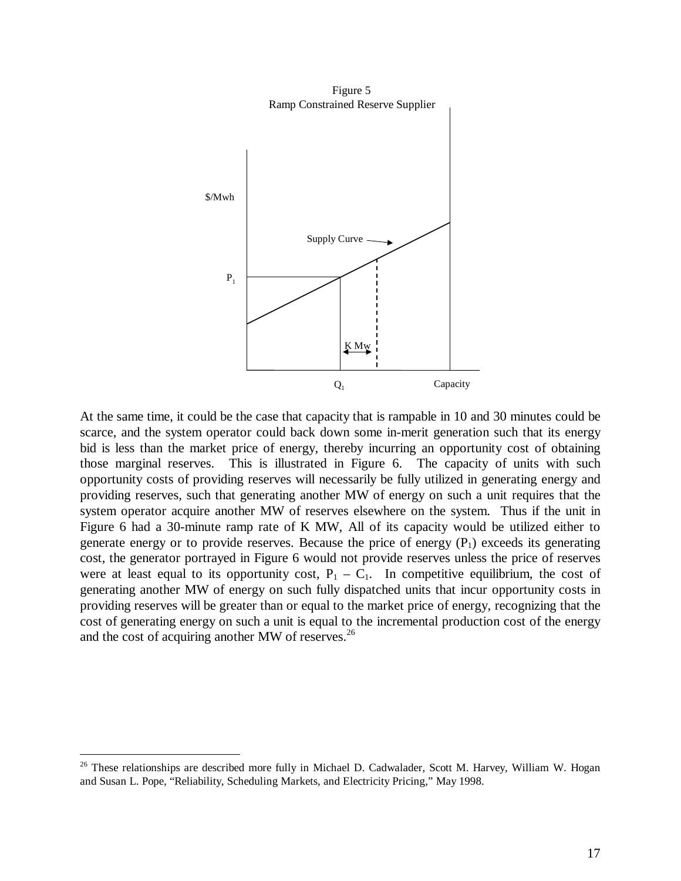Figure 5
Ramp Constrained Reserve Supplier

At the same time, it could be the case that capacity that is rampable in 10 and 30 minutes could be scarce, and the system operator could back down some in-merit generation such that its energy bid is less than the market price of energy, thereby incurring an opportunity cost of obtaining those marginal reserves. This is illustrated in Figure 6. The capacity of units with such opportunity costs of providing reserves will necessarily be fully utilized in generating energy and providing reserves, such that generating another MW of energy on such a unit requires that the system operator acquire another MW of reserves elsewhere on the system. Thus if the unit in Figure 6 had a 30-minute ramp rate of K MW, All of its capacity would be utilized either to generate energy or to provide reserves. Because the price of energy ($P_1$) exceeds its generating cost, the generator portrayed in Figure 6 would not provide reserves unless the price of reserves were at least equal to its opportunity cost, $P_1 - C_1$. In competitive equilibrium, the cost of generating another MW of energy on such fully dispatched units that incur opportunity costs in providing reserves will be greater than or equal to the market price of energy, recognizing that the cost of generating energy on such a unit is equal to the incremental production cost of the energy and the cost of acquiring another MW of reserves.[26]

---

[26] These relationships are described more fully in Michael D. Cadwalader, Scott M. Harvey, William W. Hogan and Susan L. Pope, "Reliability, Scheduling Markets, and Electricity Pricing," May 1998.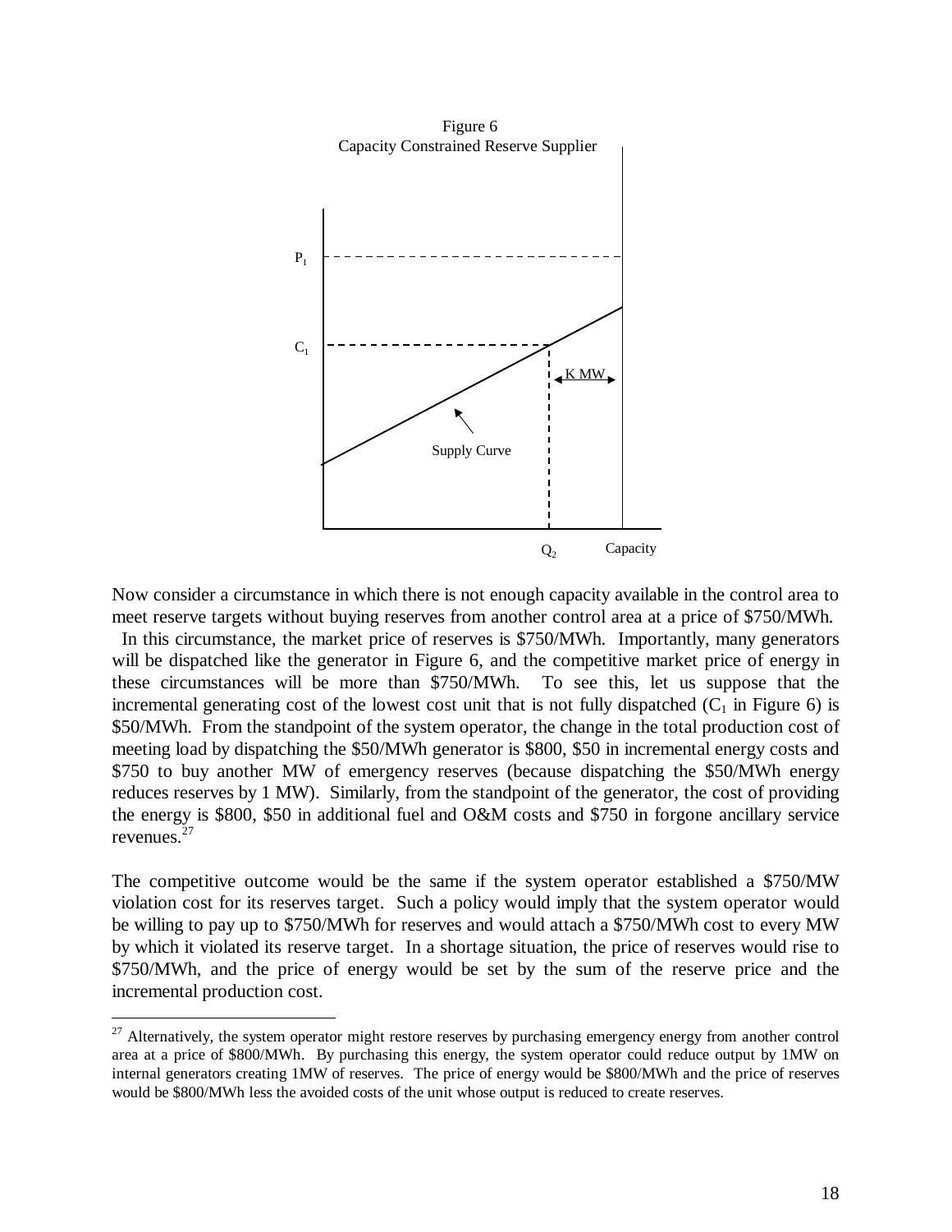Figure 6
Capacity Constrained Reserve Supplier

Now consider a circumstance in which there is not enough capacity available in the control area to meet reserve targets without buying reserves from another control area at a price of $750/MWh. In this circumstance, the market price of reserves is $750/MWh. Importantly, many generators will be dispatched like the generator in Figure 6, and the competitive market price of energy in these circumstances will be more than $750/MWh. To see this, let us suppose that the incremental generating cost of the lowest cost unit that is not fully dispatched ($C_1$ in Figure 6) is $50/MWh. From the standpoint of the system operator, the change in the total production cost of meeting load by dispatching the $50/MWh generator is $800, $50 in incremental energy costs and $750 to buy another MW of emergency reserves (because dispatching the $50/MWh energy reduces reserves by 1 MW). Similarly, from the standpoint of the generator, the cost of providing the energy is $800, $50 in additional fuel and O&M costs and $750 in forgone ancillary service revenues.[27]

The competitive outcome would be the same if the system operator established a $750/MW violation cost for its reserves target. Such a policy would imply that the system operator would be willing to pay up to $750/MWh for reserves and would attach a $750/MWh cost to every MW by which it violated its reserve target. In a shortage situation, the price of reserves would rise to $750/MWh, and the price of energy would be set by the sum of the reserve price and the incremental production cost.

---

[27] Alternatively, the system operator might restore reserves by purchasing emergency energy from another control area at a price of $800/MWh. By purchasing this energy, the system operator could reduce output by 1MW on internal generators creating 1MW of reserves. The price of energy would be $800/MWh and the price of reserves would be $800/MWh less the avoided costs of the unit whose output is reduced to create reserves.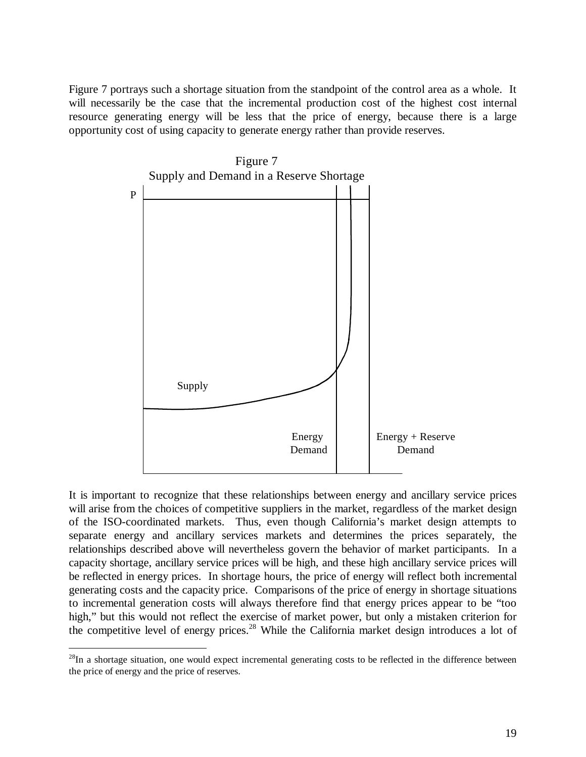Figure 7 portrays such a shortage situation from the standpoint of the control area as a whole. It will necessarily be the case that the incremental production cost of the highest cost internal resource generating energy will be less that the price of energy, because there is a large opportunity cost of using capacity to generate energy rather than provide reserves.

Figure 7
Supply and Demand in a Reserve Shortage

It is important to recognize that these relationships between energy and ancillary service prices will arise from the choices of competitive suppliers in the market, regardless of the market design of the ISO-coordinated markets. Thus, even though California's market design attempts to separate energy and ancillary services markets and determines the prices separately, the relationships described above will nevertheless govern the behavior of market participants. In a capacity shortage, ancillary service prices will be high, and these high ancillary service prices will be reflected in energy prices. In shortage hours, the price of energy will reflect both incremental generating costs and the capacity price. Comparisons of the price of energy in shortage situations to incremental generation costs will always therefore find that energy prices appear to be "too high," but this would not reflect the exercise of market power, but only a mistaken criterion for the competitive level of energy prices.[28] While the California market design introduces a lot of

[28] In a shortage situation, one would expect incremental generating costs to be reflected in the difference between the price of energy and the price of reserves.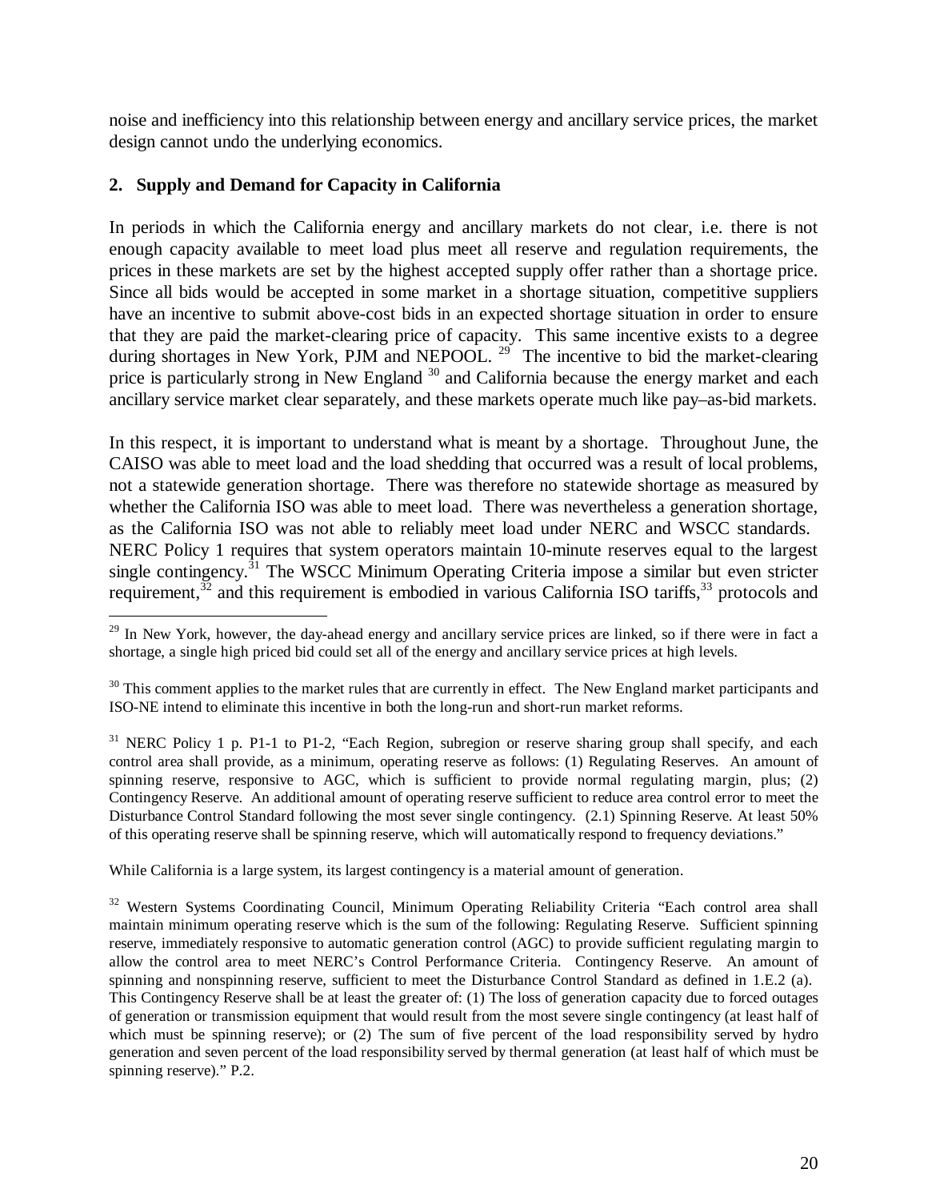noise and inefficiency into this relationship between energy and ancillary service prices, the market design cannot undo the underlying economics.

**2. Supply and Demand for Capacity in California**

In periods in which the California energy and ancillary markets do not clear, i.e. there is not enough capacity available to meet load plus meet all reserve and regulation requirements, the prices in these markets are set by the highest accepted supply offer rather than a shortage price. Since all bids would be accepted in some market in a shortage situation, competitive suppliers have an incentive to submit above-cost bids in an expected shortage situation in order to ensure that they are paid the market-clearing price of capacity. This same incentive exists to a degree during shortages in New York, PJM and NEPOOL. [29] The incentive to bid the market-clearing price is particularly strong in New England [30] and California because the energy market and each ancillary service market clear separately, and these markets operate much like pay–as-bid markets.

In this respect, it is important to understand what is meant by a shortage. Throughout June, the CAISO was able to meet load and the load shedding that occurred was a result of local problems, not a statewide generation shortage. There was therefore no statewide shortage as measured by whether the California ISO was able to meet load. There was nevertheless a generation shortage, as the California ISO was not able to reliably meet load under NERC and WSCC standards. NERC Policy 1 requires that system operators maintain 10-minute reserves equal to the largest single contingency.[31] The WSCC Minimum Operating Criteria impose a similar but even stricter requirement,[32] and this requirement is embodied in various California ISO tariffs,[33] protocols and

---

[29] In New York, however, the day-ahead energy and ancillary service prices are linked, so if there were in fact a shortage, a single high priced bid could set all of the energy and ancillary service prices at high levels.

[30] This comment applies to the market rules that are currently in effect. The New England market participants and ISO-NE intend to eliminate this incentive in both the long-run and short-run market reforms.

[31] NERC Policy 1 p. P1-1 to P1-2, "Each Region, subregion or reserve sharing group shall specify, and each control area shall provide, as a minimum, operating reserve as follows: (1) Regulating Reserves. An amount of spinning reserve, responsive to AGC, which is sufficient to provide normal regulating margin, plus; (2) Contingency Reserve. An additional amount of operating reserve sufficient to reduce area control error to meet the Disturbance Control Standard following the most sever single contingency. (2.1) Spinning Reserve. At least 50% of this operating reserve shall be spinning reserve, which will automatically respond to frequency deviations."

While California is a large system, its largest contingency is a material amount of generation.

[32] Western Systems Coordinating Council, Minimum Operating Reliability Criteria "Each control area shall maintain minimum operating reserve which is the sum of the following: Regulating Reserve. Sufficient spinning reserve, immediately responsive to automatic generation control (AGC) to provide sufficient regulating margin to allow the control area to meet NERC's Control Performance Criteria. Contingency Reserve. An amount of spinning and nonspinning reserve, sufficient to meet the Disturbance Control Standard as defined in 1.E.2 (a). This Contingency Reserve shall be at least the greater of: (1) The loss of generation capacity due to forced outages of generation or transmission equipment that would result from the most severe single contingency (at least half of which must be spinning reserve); or (2) The sum of five percent of the load responsibility served by hydro generation and seven percent of the load responsibility served by thermal generation (at least half of which must be spinning reserve)." P.2.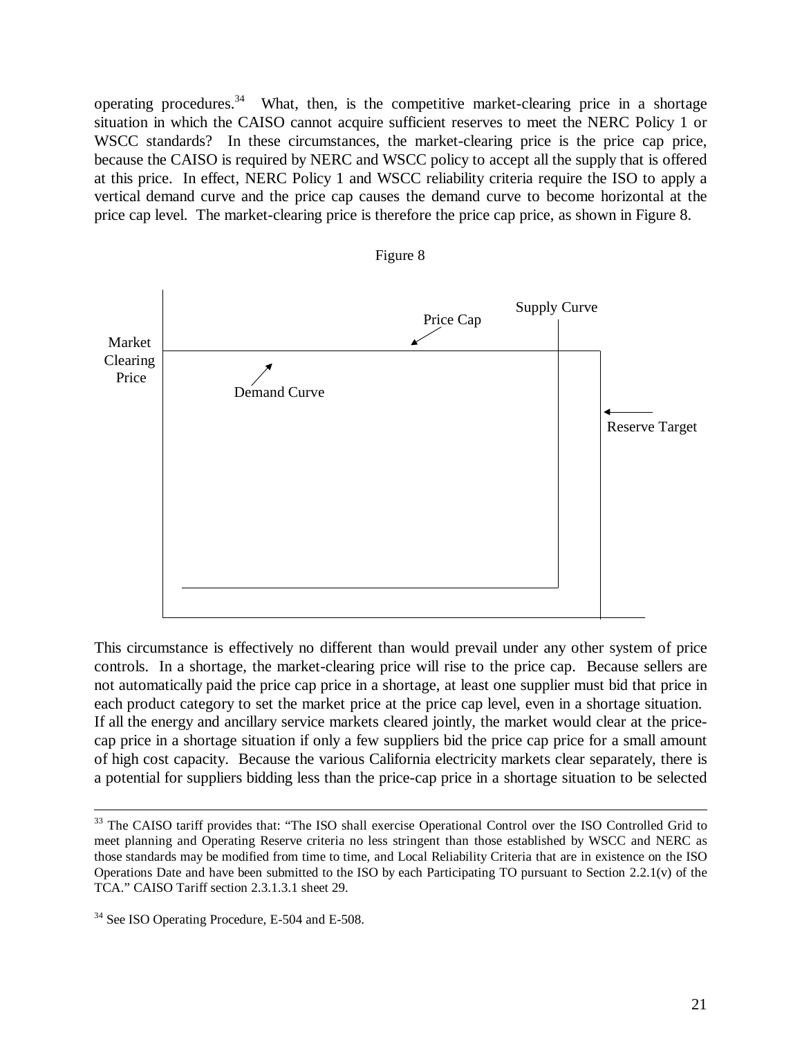operating procedures.[34] What, then, is the competitive market-clearing price in a shortage situation in which the CAISO cannot acquire sufficient reserves to meet the NERC Policy 1 or WSCC standards? In these circumstances, the market-clearing price is the price cap price, because the CAISO is required by NERC and WSCC policy to accept all the supply that is offered at this price. In effect, NERC Policy 1 and WSCC reliability criteria require the ISO to apply a vertical demand curve and the price cap causes the demand curve to become horizontal at the price cap level. The market-clearing price is therefore the price cap price, as shown in Figure 8.

Figure 8

Market Clearing Price

Price Cap

Supply Curve

Demand Curve

Reserve Target

This circumstance is effectively no different than would prevail under any other system of price controls. In a shortage, the market-clearing price will rise to the price cap. Because sellers are not automatically paid the price cap price in a shortage, at least one supplier must bid that price in each product category to set the market price at the price cap level, even in a shortage situation. If all the energy and ancillary service markets cleared jointly, the market would clear at the price-cap price in a shortage situation if only a few suppliers bid the price cap price for a small amount of high cost capacity. Because the various California electricity markets clear separately, there is a potential for suppliers bidding less than the price-cap price in a shortage situation to be selected

---

[33] The CAISO tariff provides that: "The ISO shall exercise Operational Control over the ISO Controlled Grid to meet planning and Operating Reserve criteria no less stringent than those established by WSCC and NERC as those standards may be modified from time to time, and Local Reliability Criteria that are in existence on the ISO Operations Date and have been submitted to the ISO by each Participating TO pursuant to Section 2.2.1(v) of the TCA." CAISO Tariff section 2.3.1.3.1 sheet 29.

[34] See ISO Operating Procedure, E-504 and E-508.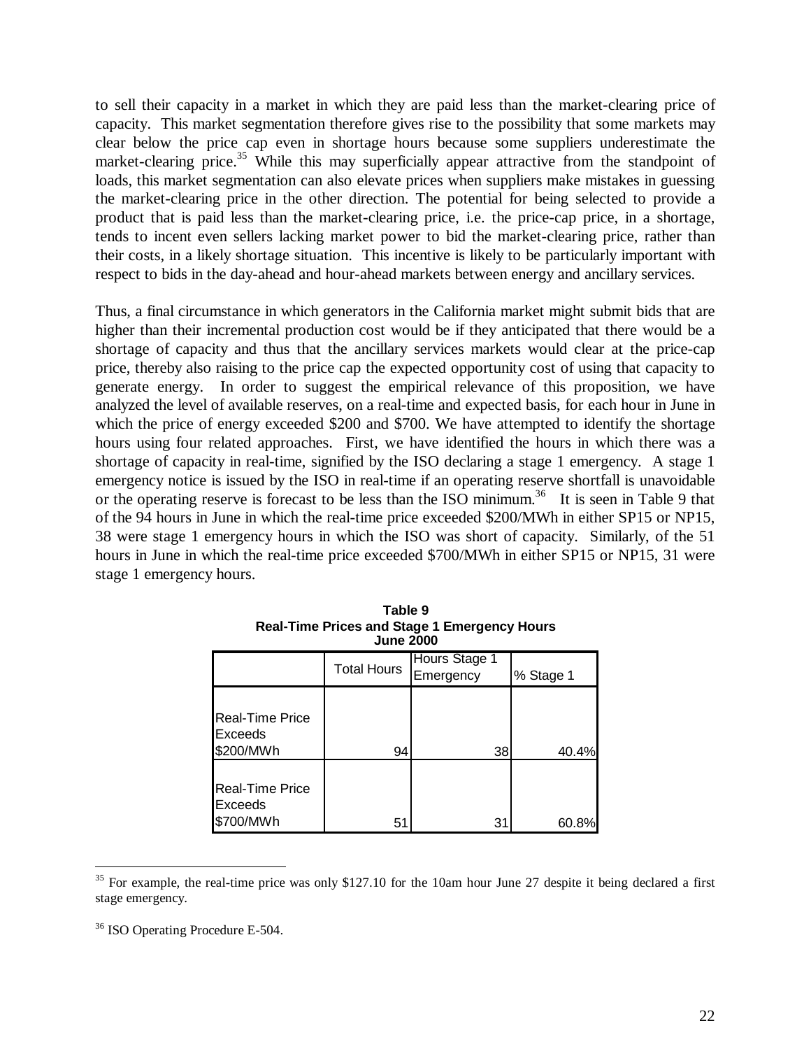to sell their capacity in a market in which they are paid less than the market-clearing price of capacity. This market segmentation therefore gives rise to the possibility that some markets may clear below the price cap even in shortage hours because some suppliers underestimate the market-clearing price.[35] While this may superficially appear attractive from the standpoint of loads, this market segmentation can also elevate prices when suppliers make mistakes in guessing the market-clearing price in the other direction. The potential for being selected to provide a product that is paid less than the market-clearing price, i.e. the price-cap price, in a shortage, tends to incent even sellers lacking market power to bid the market-clearing price, rather than their costs, in a likely shortage situation. This incentive is likely to be particularly important with respect to bids in the day-ahead and hour-ahead markets between energy and ancillary services.

Thus, a final circumstance in which generators in the California market might submit bids that are higher than their incremental production cost would be if they anticipated that there would be a shortage of capacity and thus that the ancillary services markets would clear at the price-cap price, thereby also raising to the price cap the expected opportunity cost of using that capacity to generate energy. In order to suggest the empirical relevance of this proposition, we have analyzed the level of available reserves, on a real-time and expected basis, for each hour in June in which the price of energy exceeded $200 and $700. We have attempted to identify the shortage hours using four related approaches. First, we have identified the hours in which there was a shortage of capacity in real-time, signified by the ISO declaring a stage 1 emergency. A stage 1 emergency notice is issued by the ISO in real-time if an operating reserve shortfall is unavoidable or the operating reserve is forecast to be less than the ISO minimum.[36] It is seen in Table 9 that of the 94 hours in June in which the real-time price exceeded $200/MWh in either SP15 or NP15, 38 were stage 1 emergency hours in which the ISO was short of capacity. Similarly, of the 51 hours in June in which the real-time price exceeded $700/MWh in either SP15 or NP15, 31 were stage 1 emergency hours.

**Table 9**
**Real-Time Prices and Stage 1 Emergency Hours**
**June 2000**

| | Total Hours | Hours Stage 1 Emergency | % Stage 1 |
|---|---|---|---|
| Real-Time Price Exceeds $200/MWh | 94 | 38 | 40.4% |
| Real-Time Price Exceeds $700/MWh | 51 | 31 | 60.8% |

[35] For example, the real-time price was only $127.10 for the 10am hour June 27 despite it being declared a first stage emergency.

[36] ISO Operating Procedure E-504.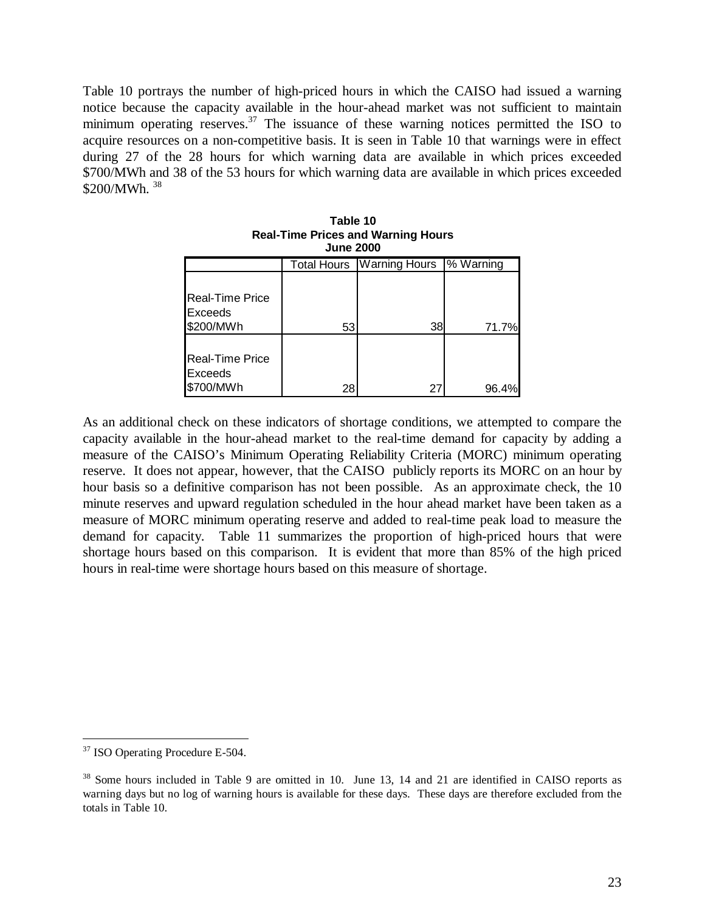Table 10 portrays the number of high-priced hours in which the CAISO had issued a warning notice because the capacity available in the hour-ahead market was not sufficient to maintain minimum operating reserves.[37] The issuance of these warning notices permitted the ISO to acquire resources on a non-competitive basis. It is seen in Table 10 that warnings were in effect during 27 of the 28 hours for which warning data are available in which prices exceeded $700/MWh and 38 of the 53 hours for which warning data are available in which prices exceeded $200/MWh. [38]

**Table 10**
**Real-Time Prices and Warning Hours**
**June 2000**

| | Total Hours | Warning Hours | % Warning |
|---|---|---|---|
| Real-Time Price Exceeds $200/MWh | 53 | 38 | 71.7% |
| Real-Time Price Exceeds $700/MWh | 28 | 27 | 96.4% |

As an additional check on these indicators of shortage conditions, we attempted to compare the capacity available in the hour-ahead market to the real-time demand for capacity by adding a measure of the CAISO's Minimum Operating Reliability Criteria (MORC) minimum operating reserve. It does not appear, however, that the CAISO publicly reports its MORC on an hour by hour basis so a definitive comparison has not been possible. As an approximate check, the 10 minute reserves and upward regulation scheduled in the hour ahead market have been taken as a measure of MORC minimum operating reserve and added to real-time peak load to measure the demand for capacity. Table 11 summarizes the proportion of high-priced hours that were shortage hours based on this comparison. It is evident that more than 85% of the high priced hours in real-time were shortage hours based on this measure of shortage.

---

[37] ISO Operating Procedure E-504.

[38] Some hours included in Table 9 are omitted in 10. June 13, 14 and 21 are identified in CAISO reports as warning days but no log of warning hours is available for these days. These days are therefore excluded from the totals in Table 10.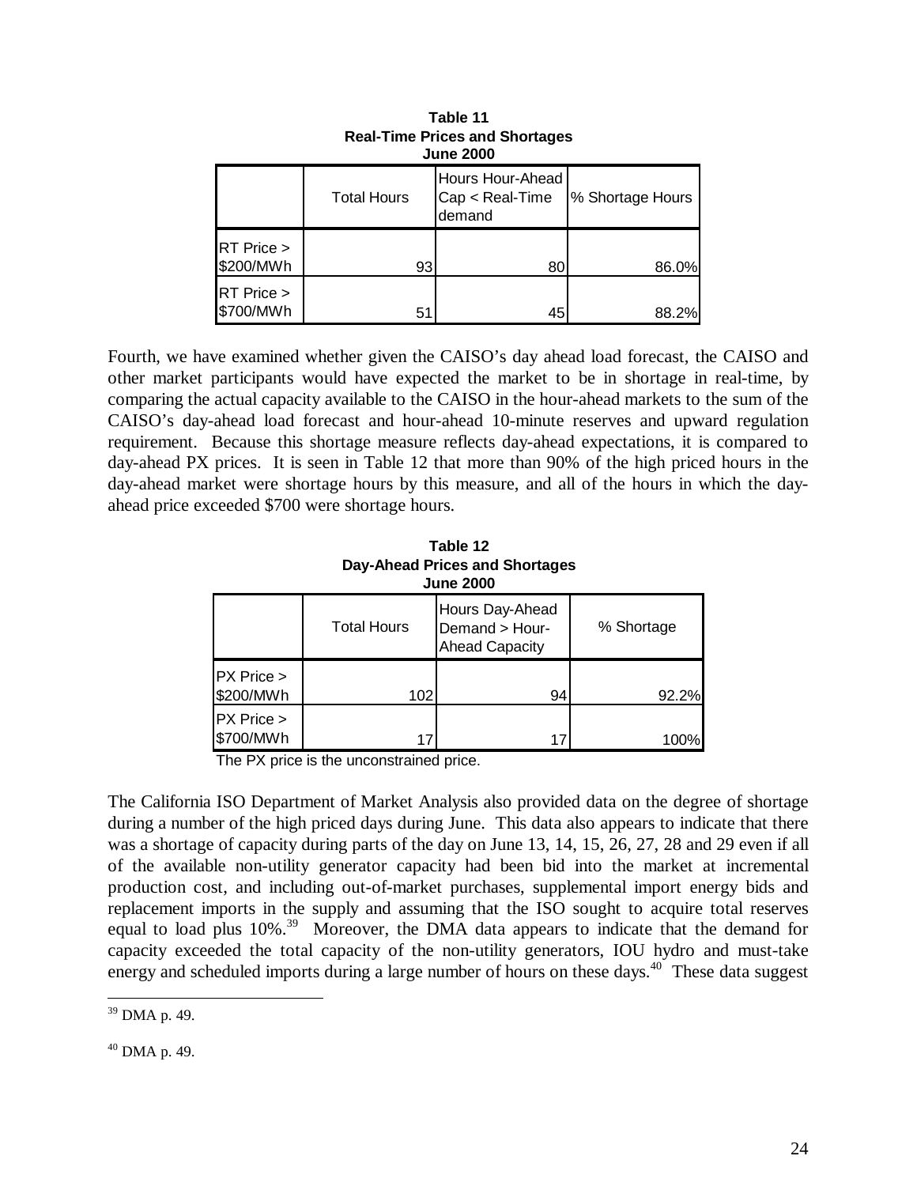**Table 11**
**Real-Time Prices and Shortages**
**June 2000**

| | Total Hours | Hours Hour-Ahead Cap < Real-Time demand | % Shortage Hours |
|---|---|---|---|
| RT Price > $200/MWh | 93 | 80 | 86.0% |
| RT Price > $700/MWh | 51 | 45 | 88.2% |

Fourth, we have examined whether given the CAISO's day ahead load forecast, the CAISO and other market participants would have expected the market to be in shortage in real-time, by comparing the actual capacity available to the CAISO in the hour-ahead markets to the sum of the CAISO's day-ahead load forecast and hour-ahead 10-minute reserves and upward regulation requirement. Because this shortage measure reflects day-ahead expectations, it is compared to day-ahead PX prices. It is seen in Table 12 that more than 90% of the high priced hours in the day-ahead market were shortage hours by this measure, and all of the hours in which the day-ahead price exceeded $700 were shortage hours.

**Table 12**
**Day-Ahead Prices and Shortages**
**June 2000**

| | Total Hours | Hours Day-Ahead Demand > Hour-Ahead Capacity | % Shortage |
|---|---|---|---|
| PX Price > $200/MWh | 102 | 94 | 92.2% |
| PX Price > $700/MWh | 17 | 17 | 100% |

The PX price is the unconstrained price.

The California ISO Department of Market Analysis also provided data on the degree of shortage during a number of the high priced days during June. This data also appears to indicate that there was a shortage of capacity during parts of the day on June 13, 14, 15, 26, 27, 28 and 29 even if all of the available non-utility generator capacity had been bid into the market at incremental production cost, and including out-of-market purchases, supplemental import energy bids and replacement imports in the supply and assuming that the ISO sought to acquire total reserves equal to load plus 10%.[39] Moreover, the DMA data appears to indicate that the demand for capacity exceeded the total capacity of the non-utility generators, IOU hydro and must-take energy and scheduled imports during a large number of hours on these days.[40] These data suggest

[39] DMA p. 49.

[40] DMA p. 49.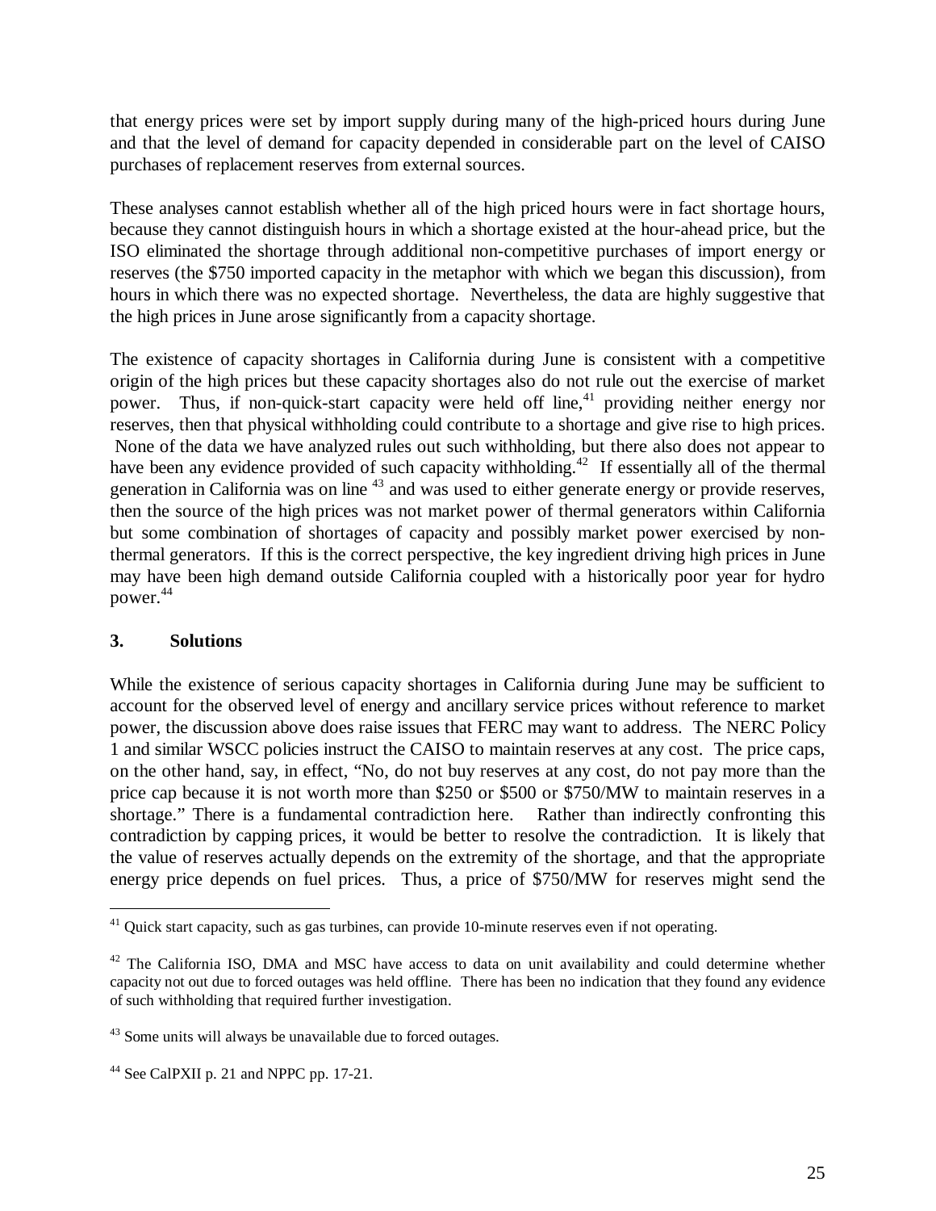that energy prices were set by import supply during many of the high-priced hours during June and that the level of demand for capacity depended in considerable part on the level of CAISO purchases of replacement reserves from external sources.

These analyses cannot establish whether all of the high priced hours were in fact shortage hours, because they cannot distinguish hours in which a shortage existed at the hour-ahead price, but the ISO eliminated the shortage through additional non-competitive purchases of import energy or reserves (the $750 imported capacity in the metaphor with which we began this discussion), from hours in which there was no expected shortage. Nevertheless, the data are highly suggestive that the high prices in June arose significantly from a capacity shortage.

The existence of capacity shortages in California during June is consistent with a competitive origin of the high prices but these capacity shortages also do not rule out the exercise of market power. Thus, if non-quick-start capacity were held off line,[41] providing neither energy nor reserves, then that physical withholding could contribute to a shortage and give rise to high prices. None of the data we have analyzed rules out such withholding, but there also does not appear to have been any evidence provided of such capacity withholding.[42] If essentially all of the thermal generation in California was on line [43] and was used to either generate energy or provide reserves, then the source of the high prices was not market power of thermal generators within California but some combination of shortages of capacity and possibly market power exercised by non-thermal generators. If this is the correct perspective, the key ingredient driving high prices in June may have been high demand outside California coupled with a historically poor year for hydro power.[44]

### 3. Solutions

While the existence of serious capacity shortages in California during June may be sufficient to account for the observed level of energy and ancillary service prices without reference to market power, the discussion above does raise issues that FERC may want to address. The NERC Policy 1 and similar WSCC policies instruct the CAISO to maintain reserves at any cost. The price caps, on the other hand, say, in effect, "No, do not buy reserves at any cost, do not pay more than the price cap because it is not worth more than $250 or $500 or $750/MW to maintain reserves in a shortage." There is a fundamental contradiction here. Rather than indirectly confronting this contradiction by capping prices, it would be better to resolve the contradiction. It is likely that the value of reserves actually depends on the extremity of the shortage, and that the appropriate energy price depends on fuel prices. Thus, a price of $750/MW for reserves might send the

---

[41] Quick start capacity, such as gas turbines, can provide 10-minute reserves even if not operating.

[42] The California ISO, DMA and MSC have access to data on unit availability and could determine whether capacity not out due to forced outages was held offline. There has been no indication that they found any evidence of such withholding that required further investigation.

[43] Some units will always be unavailable due to forced outages.

[44] See CalPXII p. 21 and NPPC pp. 17-21.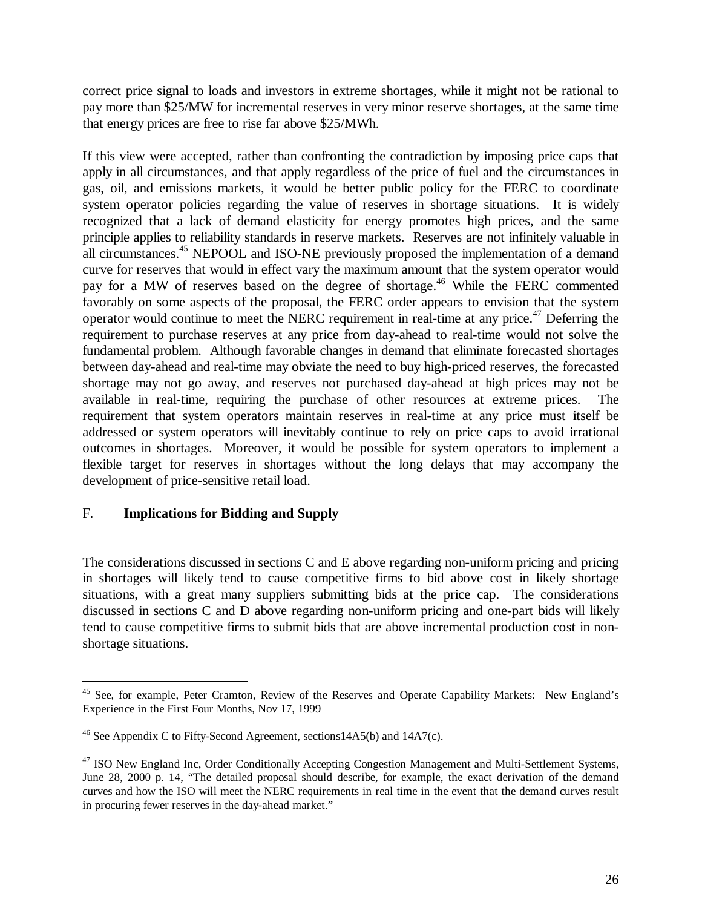correct price signal to loads and investors in extreme shortages, while it might not be rational to pay more than $25/MW for incremental reserves in very minor reserve shortages, at the same time that energy prices are free to rise far above $25/MWh.

If this view were accepted, rather than confronting the contradiction by imposing price caps that apply in all circumstances, and that apply regardless of the price of fuel and the circumstances in gas, oil, and emissions markets, it would be better public policy for the FERC to coordinate system operator policies regarding the value of reserves in shortage situations. It is widely recognized that a lack of demand elasticity for energy promotes high prices, and the same principle applies to reliability standards in reserve markets. Reserves are not infinitely valuable in all circumstances.[45] NEPOOL and ISO-NE previously proposed the implementation of a demand curve for reserves that would in effect vary the maximum amount that the system operator would pay for a MW of reserves based on the degree of shortage.[46] While the FERC commented favorably on some aspects of the proposal, the FERC order appears to envision that the system operator would continue to meet the NERC requirement in real-time at any price.[47] Deferring the requirement to purchase reserves at any price from day-ahead to real-time would not solve the fundamental problem. Although favorable changes in demand that eliminate forecasted shortages between day-ahead and real-time may obviate the need to buy high-priced reserves, the forecasted shortage may not go away, and reserves not purchased day-ahead at high prices may not be available in real-time, requiring the purchase of other resources at extreme prices. The requirement that system operators maintain reserves in real-time at any price must itself be addressed or system operators will inevitably continue to rely on price caps to avoid irrational outcomes in shortages. Moreover, it would be possible for system operators to implement a flexible target for reserves in shortages without the long delays that may accompany the development of price-sensitive retail load.

## F. Implications for Bidding and Supply

The considerations discussed in sections C and E above regarding non-uniform pricing and pricing in shortages will likely tend to cause competitive firms to bid above cost in likely shortage situations, with a great many suppliers submitting bids at the price cap. The considerations discussed in sections C and D above regarding non-uniform pricing and one-part bids will likely tend to cause competitive firms to submit bids that are above incremental production cost in non-shortage situations.

---

[45] See, for example, Peter Cramton, Review of the Reserves and Operate Capability Markets: New England's Experience in the First Four Months, Nov 17, 1999

[46] See Appendix C to Fifty-Second Agreement, sections14A5(b) and 14A7(c).

[47] ISO New England Inc, Order Conditionally Accepting Congestion Management and Multi-Settlement Systems, June 28, 2000 p. 14, "The detailed proposal should describe, for example, the exact derivation of the demand curves and how the ISO will meet the NERC requirements in real time in the event that the demand curves result in procuring fewer reserves in the day-ahead market."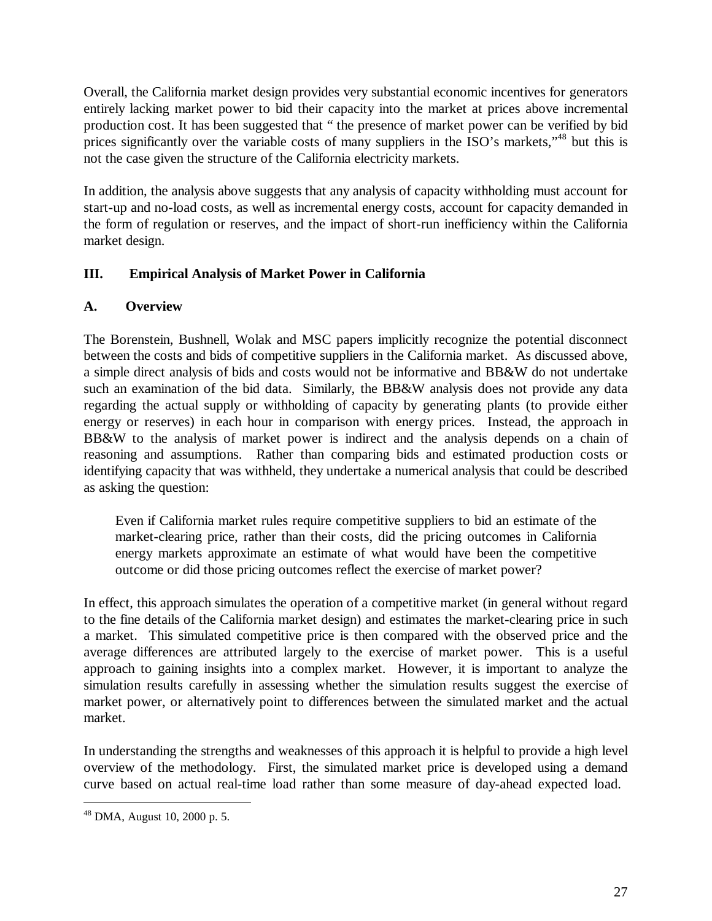Overall, the California market design provides very substantial economic incentives for generators entirely lacking market power to bid their capacity into the market at prices above incremental production cost. It has been suggested that " the presence of market power can be verified by bid prices significantly over the variable costs of many suppliers in the ISO's markets,"[48] but this is not the case given the structure of the California electricity markets.

In addition, the analysis above suggests that any analysis of capacity withholding must account for start-up and no-load costs, as well as incremental energy costs, account for capacity demanded in the form of regulation or reserves, and the impact of short-run inefficiency within the California market design.

## III. Empirical Analysis of Market Power in California

### A. Overview

The Borenstein, Bushnell, Wolak and MSC papers implicitly recognize the potential disconnect between the costs and bids of competitive suppliers in the California market. As discussed above, a simple direct analysis of bids and costs would not be informative and BB&W do not undertake such an examination of the bid data. Similarly, the BB&W analysis does not provide any data regarding the actual supply or withholding of capacity by generating plants (to provide either energy or reserves) in each hour in comparison with energy prices. Instead, the approach in BB&W to the analysis of market power is indirect and the analysis depends on a chain of reasoning and assumptions. Rather than comparing bids and estimated production costs or identifying capacity that was withheld, they undertake a numerical analysis that could be described as asking the question:

> Even if California market rules require competitive suppliers to bid an estimate of the market-clearing price, rather than their costs, did the pricing outcomes in California energy markets approximate an estimate of what would have been the competitive outcome or did those pricing outcomes reflect the exercise of market power?

In effect, this approach simulates the operation of a competitive market (in general without regard to the fine details of the California market design) and estimates the market-clearing price in such a market. This simulated competitive price is then compared with the observed price and the average differences are attributed largely to the exercise of market power. This is a useful approach to gaining insights into a complex market. However, it is important to analyze the simulation results carefully in assessing whether the simulation results suggest the exercise of market power, or alternatively point to differences between the simulated market and the actual market.

In understanding the strengths and weaknesses of this approach it is helpful to provide a high level overview of the methodology. First, the simulated market price is developed using a demand curve based on actual real-time load rather than some measure of day-ahead expected load.

---

[48] DMA, August 10, 2000 p. 5.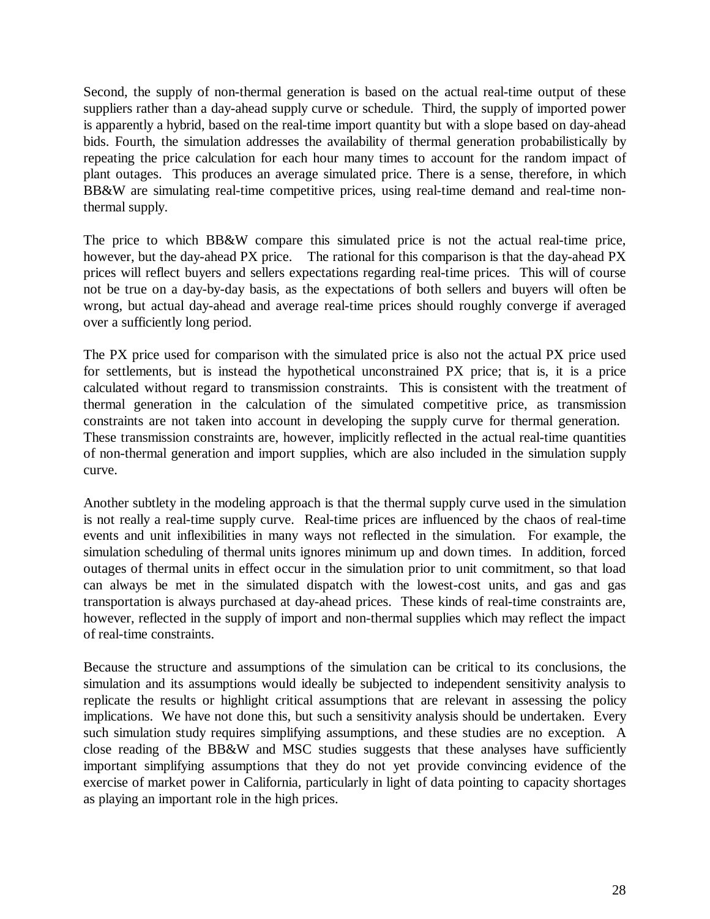Second, the supply of non-thermal generation is based on the actual real-time output of these suppliers rather than a day-ahead supply curve or schedule. Third, the supply of imported power is apparently a hybrid, based on the real-time import quantity but with a slope based on day-ahead bids. Fourth, the simulation addresses the availability of thermal generation probabilistically by repeating the price calculation for each hour many times to account for the random impact of plant outages. This produces an average simulated price. There is a sense, therefore, in which BB&W are simulating real-time competitive prices, using real-time demand and real-time non-thermal supply.

The price to which BB&W compare this simulated price is not the actual real-time price, however, but the day-ahead PX price. The rational for this comparison is that the day-ahead PX prices will reflect buyers and sellers expectations regarding real-time prices. This will of course not be true on a day-by-day basis, as the expectations of both sellers and buyers will often be wrong, but actual day-ahead and average real-time prices should roughly converge if averaged over a sufficiently long period.

The PX price used for comparison with the simulated price is also not the actual PX price used for settlements, but is instead the hypothetical unconstrained PX price; that is, it is a price calculated without regard to transmission constraints. This is consistent with the treatment of thermal generation in the calculation of the simulated competitive price, as transmission constraints are not taken into account in developing the supply curve for thermal generation. These transmission constraints are, however, implicitly reflected in the actual real-time quantities of non-thermal generation and import supplies, which are also included in the simulation supply curve.

Another subtlety in the modeling approach is that the thermal supply curve used in the simulation is not really a real-time supply curve. Real-time prices are influenced by the chaos of real-time events and unit inflexibilities in many ways not reflected in the simulation. For example, the simulation scheduling of thermal units ignores minimum up and down times. In addition, forced outages of thermal units in effect occur in the simulation prior to unit commitment, so that load can always be met in the simulated dispatch with the lowest-cost units, and gas and gas transportation is always purchased at day-ahead prices. These kinds of real-time constraints are, however, reflected in the supply of import and non-thermal supplies which may reflect the impact of real-time constraints.

Because the structure and assumptions of the simulation can be critical to its conclusions, the simulation and its assumptions would ideally be subjected to independent sensitivity analysis to replicate the results or highlight critical assumptions that are relevant in assessing the policy implications. We have not done this, but such a sensitivity analysis should be undertaken. Every such simulation study requires simplifying assumptions, and these studies are no exception. A close reading of the BB&W and MSC studies suggests that these analyses have sufficiently important simplifying assumptions that they do not yet provide convincing evidence of the exercise of market power in California, particularly in light of data pointing to capacity shortages as playing an important role in the high prices.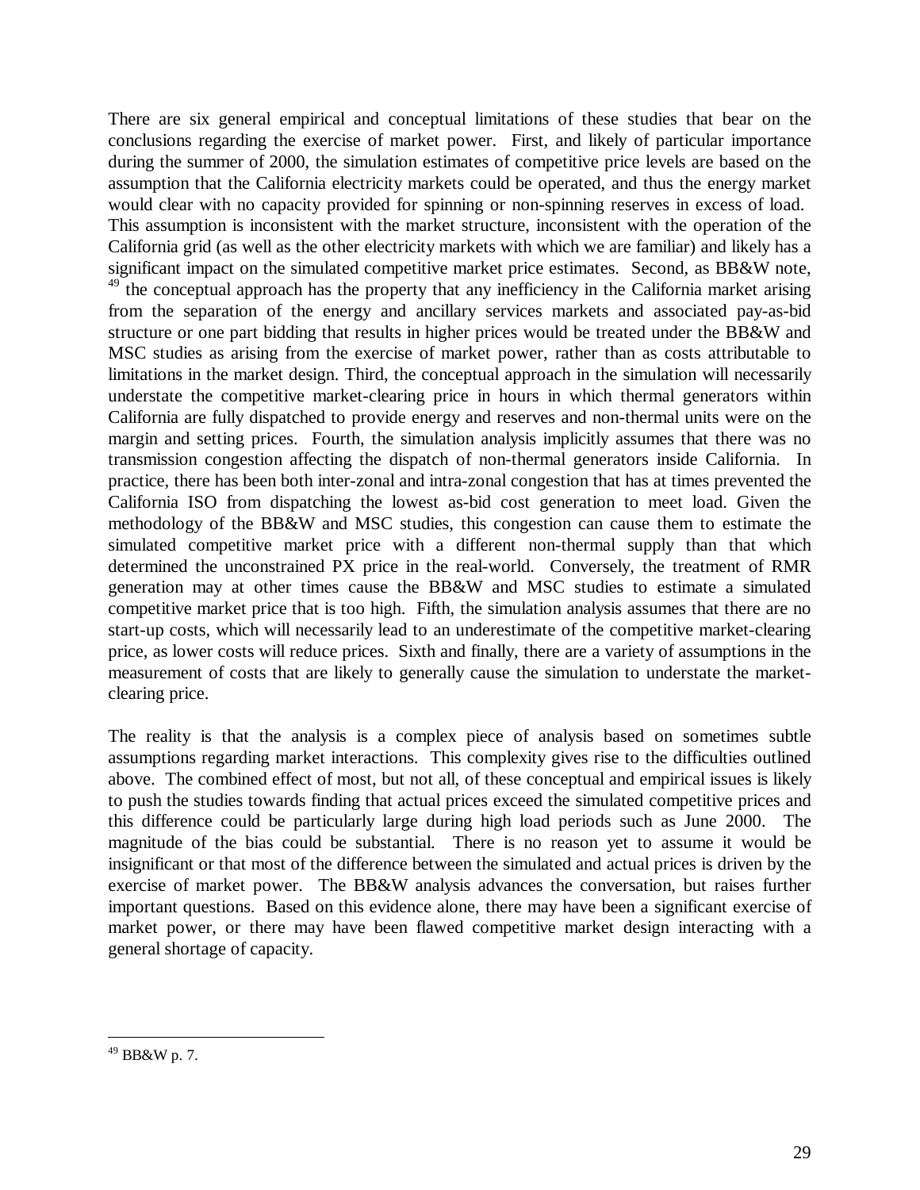There are six general empirical and conceptual limitations of these studies that bear on the conclusions regarding the exercise of market power. First, and likely of particular importance during the summer of 2000, the simulation estimates of competitive price levels are based on the assumption that the California electricity markets could be operated, and thus the energy market would clear with no capacity provided for spinning or non-spinning reserves in excess of load. This assumption is inconsistent with the market structure, inconsistent with the operation of the California grid (as well as the other electricity markets with which we are familiar) and likely has a significant impact on the simulated competitive market price estimates. Second, as BB&W note, [49] the conceptual approach has the property that any inefficiency in the California market arising from the separation of the energy and ancillary services markets and associated pay-as-bid structure or one part bidding that results in higher prices would be treated under the BB&W and MSC studies as arising from the exercise of market power, rather than as costs attributable to limitations in the market design. Third, the conceptual approach in the simulation will necessarily understate the competitive market-clearing price in hours in which thermal generators within California are fully dispatched to provide energy and reserves and non-thermal units were on the margin and setting prices. Fourth, the simulation analysis implicitly assumes that there was no transmission congestion affecting the dispatch of non-thermal generators inside California. In practice, there has been both inter-zonal and intra-zonal congestion that has at times prevented the California ISO from dispatching the lowest as-bid cost generation to meet load. Given the methodology of the BB&W and MSC studies, this congestion can cause them to estimate the simulated competitive market price with a different non-thermal supply than that which determined the unconstrained PX price in the real-world. Conversely, the treatment of RMR generation may at other times cause the BB&W and MSC studies to estimate a simulated competitive market price that is too high. Fifth, the simulation analysis assumes that there are no start-up costs, which will necessarily lead to an underestimate of the competitive market-clearing price, as lower costs will reduce prices. Sixth and finally, there are a variety of assumptions in the measurement of costs that are likely to generally cause the simulation to understate the market-clearing price.

The reality is that the analysis is a complex piece of analysis based on sometimes subtle assumptions regarding market interactions. This complexity gives rise to the difficulties outlined above. The combined effect of most, but not all, of these conceptual and empirical issues is likely to push the studies towards finding that actual prices exceed the simulated competitive prices and this difference could be particularly large during high load periods such as June 2000. The magnitude of the bias could be substantial. There is no reason yet to assume it would be insignificant or that most of the difference between the simulated and actual prices is driven by the exercise of market power. The BB&W analysis advances the conversation, but raises further important questions. Based on this evidence alone, there may have been a significant exercise of market power, or there may have been flawed competitive market design interacting with a general shortage of capacity.

---

[49] BB&W p. 7.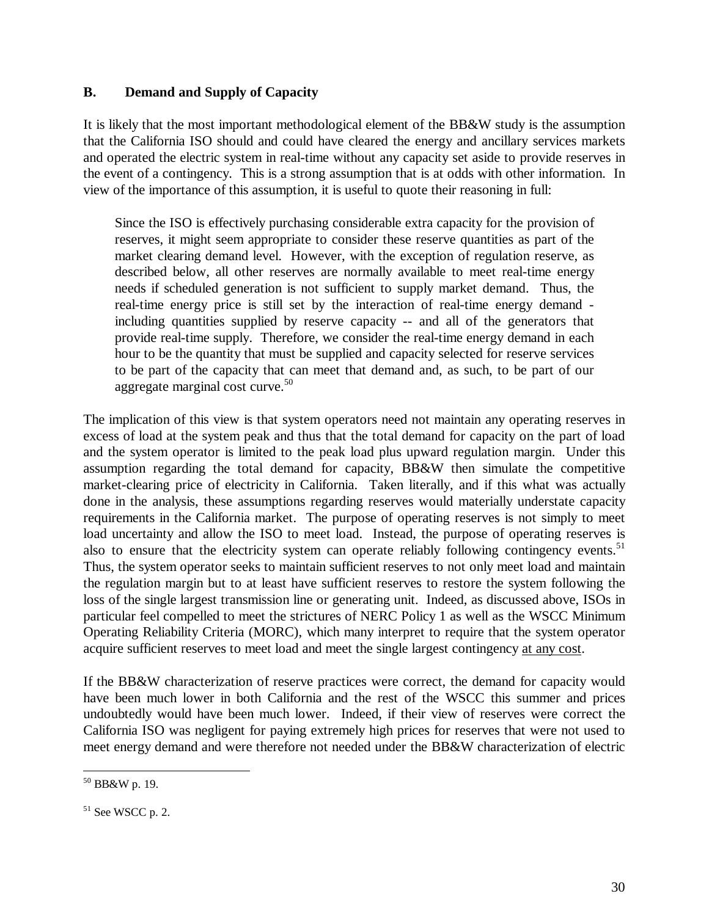## B. Demand and Supply of Capacity

It is likely that the most important methodological element of the BB&W study is the assumption that the California ISO should and could have cleared the energy and ancillary services markets and operated the electric system in real-time without any capacity set aside to provide reserves in the event of a contingency. This is a strong assumption that is at odds with other information. In view of the importance of this assumption, it is useful to quote their reasoning in full:

> Since the ISO is effectively purchasing considerable extra capacity for the provision of reserves, it might seem appropriate to consider these reserve quantities as part of the market clearing demand level. However, with the exception of regulation reserve, as described below, all other reserves are normally available to meet real-time energy needs if scheduled generation is not sufficient to supply market demand. Thus, the real-time energy price is still set by the interaction of real-time energy demand - including quantities supplied by reserve capacity -- and all of the generators that provide real-time supply. Therefore, we consider the real-time energy demand in each hour to be the quantity that must be supplied and capacity selected for reserve services to be part of the capacity that can meet that demand and, as such, to be part of our aggregate marginal cost curve.[50]

The implication of this view is that system operators need not maintain any operating reserves in excess of load at the system peak and thus that the total demand for capacity on the part of load and the system operator is limited to the peak load plus upward regulation margin. Under this assumption regarding the total demand for capacity, BB&W then simulate the competitive market-clearing price of electricity in California. Taken literally, and if this what was actually done in the analysis, these assumptions regarding reserves would materially understate capacity requirements in the California market. The purpose of operating reserves is not simply to meet load uncertainty and allow the ISO to meet load. Instead, the purpose of operating reserves is also to ensure that the electricity system can operate reliably following contingency events.[51] Thus, the system operator seeks to maintain sufficient reserves to not only meet load and maintain the regulation margin but to at least have sufficient reserves to restore the system following the loss of the single largest transmission line or generating unit. Indeed, as discussed above, ISOs in particular feel compelled to meet the strictures of NERC Policy 1 as well as the WSCC Minimum Operating Reliability Criteria (MORC), which many interpret to require that the system operator acquire sufficient reserves to meet load and meet the single largest contingency <u>at any cost</u>.

If the BB&W characterization of reserve practices were correct, the demand for capacity would have been much lower in both California and the rest of the WSCC this summer and prices undoubtedly would have been much lower. Indeed, if their view of reserves were correct the California ISO was negligent for paying extremely high prices for reserves that were not used to meet energy demand and were therefore not needed under the BB&W characterization of electric

---

[50] BB&W p. 19.

[51] See WSCC p. 2.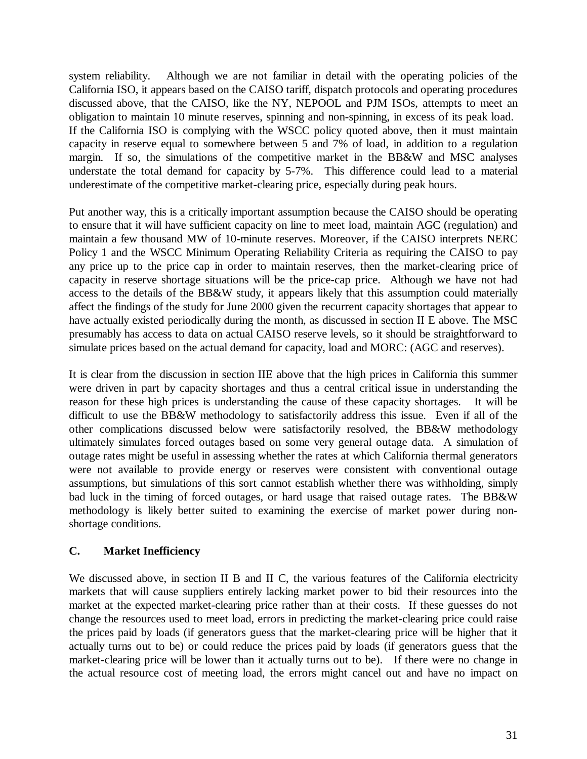system reliability. Although we are not familiar in detail with the operating policies of the California ISO, it appears based on the CAISO tariff, dispatch protocols and operating procedures discussed above, that the CAISO, like the NY, NEPOOL and PJM ISOs, attempts to meet an obligation to maintain 10 minute reserves, spinning and non-spinning, in excess of its peak load. If the California ISO is complying with the WSCC policy quoted above, then it must maintain capacity in reserve equal to somewhere between 5 and 7% of load, in addition to a regulation margin. If so, the simulations of the competitive market in the BB&W and MSC analyses understate the total demand for capacity by 5-7%. This difference could lead to a material underestimate of the competitive market-clearing price, especially during peak hours.

Put another way, this is a critically important assumption because the CAISO should be operating to ensure that it will have sufficient capacity on line to meet load, maintain AGC (regulation) and maintain a few thousand MW of 10-minute reserves. Moreover, if the CAISO interprets NERC Policy 1 and the WSCC Minimum Operating Reliability Criteria as requiring the CAISO to pay any price up to the price cap in order to maintain reserves, then the market-clearing price of capacity in reserve shortage situations will be the price-cap price. Although we have not had access to the details of the BB&W study, it appears likely that this assumption could materially affect the findings of the study for June 2000 given the recurrent capacity shortages that appear to have actually existed periodically during the month, as discussed in section II E above. The MSC presumably has access to data on actual CAISO reserve levels, so it should be straightforward to simulate prices based on the actual demand for capacity, load and MORC: (AGC and reserves).

It is clear from the discussion in section IIE above that the high prices in California this summer were driven in part by capacity shortages and thus a central critical issue in understanding the reason for these high prices is understanding the cause of these capacity shortages. It will be difficult to use the BB&W methodology to satisfactorily address this issue. Even if all of the other complications discussed below were satisfactorily resolved, the BB&W methodology ultimately simulates forced outages based on some very general outage data. A simulation of outage rates might be useful in assessing whether the rates at which California thermal generators were not available to provide energy or reserves were consistent with conventional outage assumptions, but simulations of this sort cannot establish whether there was withholding, simply bad luck in the timing of forced outages, or hard usage that raised outage rates. The BB&W methodology is likely better suited to examining the exercise of market power during non-shortage conditions.

### C. Market Inefficiency

We discussed above, in section II B and II C, the various features of the California electricity markets that will cause suppliers entirely lacking market power to bid their resources into the market at the expected market-clearing price rather than at their costs. If these guesses do not change the resources used to meet load, errors in predicting the market-clearing price could raise the prices paid by loads (if generators guess that the market-clearing price will be higher that it actually turns out to be) or could reduce the prices paid by loads (if generators guess that the market-clearing price will be lower than it actually turns out to be). If there were no change in the actual resource cost of meeting load, the errors might cancel out and have no impact on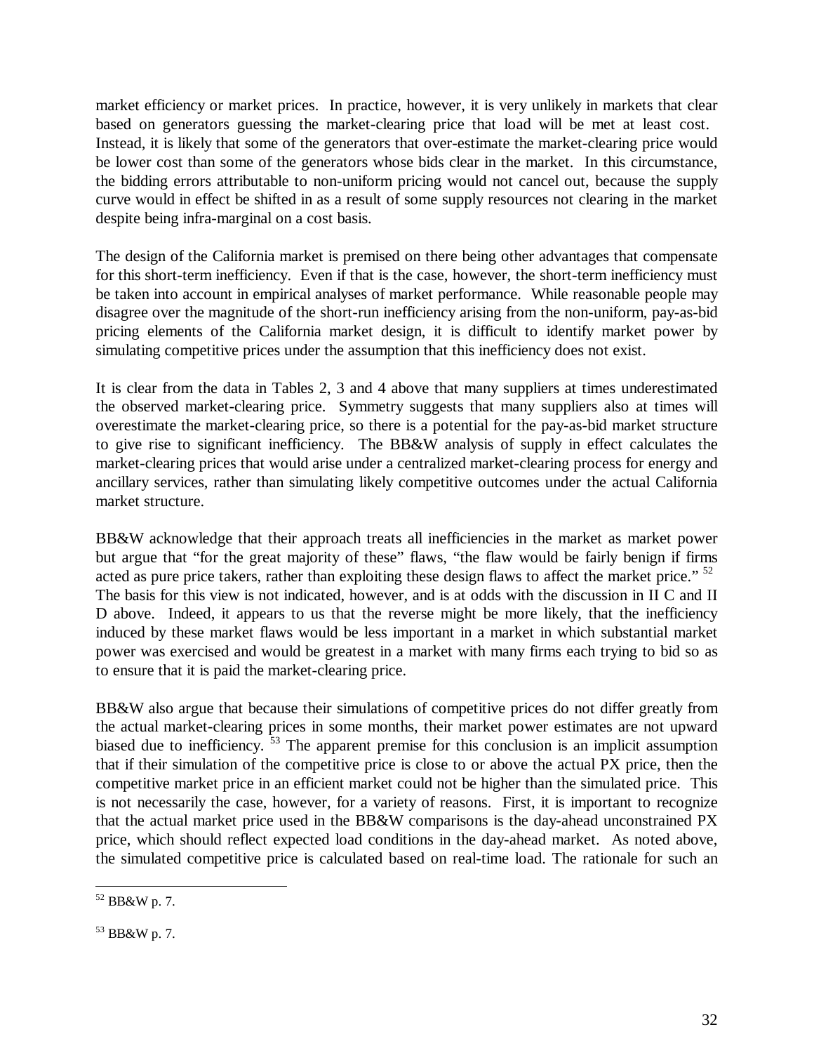market efficiency or market prices. In practice, however, it is very unlikely in markets that clear based on generators guessing the market-clearing price that load will be met at least cost. Instead, it is likely that some of the generators that over-estimate the market-clearing price would be lower cost than some of the generators whose bids clear in the market. In this circumstance, the bidding errors attributable to non-uniform pricing would not cancel out, because the supply curve would in effect be shifted in as a result of some supply resources not clearing in the market despite being infra-marginal on a cost basis.

The design of the California market is premised on there being other advantages that compensate for this short-term inefficiency. Even if that is the case, however, the short-term inefficiency must be taken into account in empirical analyses of market performance. While reasonable people may disagree over the magnitude of the short-run inefficiency arising from the non-uniform, pay-as-bid pricing elements of the California market design, it is difficult to identify market power by simulating competitive prices under the assumption that this inefficiency does not exist.

It is clear from the data in Tables 2, 3 and 4 above that many suppliers at times underestimated the observed market-clearing price. Symmetry suggests that many suppliers also at times will overestimate the market-clearing price, so there is a potential for the pay-as-bid market structure to give rise to significant inefficiency. The BB&W analysis of supply in effect calculates the market-clearing prices that would arise under a centralized market-clearing process for energy and ancillary services, rather than simulating likely competitive outcomes under the actual California market structure.

BB&W acknowledge that their approach treats all inefficiencies in the market as market power but argue that "for the great majority of these" flaws, "the flaw would be fairly benign if firms acted as pure price takers, rather than exploiting these design flaws to affect the market price." [52] The basis for this view is not indicated, however, and is at odds with the discussion in II C and II D above. Indeed, it appears to us that the reverse might be more likely, that the inefficiency induced by these market flaws would be less important in a market in which substantial market power was exercised and would be greatest in a market with many firms each trying to bid so as to ensure that it is paid the market-clearing price.

BB&W also argue that because their simulations of competitive prices do not differ greatly from the actual market-clearing prices in some months, their market power estimates are not upward biased due to inefficiency. [53] The apparent premise for this conclusion is an implicit assumption that if their simulation of the competitive price is close to or above the actual PX price, then the competitive market price in an efficient market could not be higher than the simulated price. This is not necessarily the case, however, for a variety of reasons. First, it is important to recognize that the actual market price used in the BB&W comparisons is the day-ahead unconstrained PX price, which should reflect expected load conditions in the day-ahead market. As noted above, the simulated competitive price is calculated based on real-time load. The rationale for such an

[52] BB&W p. 7.

[53] BB&W p. 7.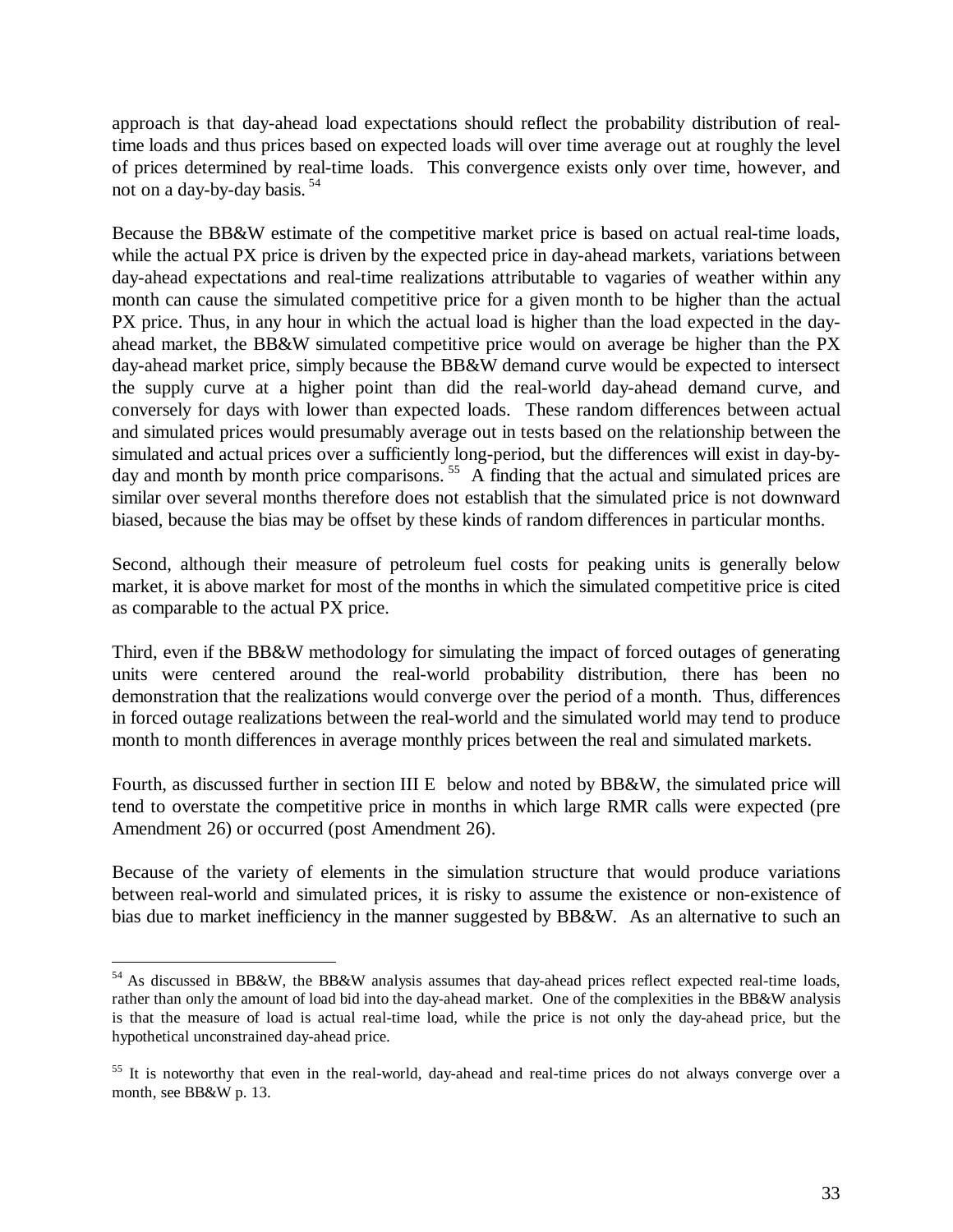approach is that day-ahead load expectations should reflect the probability distribution of real-time loads and thus prices based on expected loads will over time average out at roughly the level of prices determined by real-time loads. This convergence exists only over time, however, and not on a day-by-day basis. [54]

Because the BB&W estimate of the competitive market price is based on actual real-time loads, while the actual PX price is driven by the expected price in day-ahead markets, variations between day-ahead expectations and real-time realizations attributable to vagaries of weather within any month can cause the simulated competitive price for a given month to be higher than the actual PX price. Thus, in any hour in which the actual load is higher than the load expected in the day-ahead market, the BB&W simulated competitive price would on average be higher than the PX day-ahead market price, simply because the BB&W demand curve would be expected to intersect the supply curve at a higher point than did the real-world day-ahead demand curve, and conversely for days with lower than expected loads. These random differences between actual and simulated prices would presumably average out in tests based on the relationship between the simulated and actual prices over a sufficiently long-period, but the differences will exist in day-by-day and month by month price comparisons. [55] A finding that the actual and simulated prices are similar over several months therefore does not establish that the simulated price is not downward biased, because the bias may be offset by these kinds of random differences in particular months.

Second, although their measure of petroleum fuel costs for peaking units is generally below market, it is above market for most of the months in which the simulated competitive price is cited as comparable to the actual PX price.

Third, even if the BB&W methodology for simulating the impact of forced outages of generating units were centered around the real-world probability distribution, there has been no demonstration that the realizations would converge over the period of a month. Thus, differences in forced outage realizations between the real-world and the simulated world may tend to produce month to month differences in average monthly prices between the real and simulated markets.

Fourth, as discussed further in section III E below and noted by BB&W, the simulated price will tend to overstate the competitive price in months in which large RMR calls were expected (pre Amendment 26) or occurred (post Amendment 26).

Because of the variety of elements in the simulation structure that would produce variations between real-world and simulated prices, it is risky to assume the existence or non-existence of bias due to market inefficiency in the manner suggested by BB&W. As an alternative to such an

---

[54] As discussed in BB&W, the BB&W analysis assumes that day-ahead prices reflect expected real-time loads, rather than only the amount of load bid into the day-ahead market. One of the complexities in the BB&W analysis is that the measure of load is actual real-time load, while the price is not only the day-ahead price, but the hypothetical unconstrained day-ahead price.

[55] It is noteworthy that even in the real-world, day-ahead and real-time prices do not always converge over a month, see BB&W p. 13.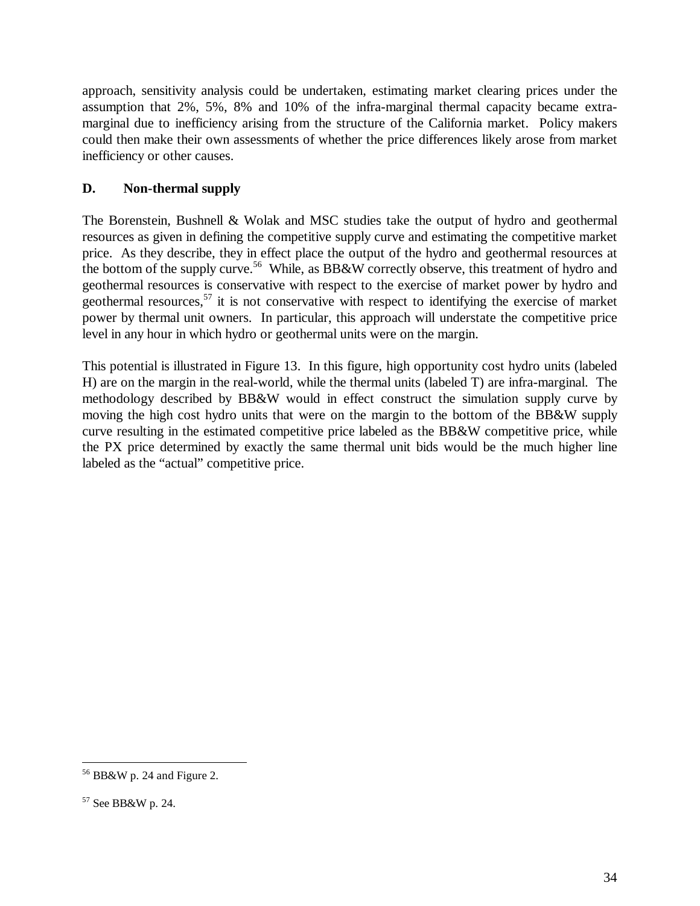approach, sensitivity analysis could be undertaken, estimating market clearing prices under the assumption that 2%, 5%, 8% and 10% of the infra-marginal thermal capacity became extra-marginal due to inefficiency arising from the structure of the California market. Policy makers could then make their own assessments of whether the price differences likely arose from market inefficiency or other causes.

### D. Non-thermal supply

The Borenstein, Bushnell & Wolak and MSC studies take the output of hydro and geothermal resources as given in defining the competitive supply curve and estimating the competitive market price. As they describe, they in effect place the output of the hydro and geothermal resources at the bottom of the supply curve.[56] While, as BB&W correctly observe, this treatment of hydro and geothermal resources is conservative with respect to the exercise of market power by hydro and geothermal resources,[57] it is not conservative with respect to identifying the exercise of market power by thermal unit owners. In particular, this approach will understate the competitive price level in any hour in which hydro or geothermal units were on the margin.

This potential is illustrated in Figure 13. In this figure, high opportunity cost hydro units (labeled H) are on the margin in the real-world, while the thermal units (labeled T) are infra-marginal. The methodology described by BB&W would in effect construct the simulation supply curve by moving the high cost hydro units that were on the margin to the bottom of the BB&W supply curve resulting in the estimated competitive price labeled as the BB&W competitive price, while the PX price determined by exactly the same thermal unit bids would be the much higher line labeled as the "actual" competitive price.

---

[56] BB&W p. 24 and Figure 2.

[57] See BB&W p. 24.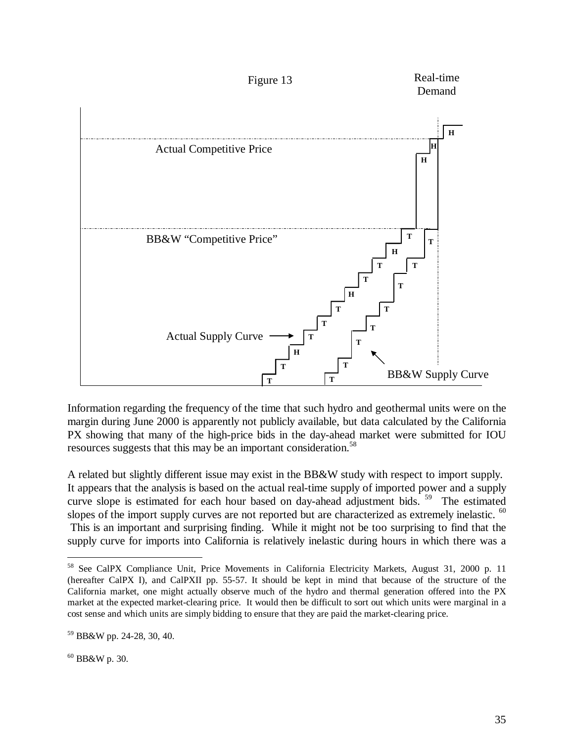Figure 13

Real-time Demand

Actual Competitive Price

BB&W "Competitive Price"

Actual Supply Curve

BB&W Supply Curve

Information regarding the frequency of the time that such hydro and geothermal units were on the margin during June 2000 is apparently not publicly available, but data calculated by the California PX showing that many of the high-price bids in the day-ahead market were submitted for IOU resources suggests that this may be an important consideration.[58]

A related but slightly different issue may exist in the BB&W study with respect to import supply. It appears that the analysis is based on the actual real-time supply of imported power and a supply curve slope is estimated for each hour based on day-ahead adjustment bids.[59] The estimated slopes of the import supply curves are not reported but are characterized as extremely inelastic.[60] This is an important and surprising finding. While it might not be too surprising to find that the supply curve for imports into California is relatively inelastic during hours in which there was a

---

[58] See CalPX Compliance Unit, Price Movements in California Electricity Markets, August 31, 2000 p. 11 (hereafter CalPX I), and CalPXII pp. 55-57. It should be kept in mind that because of the structure of the California market, one might actually observe much of the hydro and thermal generation offered into the PX market at the expected market-clearing price. It would then be difficult to sort out which units were marginal in a cost sense and which units are simply bidding to ensure that they are paid the market-clearing price.

[59] BB&W pp. 24-28, 30, 40.

[60] BB&W p. 30.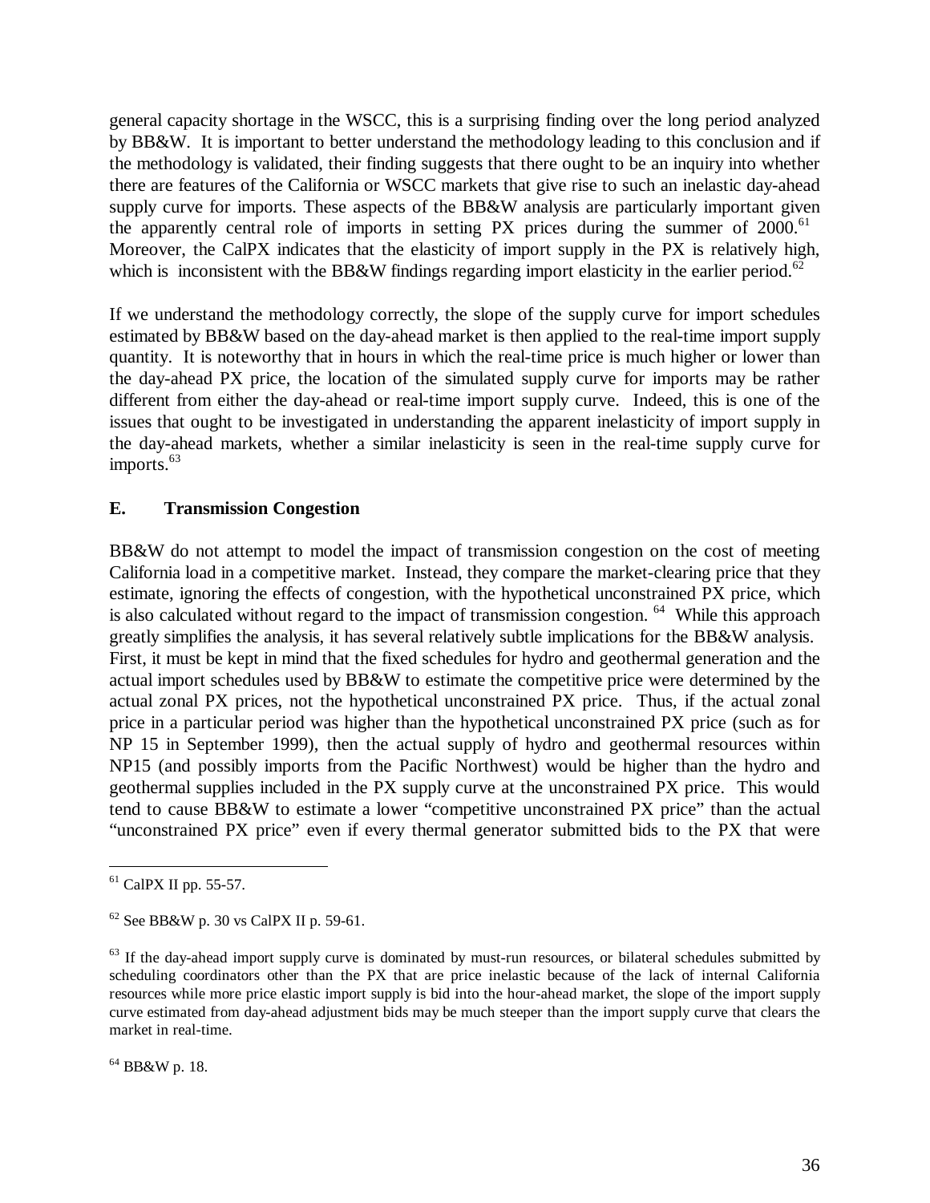general capacity shortage in the WSCC, this is a surprising finding over the long period analyzed by BB&W. It is important to better understand the methodology leading to this conclusion and if the methodology is validated, their finding suggests that there ought to be an inquiry into whether there are features of the California or WSCC markets that give rise to such an inelastic day-ahead supply curve for imports. These aspects of the BB&W analysis are particularly important given the apparently central role of imports in setting PX prices during the summer of 2000.[61] Moreover, the CalPX indicates that the elasticity of import supply in the PX is relatively high, which is inconsistent with the BB&W findings regarding import elasticity in the earlier period.[62]

If we understand the methodology correctly, the slope of the supply curve for import schedules estimated by BB&W based on the day-ahead market is then applied to the real-time import supply quantity. It is noteworthy that in hours in which the real-time price is much higher or lower than the day-ahead PX price, the location of the simulated supply curve for imports may be rather different from either the day-ahead or real-time import supply curve. Indeed, this is one of the issues that ought to be investigated in understanding the apparent inelasticity of import supply in the day-ahead markets, whether a similar inelasticity is seen in the real-time supply curve for imports.[63]

## E. Transmission Congestion

BB&W do not attempt to model the impact of transmission congestion on the cost of meeting California load in a competitive market. Instead, they compare the market-clearing price that they estimate, ignoring the effects of congestion, with the hypothetical unconstrained PX price, which is also calculated without regard to the impact of transmission congestion.[64] While this approach greatly simplifies the analysis, it has several relatively subtle implications for the BB&W analysis. First, it must be kept in mind that the fixed schedules for hydro and geothermal generation and the actual import schedules used by BB&W to estimate the competitive price were determined by the actual zonal PX prices, not the hypothetical unconstrained PX price. Thus, if the actual zonal price in a particular period was higher than the hypothetical unconstrained PX price (such as for NP 15 in September 1999), then the actual supply of hydro and geothermal resources within NP15 (and possibly imports from the Pacific Northwest) would be higher than the hydro and geothermal supplies included in the PX supply curve at the unconstrained PX price. This would tend to cause BB&W to estimate a lower "competitive unconstrained PX price" than the actual "unconstrained PX price" even if every thermal generator submitted bids to the PX that were

---

[61] CalPX II pp. 55-57.

[62] See BB&W p. 30 vs CalPX II p. 59-61.

[63] If the day-ahead import supply curve is dominated by must-run resources, or bilateral schedules submitted by scheduling coordinators other than the PX that are price inelastic because of the lack of internal California resources while more price elastic import supply is bid into the hour-ahead market, the slope of the import supply curve estimated from day-ahead adjustment bids may be much steeper than the import supply curve that clears the market in real-time.

[64] BB&W p. 18.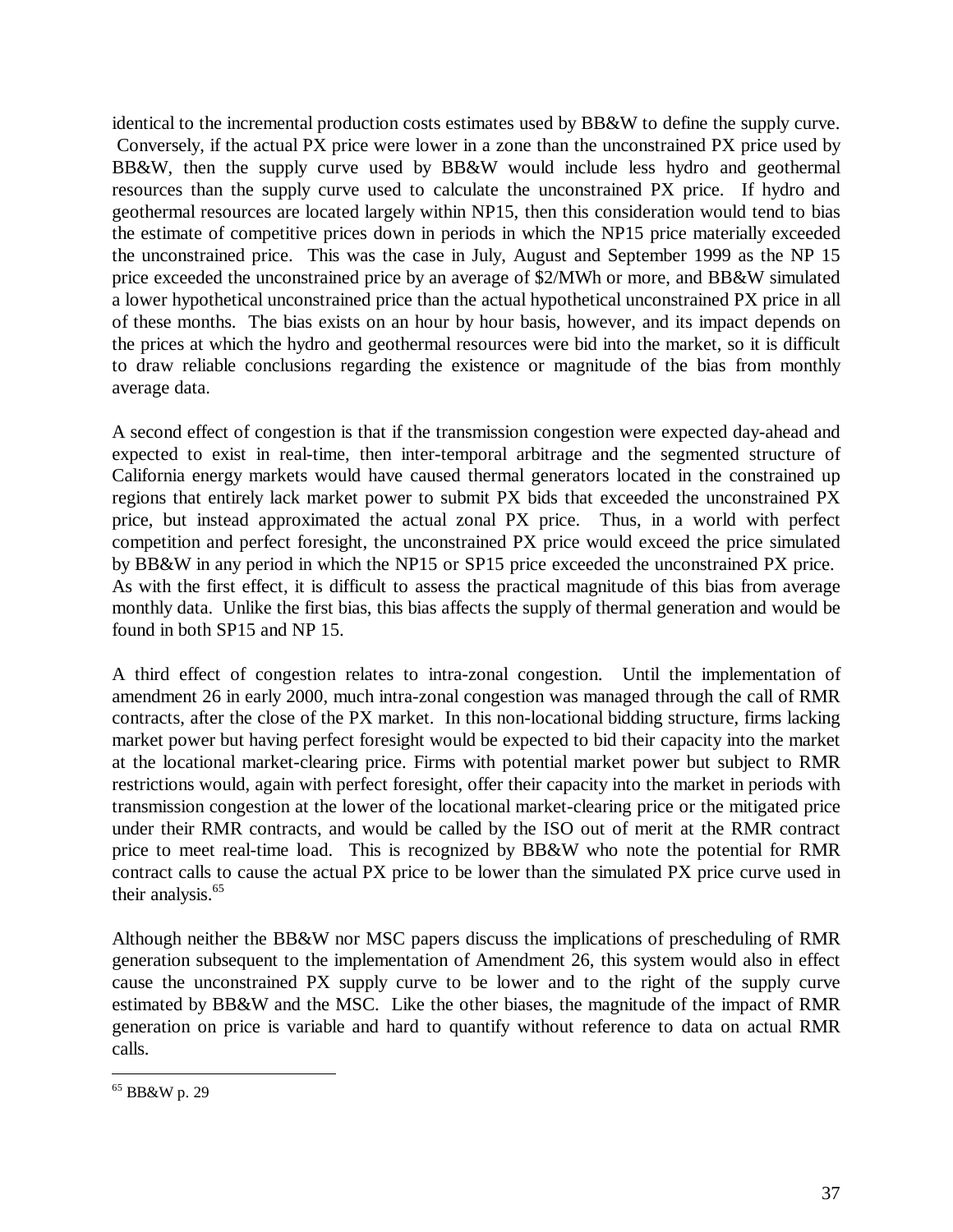identical to the incremental production costs estimates used by BB&W to define the supply curve. Conversely, if the actual PX price were lower in a zone than the unconstrained PX price used by BB&W, then the supply curve used by BB&W would include less hydro and geothermal resources than the supply curve used to calculate the unconstrained PX price. If hydro and geothermal resources are located largely within NP15, then this consideration would tend to bias the estimate of competitive prices down in periods in which the NP15 price materially exceeded the unconstrained price. This was the case in July, August and September 1999 as the NP 15 price exceeded the unconstrained price by an average of $2/MWh or more, and BB&W simulated a lower hypothetical unconstrained price than the actual hypothetical unconstrained PX price in all of these months. The bias exists on an hour by hour basis, however, and its impact depends on the prices at which the hydro and geothermal resources were bid into the market, so it is difficult to draw reliable conclusions regarding the existence or magnitude of the bias from monthly average data.

A second effect of congestion is that if the transmission congestion were expected day-ahead and expected to exist in real-time, then inter-temporal arbitrage and the segmented structure of California energy markets would have caused thermal generators located in the constrained up regions that entirely lack market power to submit PX bids that exceeded the unconstrained PX price, but instead approximated the actual zonal PX price. Thus, in a world with perfect competition and perfect foresight, the unconstrained PX price would exceed the price simulated by BB&W in any period in which the NP15 or SP15 price exceeded the unconstrained PX price. As with the first effect, it is difficult to assess the practical magnitude of this bias from average monthly data. Unlike the first bias, this bias affects the supply of thermal generation and would be found in both SP15 and NP 15.

A third effect of congestion relates to intra-zonal congestion. Until the implementation of amendment 26 in early 2000, much intra-zonal congestion was managed through the call of RMR contracts, after the close of the PX market. In this non-locational bidding structure, firms lacking market power but having perfect foresight would be expected to bid their capacity into the market at the locational market-clearing price. Firms with potential market power but subject to RMR restrictions would, again with perfect foresight, offer their capacity into the market in periods with transmission congestion at the lower of the locational market-clearing price or the mitigated price under their RMR contracts, and would be called by the ISO out of merit at the RMR contract price to meet real-time load. This is recognized by BB&W who note the potential for RMR contract calls to cause the actual PX price to be lower than the simulated PX price curve used in their analysis.[65]

Although neither the BB&W nor MSC papers discuss the implications of prescheduling of RMR generation subsequent to the implementation of Amendment 26, this system would also in effect cause the unconstrained PX supply curve to be lower and to the right of the supply curve estimated by BB&W and the MSC. Like the other biases, the magnitude of the impact of RMR generation on price is variable and hard to quantify without reference to data on actual RMR calls.

---

[65] BB&W p. 29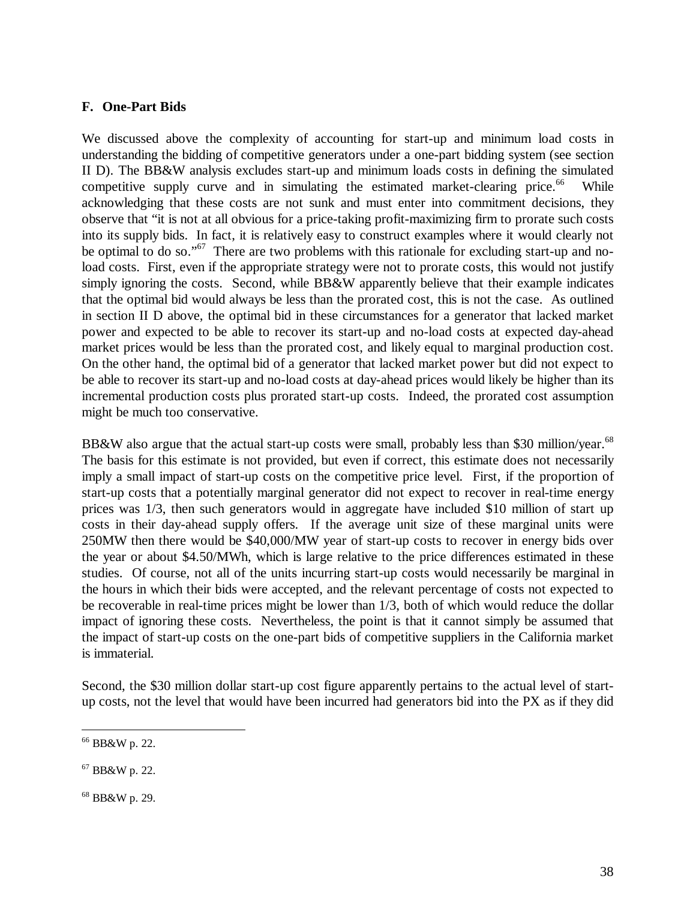### F. One-Part Bids

We discussed above the complexity of accounting for start-up and minimum load costs in understanding the bidding of competitive generators under a one-part bidding system (see section II D). The BB&W analysis excludes start-up and minimum loads costs in defining the simulated competitive supply curve and in simulating the estimated market-clearing price.[66] While acknowledging that these costs are not sunk and must enter into commitment decisions, they observe that "it is not at all obvious for a price-taking profit-maximizing firm to prorate such costs into its supply bids. In fact, it is relatively easy to construct examples where it would clearly not be optimal to do so."[67] There are two problems with this rationale for excluding start-up and no-load costs. First, even if the appropriate strategy were not to prorate costs, this would not justify simply ignoring the costs. Second, while BB&W apparently believe that their example indicates that the optimal bid would always be less than the prorated cost, this is not the case. As outlined in section II D above, the optimal bid in these circumstances for a generator that lacked market power and expected to be able to recover its start-up and no-load costs at expected day-ahead market prices would be less than the prorated cost, and likely equal to marginal production cost. On the other hand, the optimal bid of a generator that lacked market power but did not expect to be able to recover its start-up and no-load costs at day-ahead prices would likely be higher than its incremental production costs plus prorated start-up costs. Indeed, the prorated cost assumption might be much too conservative.

BB&W also argue that the actual start-up costs were small, probably less than $30 million/year.[68] The basis for this estimate is not provided, but even if correct, this estimate does not necessarily imply a small impact of start-up costs on the competitive price level. First, if the proportion of start-up costs that a potentially marginal generator did not expect to recover in real-time energy prices was 1/3, then such generators would in aggregate have included $10 million of start up costs in their day-ahead supply offers. If the average unit size of these marginal units were 250MW then there would be $40,000/MW year of start-up costs to recover in energy bids over the year or about $4.50/MWh, which is large relative to the price differences estimated in these studies. Of course, not all of the units incurring start-up costs would necessarily be marginal in the hours in which their bids were accepted, and the relevant percentage of costs not expected to be recoverable in real-time prices might be lower than 1/3, both of which would reduce the dollar impact of ignoring these costs. Nevertheless, the point is that it cannot simply be assumed that the impact of start-up costs on the one-part bids of competitive suppliers in the California market is immaterial.

Second, the $30 million dollar start-up cost figure apparently pertains to the actual level of start-up costs, not the level that would have been incurred had generators bid into the PX as if they did

---

[66] BB&W p. 22.

[67] BB&W p. 22.

[68] BB&W p. 29.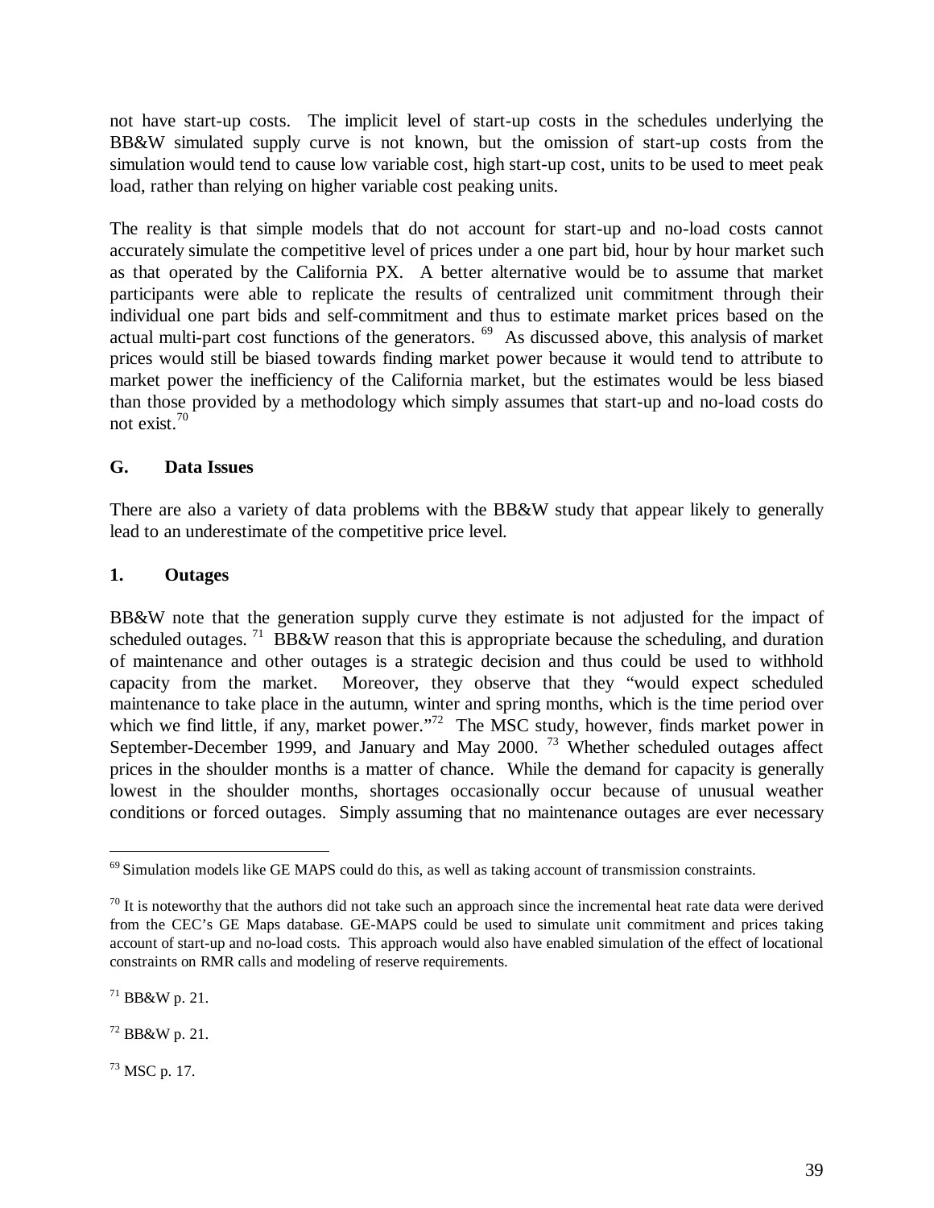not have start-up costs. The implicit level of start-up costs in the schedules underlying the BB&W simulated supply curve is not known, but the omission of start-up costs from the simulation would tend to cause low variable cost, high start-up cost, units to be used to meet peak load, rather than relying on higher variable cost peaking units.

The reality is that simple models that do not account for start-up and no-load costs cannot accurately simulate the competitive level of prices under a one part bid, hour by hour market such as that operated by the California PX. A better alternative would be to assume that market participants were able to replicate the results of centralized unit commitment through their individual one part bids and self-commitment and thus to estimate market prices based on the actual multi-part cost functions of the generators. [69] As discussed above, this analysis of market prices would still be biased towards finding market power because it would tend to attribute to market power the inefficiency of the California market, but the estimates would be less biased than those provided by a methodology which simply assumes that start-up and no-load costs do not exist.[70]

### G. Data Issues

There are also a variety of data problems with the BB&W study that appear likely to generally lead to an underestimate of the competitive price level.

#### 1. Outages

BB&W note that the generation supply curve they estimate is not adjusted for the impact of scheduled outages. [71] BB&W reason that this is appropriate because the scheduling, and duration of maintenance and other outages is a strategic decision and thus could be used to withhold capacity from the market. Moreover, they observe that they "would expect scheduled maintenance to take place in the autumn, winter and spring months, which is the time period over which we find little, if any, market power."[72] The MSC study, however, finds market power in September-December 1999, and January and May 2000. [73] Whether scheduled outages affect prices in the shoulder months is a matter of chance. While the demand for capacity is generally lowest in the shoulder months, shortages occasionally occur because of unusual weather conditions or forced outages. Simply assuming that no maintenance outages are ever necessary

---

[69] Simulation models like GE MAPS could do this, as well as taking account of transmission constraints.

[70] It is noteworthy that the authors did not take such an approach since the incremental heat rate data were derived from the CEC's GE Maps database. GE-MAPS could be used to simulate unit commitment and prices taking account of start-up and no-load costs. This approach would also have enabled simulation of the effect of locational constraints on RMR calls and modeling of reserve requirements.

[71] BB&W p. 21.

[72] BB&W p. 21.

[73] MSC p. 17.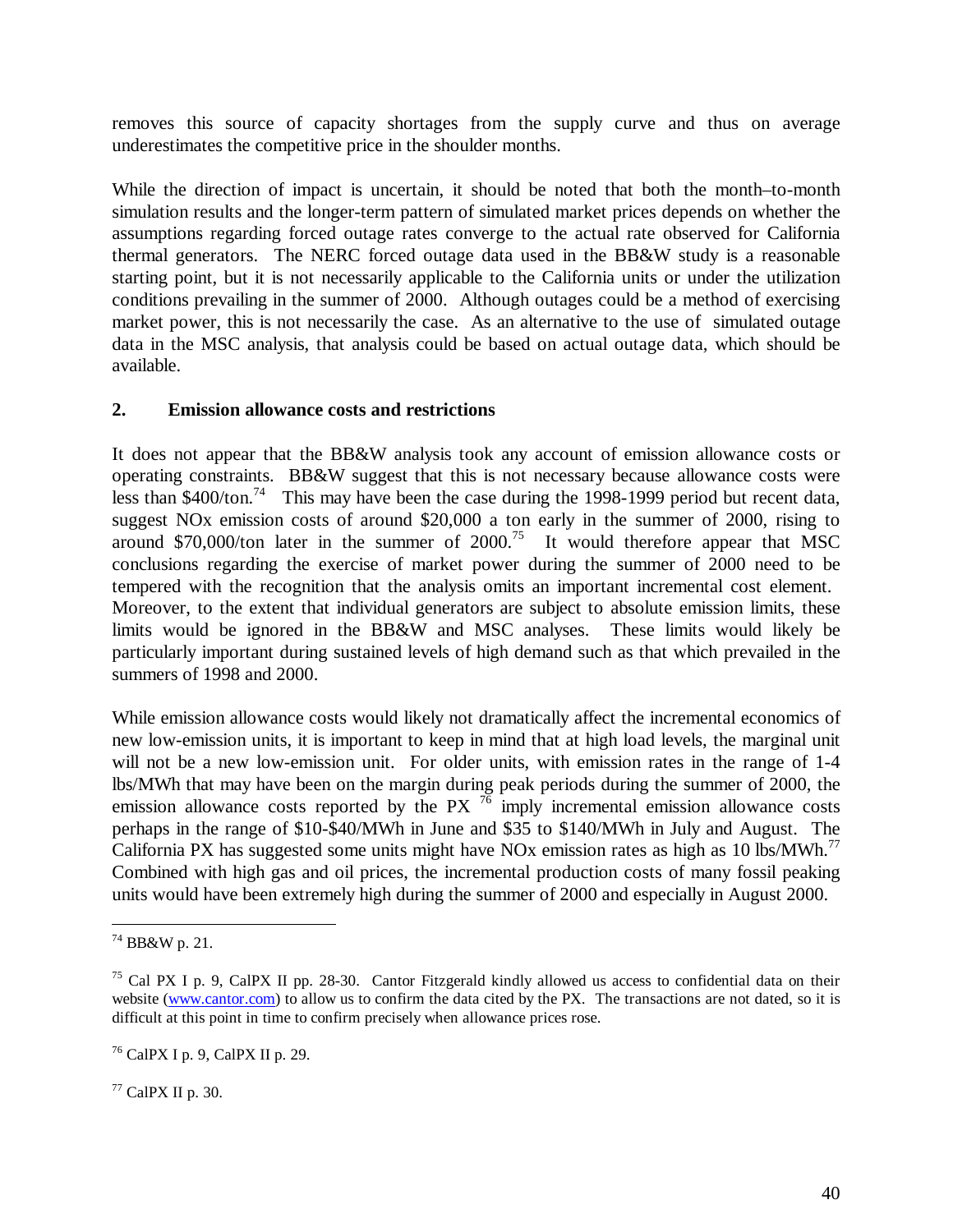removes this source of capacity shortages from the supply curve and thus on average underestimates the competitive price in the shoulder months.

While the direction of impact is uncertain, it should be noted that both the month–to-month simulation results and the longer-term pattern of simulated market prices depends on whether the assumptions regarding forced outage rates converge to the actual rate observed for California thermal generators. The NERC forced outage data used in the BB&W study is a reasonable starting point, but it is not necessarily applicable to the California units or under the utilization conditions prevailing in the summer of 2000. Although outages could be a method of exercising market power, this is not necessarily the case. As an alternative to the use of simulated outage data in the MSC analysis, that analysis could be based on actual outage data, which should be available.

## 2. Emission allowance costs and restrictions

It does not appear that the BB&W analysis took any account of emission allowance costs or operating constraints. BB&W suggest that this is not necessary because allowance costs were less than \$400/ton.[74] This may have been the case during the 1998-1999 period but recent data, suggest NOx emission costs of around \$20,000 a ton early in the summer of 2000, rising to around \$70,000/ton later in the summer of 2000.[75] It would therefore appear that MSC conclusions regarding the exercise of market power during the summer of 2000 need to be tempered with the recognition that the analysis omits an important incremental cost element. Moreover, to the extent that individual generators are subject to absolute emission limits, these limits would be ignored in the BB&W and MSC analyses. These limits would likely be particularly important during sustained levels of high demand such as that which prevailed in the summers of 1998 and 2000.

While emission allowance costs would likely not dramatically affect the incremental economics of new low-emission units, it is important to keep in mind that at high load levels, the marginal unit will not be a new low-emission unit. For older units, with emission rates in the range of 1-4 lbs/MWh that may have been on the margin during peak periods during the summer of 2000, the emission allowance costs reported by the PX [76] imply incremental emission allowance costs perhaps in the range of \$10-\$40/MWh in June and \$35 to \$140/MWh in July and August. The California PX has suggested some units might have NOx emission rates as high as 10 lbs/MWh.[77] Combined with high gas and oil prices, the incremental production costs of many fossil peaking units would have been extremely high during the summer of 2000 and especially in August 2000.

---

[74] BB&W p. 21.

[75] Cal PX I p. 9, CalPX II pp. 28-30. Cantor Fitzgerald kindly allowed us access to confidential data on their website (www.cantor.com) to allow us to confirm the data cited by the PX. The transactions are not dated, so it is difficult at this point in time to confirm precisely when allowance prices rose.

[76] CalPX I p. 9, CalPX II p. 29.

[77] CalPX II p. 30.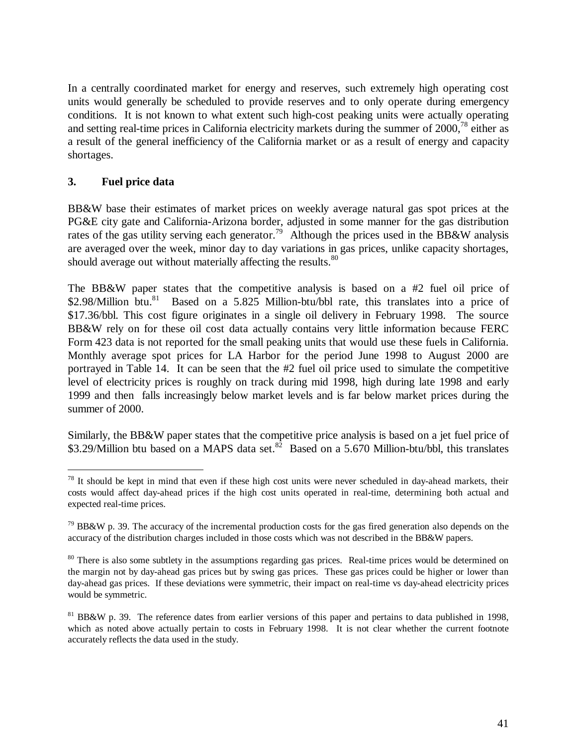In a centrally coordinated market for energy and reserves, such extremely high operating cost units would generally be scheduled to provide reserves and to only operate during emergency conditions. It is not known to what extent such high-cost peaking units were actually operating and setting real-time prices in California electricity markets during the summer of 2000,[78] either as a result of the general inefficiency of the California market or as a result of energy and capacity shortages.

### 3. Fuel price data

BB&W base their estimates of market prices on weekly average natural gas spot prices at the PG&E city gate and California-Arizona border, adjusted in some manner for the gas distribution rates of the gas utility serving each generator.[79] Although the prices used in the BB&W analysis are averaged over the week, minor day to day variations in gas prices, unlike capacity shortages, should average out without materially affecting the results.[80]

The BB&W paper states that the competitive analysis is based on a #2 fuel oil price of \$2.98/Million btu.[81] Based on a 5.825 Million-btu/bbl rate, this translates into a price of \$17.36/bbl. This cost figure originates in a single oil delivery in February 1998. The source BB&W rely on for these oil cost data actually contains very little information because FERC Form 423 data is not reported for the small peaking units that would use these fuels in California. Monthly average spot prices for LA Harbor for the period June 1998 to August 2000 are portrayed in Table 14. It can be seen that the #2 fuel oil price used to simulate the competitive level of electricity prices is roughly on track during mid 1998, high during late 1998 and early 1999 and then falls increasingly below market levels and is far below market prices during the summer of 2000.

Similarly, the BB&W paper states that the competitive price analysis is based on a jet fuel price of \$3.29/Million btu based on a MAPS data set.[82] Based on a 5.670 Million-btu/bbl, this translates

---

[78] It should be kept in mind that even if these high cost units were never scheduled in day-ahead markets, their costs would affect day-ahead prices if the high cost units operated in real-time, determining both actual and expected real-time prices.

[79] BB&W p. 39. The accuracy of the incremental production costs for the gas fired generation also depends on the accuracy of the distribution charges included in those costs which was not described in the BB&W papers.

[80] There is also some subtlety in the assumptions regarding gas prices. Real-time prices would be determined on the margin not by day-ahead gas prices but by swing gas prices. These gas prices could be higher or lower than day-ahead gas prices. If these deviations were symmetric, their impact on real-time vs day-ahead electricity prices would be symmetric.

[81] BB&W p. 39. The reference dates from earlier versions of this paper and pertains to data published in 1998, which as noted above actually pertain to costs in February 1998. It is not clear whether the current footnote accurately reflects the data used in the study.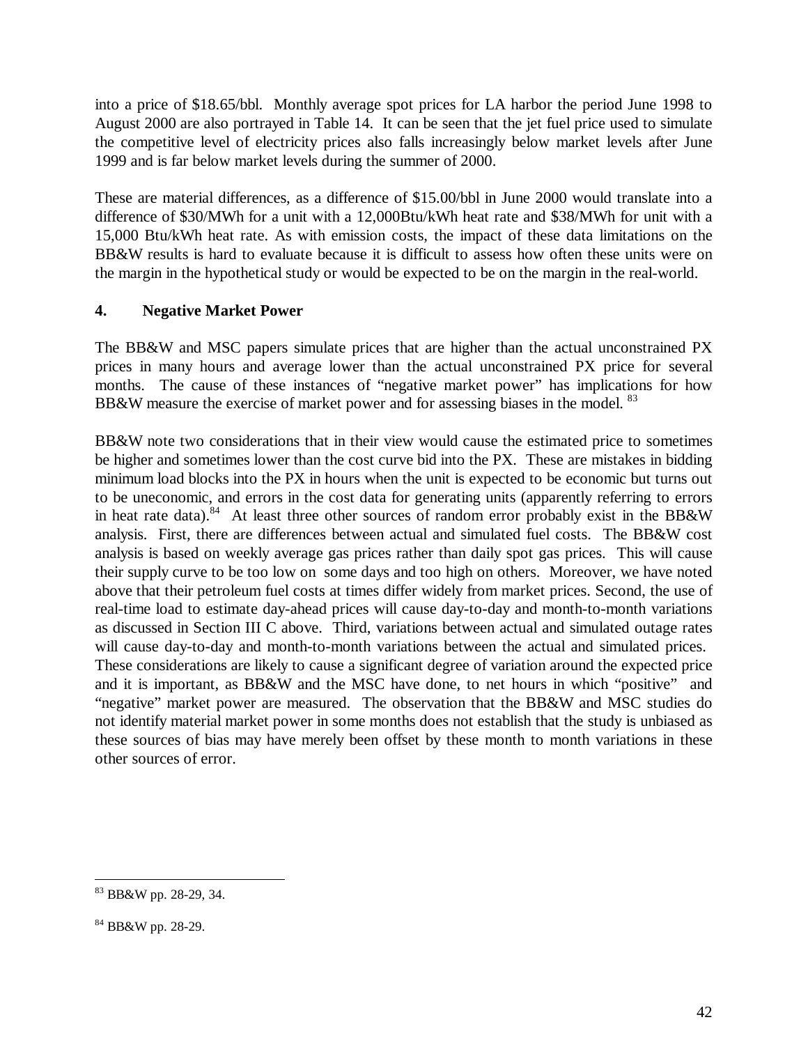into a price of $18.65/bbl. Monthly average spot prices for LA harbor the period June 1998 to August 2000 are also portrayed in Table 14. It can be seen that the jet fuel price used to simulate the competitive level of electricity prices also falls increasingly below market levels after June 1999 and is far below market levels during the summer of 2000.

These are material differences, as a difference of $15.00/bbl in June 2000 would translate into a difference of $30/MWh for a unit with a 12,000Btu/kWh heat rate and $38/MWh for unit with a 15,000 Btu/kWh heat rate. As with emission costs, the impact of these data limitations on the BB&W results is hard to evaluate because it is difficult to assess how often these units were on the margin in the hypothetical study or would be expected to be on the margin in the real-world.

### 4. Negative Market Power

The BB&W and MSC papers simulate prices that are higher than the actual unconstrained PX prices in many hours and average lower than the actual unconstrained PX price for several months. The cause of these instances of "negative market power" has implications for how BB&W measure the exercise of market power and for assessing biases in the model. [83]

BB&W note two considerations that in their view would cause the estimated price to sometimes be higher and sometimes lower than the cost curve bid into the PX. These are mistakes in bidding minimum load blocks into the PX in hours when the unit is expected to be economic but turns out to be uneconomic, and errors in the cost data for generating units (apparently referring to errors in heat rate data).[84] At least three other sources of random error probably exist in the BB&W analysis. First, there are differences between actual and simulated fuel costs. The BB&W cost analysis is based on weekly average gas prices rather than daily spot gas prices. This will cause their supply curve to be too low on some days and too high on others. Moreover, we have noted above that their petroleum fuel costs at times differ widely from market prices. Second, the use of real-time load to estimate day-ahead prices will cause day-to-day and month-to-month variations as discussed in Section III C above. Third, variations between actual and simulated outage rates will cause day-to-day and month-to-month variations between the actual and simulated prices. These considerations are likely to cause a significant degree of variation around the expected price and it is important, as BB&W and the MSC have done, to net hours in which "positive" and "negative" market power are measured. The observation that the BB&W and MSC studies do not identify material market power in some months does not establish that the study is unbiased as these sources of bias may have merely been offset by these month to month variations in these other sources of error.

---

[83] BB&W pp. 28-29, 34.

[84] BB&W pp. 28-29.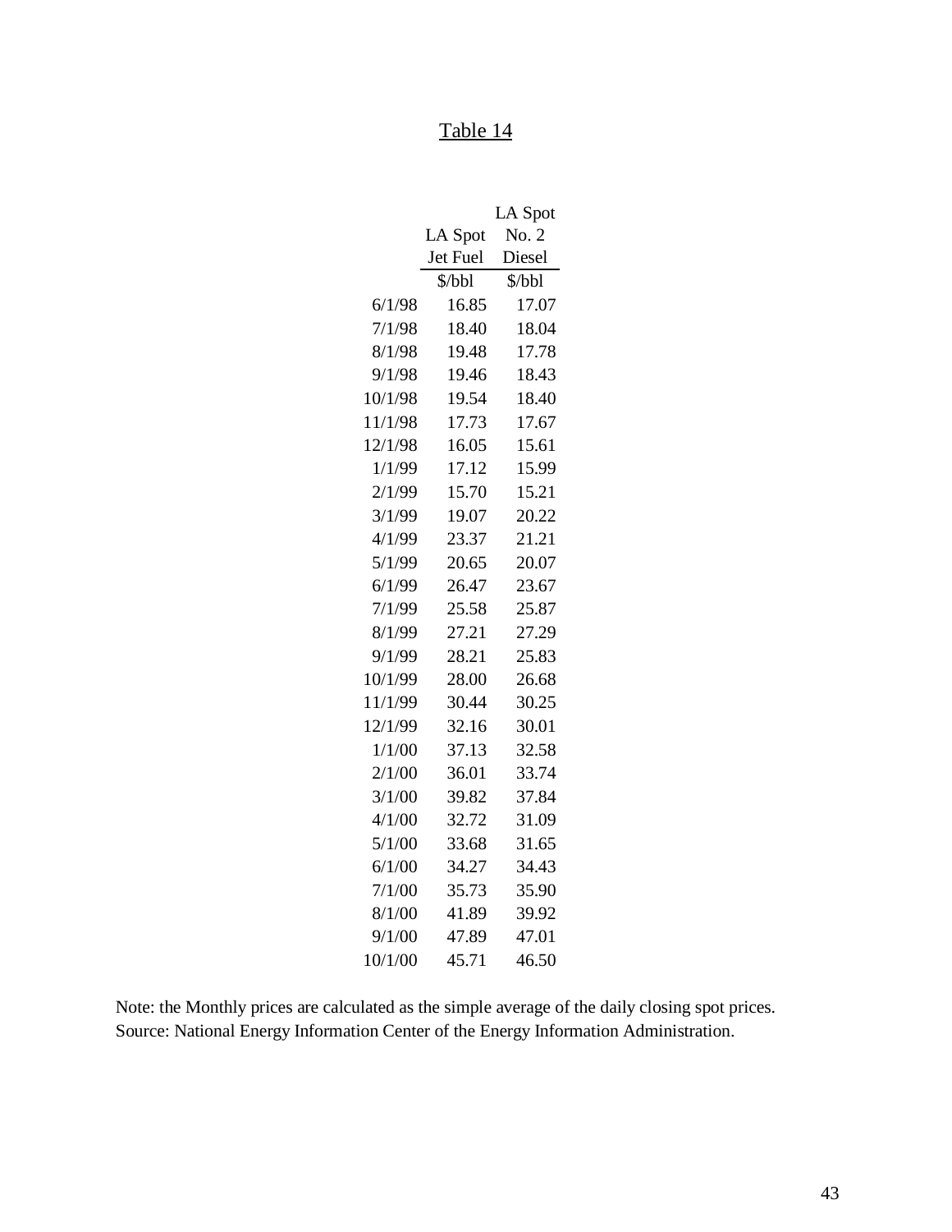Table 14

| | LA Spot Jet Fuel | LA Spot No. 2 Diesel |
|---|---|---|
| | $/bbl | $/bbl |
| 6/1/98 | 16.85 | 17.07 |
| 7/1/98 | 18.40 | 18.04 |
| 8/1/98 | 19.48 | 17.78 |
| 9/1/98 | 19.46 | 18.43 |
| 10/1/98 | 19.54 | 18.40 |
| 11/1/98 | 17.73 | 17.67 |
| 12/1/98 | 16.05 | 15.61 |
| 1/1/99 | 17.12 | 15.99 |
| 2/1/99 | 15.70 | 15.21 |
| 3/1/99 | 19.07 | 20.22 |
| 4/1/99 | 23.37 | 21.21 |
| 5/1/99 | 20.65 | 20.07 |
| 6/1/99 | 26.47 | 23.67 |
| 7/1/99 | 25.58 | 25.87 |
| 8/1/99 | 27.21 | 27.29 |
| 9/1/99 | 28.21 | 25.83 |
| 10/1/99 | 28.00 | 26.68 |
| 11/1/99 | 30.44 | 30.25 |
| 12/1/99 | 32.16 | 30.01 |
| 1/1/00 | 37.13 | 32.58 |
| 2/1/00 | 36.01 | 33.74 |
| 3/1/00 | 39.82 | 37.84 |
| 4/1/00 | 32.72 | 31.09 |
| 5/1/00 | 33.68 | 31.65 |
| 6/1/00 | 34.27 | 34.43 |
| 7/1/00 | 35.73 | 35.90 |
| 8/1/00 | 41.89 | 39.92 |
| 9/1/00 | 47.89 | 47.01 |
| 10/1/00 | 45.71 | 46.50 |

Note: the Monthly prices are calculated as the simple average of the daily closing spot prices.
Source: National Energy Information Center of the Energy Information Administration.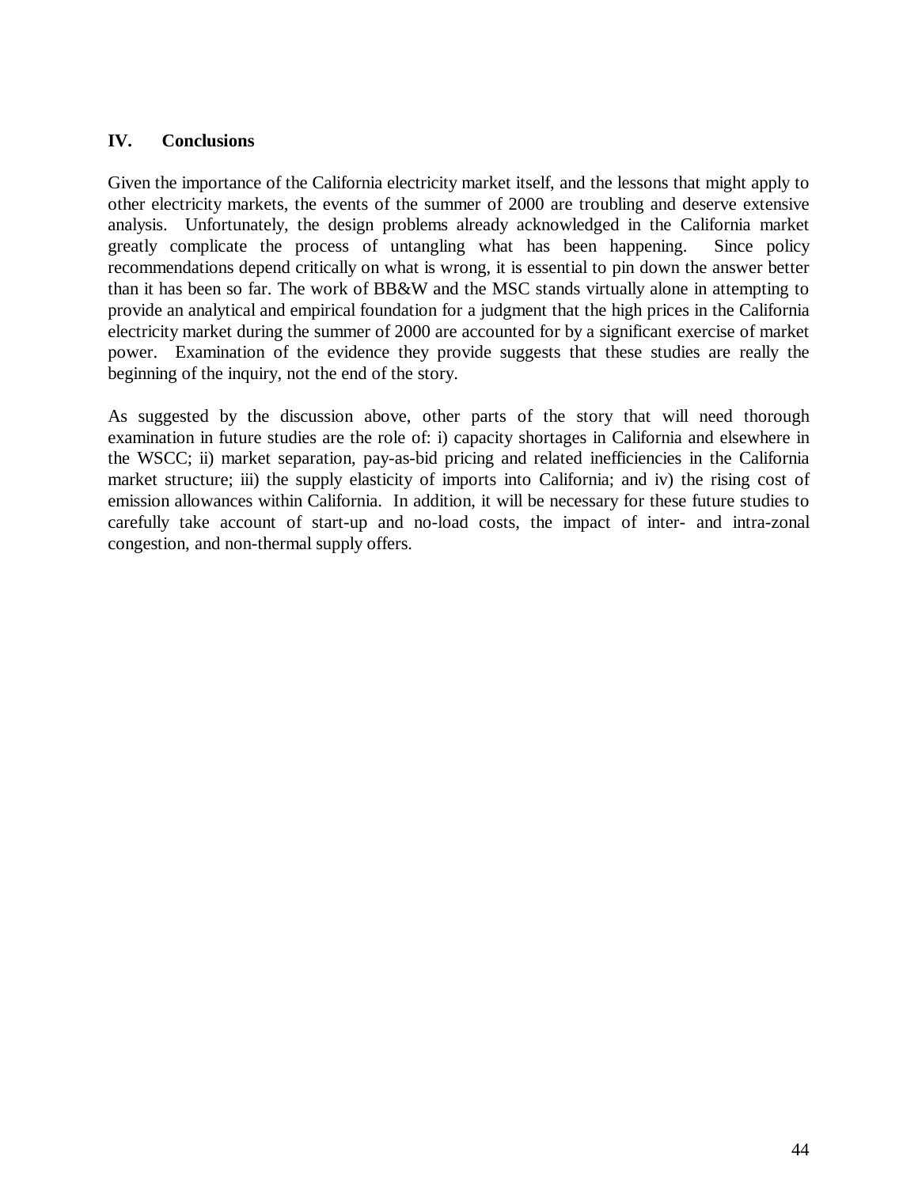## IV. Conclusions

Given the importance of the California electricity market itself, and the lessons that might apply to other electricity markets, the events of the summer of 2000 are troubling and deserve extensive analysis. Unfortunately, the design problems already acknowledged in the California market greatly complicate the process of untangling what has been happening. Since policy recommendations depend critically on what is wrong, it is essential to pin down the answer better than it has been so far. The work of BB&W and the MSC stands virtually alone in attempting to provide an analytical and empirical foundation for a judgment that the high prices in the California electricity market during the summer of 2000 are accounted for by a significant exercise of market power. Examination of the evidence they provide suggests that these studies are really the beginning of the inquiry, not the end of the story.

As suggested by the discussion above, other parts of the story that will need thorough examination in future studies are the role of: i) capacity shortages in California and elsewhere in the WSCC; ii) market separation, pay-as-bid pricing and related inefficiencies in the California market structure; iii) the supply elasticity of imports into California; and iv) the rising cost of emission allowances within California. In addition, it will be necessary for these future studies to carefully take account of start-up and no-load costs, the impact of inter- and intra-zonal congestion, and non-thermal supply offers.